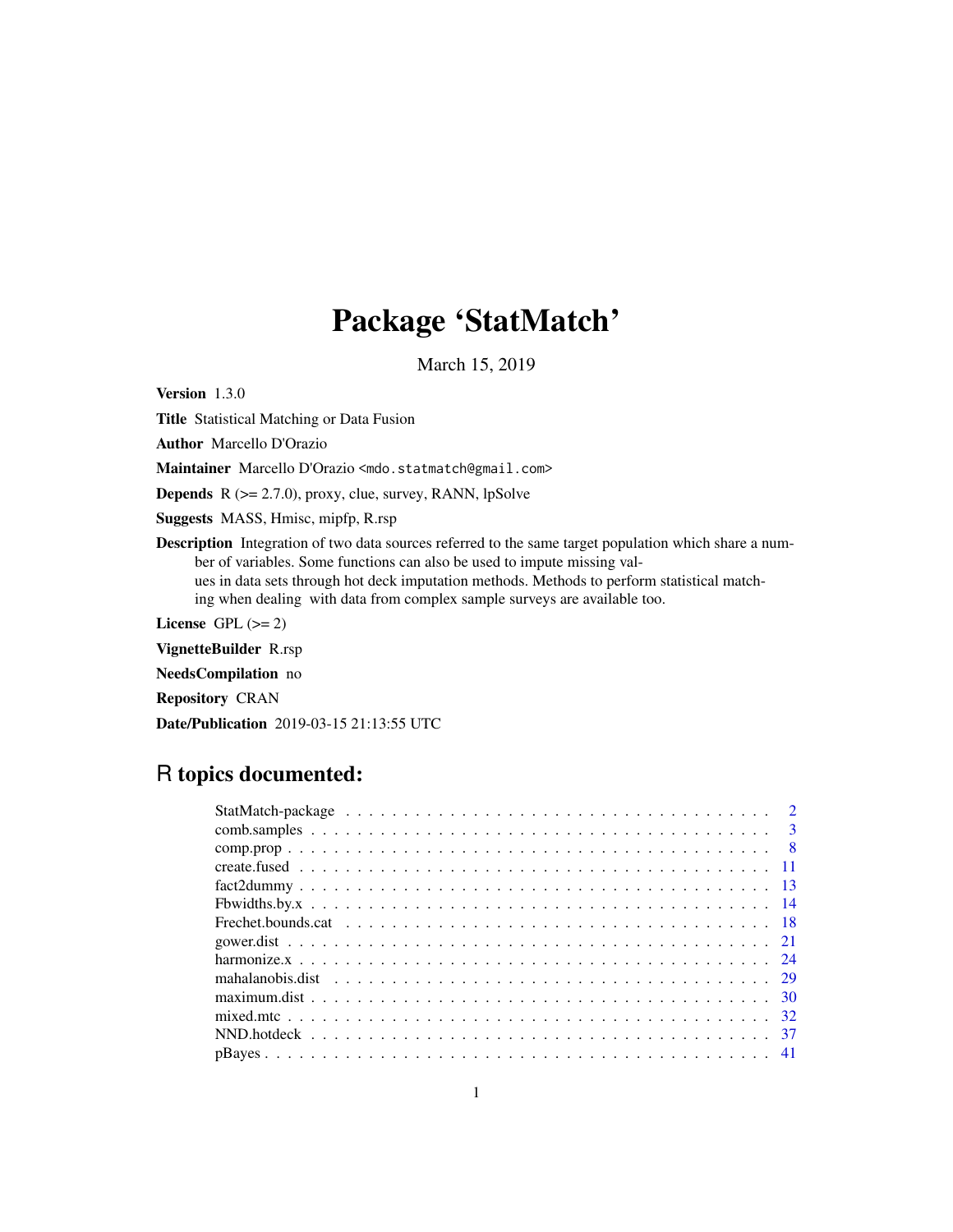# Package 'StatMatch'

March 15, 2019

**Version** 1.3.0

**Title** Statistical Matching or Data Fusion

**Author** Marcello D'Orazio

**Maintainer** Marcello D'Orazio <mdo.statmatch@gmail.com>

**Depends** R (>= 2.7.0), proxy, clue, survey, RANN, lpSolve

**Suggests** MASS, Hmisc, mipfp, R.rsp

**Description** Integration of two data sources referred to the same target population which share a number of variables. Some functions can also be used to impute missing values in data sets through hot deck imputation methods. Methods to perform statistical matching when dealing with data from complex sample surveys are available too.

**License** GPL (>= 2)

**VignetteBuilder** R.rsp

**NeedsCompilation** no

**Repository** CRAN

**Date/Publication** 2019-03-15 21:13:55 UTC

## R topics documented:

| | |
|---|---|
| StatMatch-package | 2 |
| comb.samples | 3 |
| comp.prop | 8 |
| create.fused | 11 |
| fact2dummy | 13 |
| Fbwidths.by.x | 14 |
| Frechet.bounds.cat | 18 |
| gower.dist | 21 |
| harmonize.x | 24 |
| mahalanobis.dist | 29 |
| maximum.dist | 30 |
| mixed.mtc | 32 |
| NND.hotdeck | 37 |
| pBayes | 41 |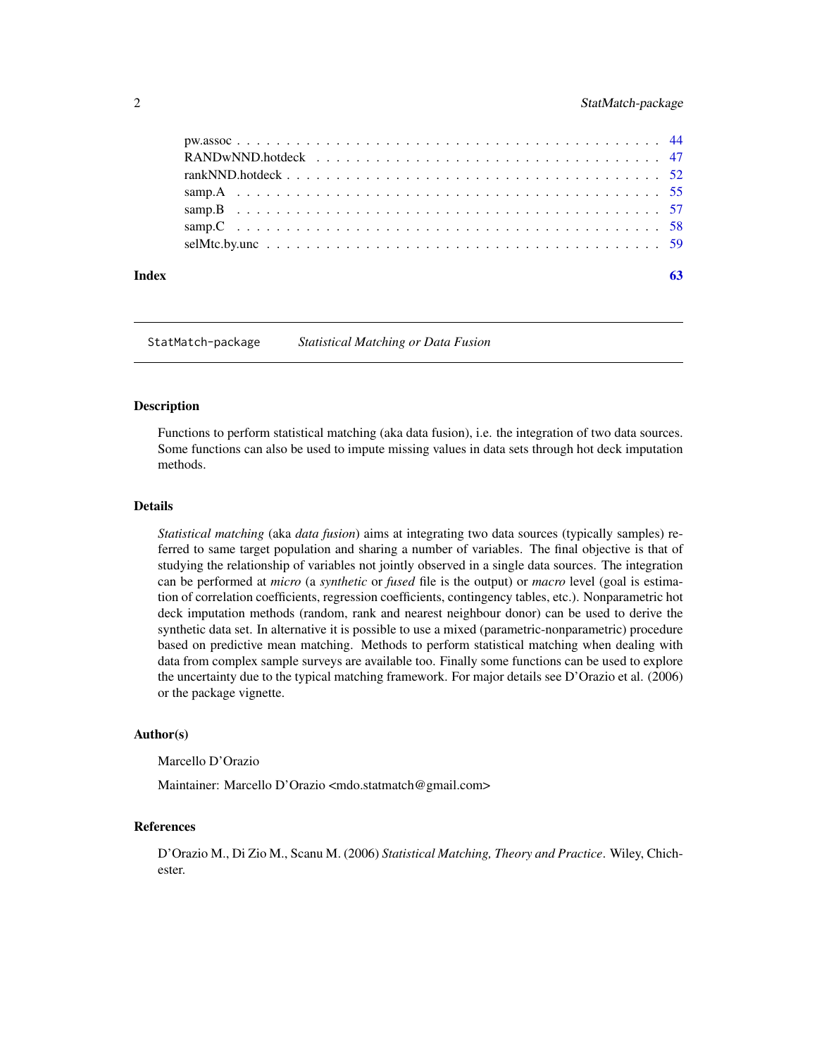| | |
|---|---|
| pw.assoc | 44 |
| RANDwNND.hotdeck | 47 |
| rankNND.hotdeck | 52 |
| samp.A | 55 |
| samp.B | 57 |
| samp.C | 58 |
| selMtc.by.unc | 59 |

**Index** **63**

---

StatMatch-package *Statistical Matching or Data Fusion*

---

## Description

Functions to perform statistical matching (aka data fusion), i.e. the integration of two data sources. Some functions can also be used to impute missing values in data sets through hot deck imputation methods.

## Details

*Statistical matching* (aka *data fusion*) aims at integrating two data sources (typically samples) referred to same target population and sharing a number of variables. The final objective is that of studying the relationship of variables not jointly observed in a single data sources. The integration can be performed at *micro* (a *synthetic* or *fused* file is the output) or *macro* level (goal is estimation of correlation coefficients, regression coefficients, contingency tables, etc.). Nonparametric hot deck imputation methods (random, rank and nearest neighbour donor) can be used to derive the synthetic data set. In alternative it is possible to use a mixed (parametric-nonparametric) procedure based on predictive mean matching. Methods to perform statistical matching when dealing with data from complex sample surveys are available too. Finally some functions can be used to explore the uncertainty due to the typical matching framework. For major details see D'Orazio et al. (2006) or the package vignette.

## Author(s)

Marcello D'Orazio

Maintainer: Marcello D'Orazio <mdo.statmatch@gmail.com>

## References

D'Orazio M., Di Zio M., Scanu M. (2006) *Statistical Matching, Theory and Practice*. Wiley, Chichester.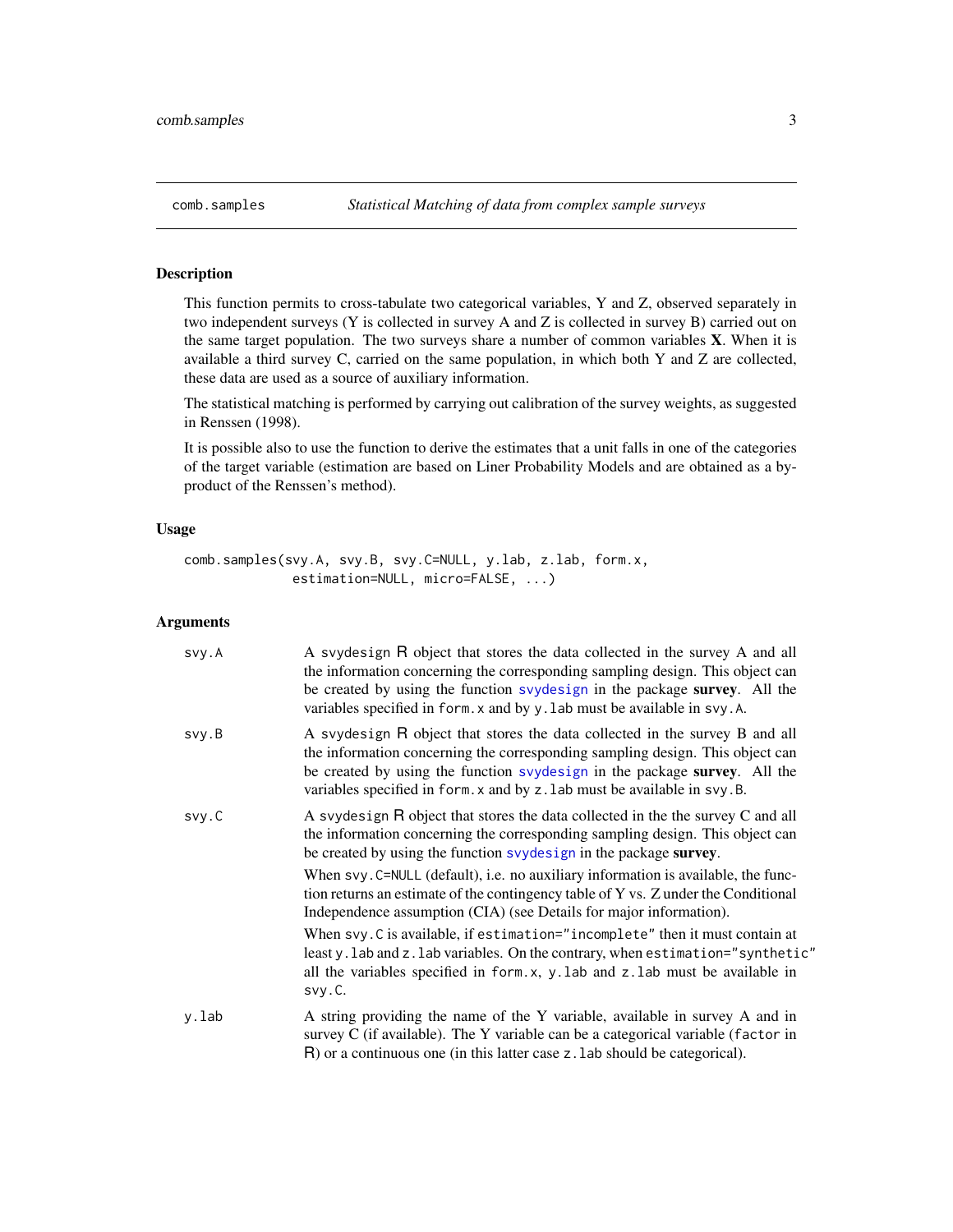comb.samples — *Statistical Matching of data from complex sample surveys*

## Description

This function permits to cross-tabulate two categorical variables, Y and Z, observed separately in two independent surveys (Y is collected in survey A and Z is collected in survey B) carried out on the same target population. The two surveys share a number of common variables **X**. When it is available a third survey C, carried on the same population, in which both Y and Z are collected, these data are used as a source of auxiliary information.

The statistical matching is performed by carrying out calibration of the survey weights, as suggested in Renssen (1998).

It is possible also to use the function to derive the estimates that a unit falls in one of the categories of the target variable (estimation are based on Liner Probability Models and are obtained as a by-product of the Renssen's method).

## Usage

```
comb.samples(svy.A, svy.B, svy.C=NULL, y.lab, z.lab, form.x,
             estimation=NULL, micro=FALSE, ...)
```

## Arguments

`svy.A` — A `svydesign` R object that stores the data collected in the survey A and all the information concerning the corresponding sampling design. This object can be created by using the function `svydesign` in the package **survey**. All the variables specified in `form.x` and by `y.lab` must be available in `svy.A`.

`svy.B` — A `svydesign` R object that stores the data collected in the survey B and all the information concerning the corresponding sampling design. This object can be created by using the function `svydesign` in the package **survey**. All the variables specified in `form.x` and by `z.lab` must be available in `svy.B`.

`svy.C` — A `svydesign` R object that stores the data collected in the the survey C and all the information concerning the corresponding sampling design. This object can be created by using the function `svydesign` in the package **survey**.

When `svy.C=NULL` (default), i.e. no auxiliary information is available, the function returns an estimate of the contingency table of Y vs. Z under the Conditional Independence assumption (CIA) (see Details for major information).

When `svy.C` is available, if `estimation="incomplete"` then it must contain at least `y.lab` and `z.lab` variables. On the contrary, when `estimation="synthetic"` all the variables specified in `form.x`, `y.lab` and `z.lab` must be available in `svy.C`.

`y.lab` — A string providing the name of the Y variable, available in survey A and in survey C (if available). The Y variable can be a categorical variable (`factor` in R) or a continuous one (in this latter case `z.lab` should be categorical).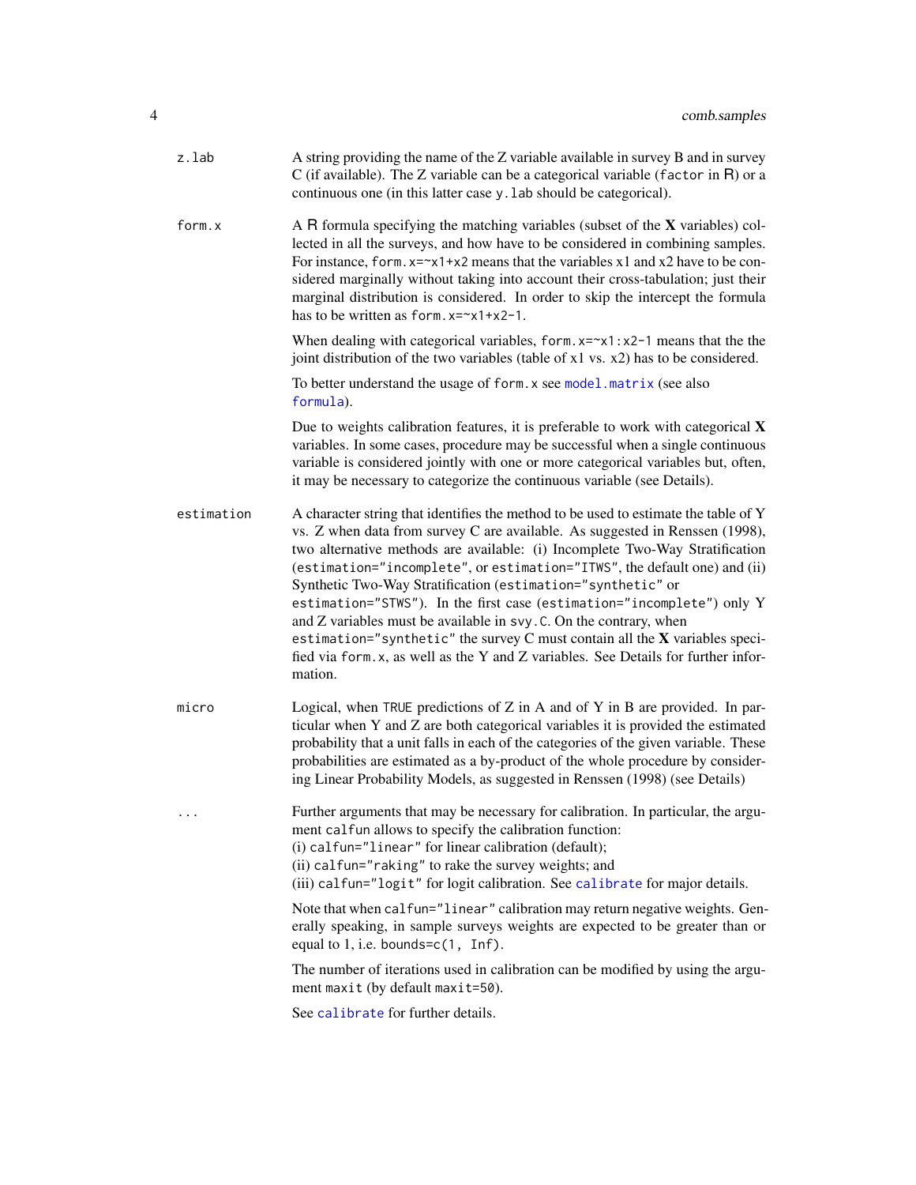**z.lab** A string providing the name of the Z variable available in survey B and in survey C (if available). The Z variable can be a categorical variable (`factor` in R) or a continuous one (in this latter case `y.lab` should be categorical).

**form.x** A R formula specifying the matching variables (subset of the **X** variables) collected in all the surveys, and how have to be considered in combining samples. For instance, `form.x=~x1+x2` means that the variables x1 and x2 have to be considered marginally without taking into account their cross-tabulation; just their marginal distribution is considered. In order to skip the intercept the formula has to be written as `form.x=~x1+x2-1`.

When dealing with categorical variables, `form.x=~x1:x2-1` means that the the joint distribution of the two variables (table of x1 vs. x2) has to be considered.

To better understand the usage of `form.x` see `model.matrix` (see also `formula`).

Due to weights calibration features, it is preferable to work with categorical **X** variables. In some cases, procedure may be successful when a single continuous variable is considered jointly with one or more categorical variables but, often, it may be necessary to categorize the continuous variable (see Details).

**estimation** A character string that identifies the method to be used to estimate the table of Y vs. Z when data from survey C are available. As suggested in Renssen (1998), two alternative methods are available: (i) Incomplete Two-Way Stratification (`estimation="incomplete"`, or `estimation="ITWS"`, the default one) and (ii) Synthetic Two-Way Stratification (`estimation="synthetic"` or `estimation="STWS"`). In the first case (`estimation="incomplete"`) only Y and Z variables must be available in `svy.C`. On the contrary, when `estimation="synthetic"` the survey C must contain all the **X** variables specified via `form.x`, as well as the Y and Z variables. See Details for further information.

**micro** Logical, when `TRUE` predictions of Z in A and of Y in B are provided. In particular when Y and Z are both categorical variables it is provided the estimated probability that a unit falls in each of the categories of the given variable. These probabilities are estimated as a by-product of the whole procedure by considering Linear Probability Models, as suggested in Renssen (1998) (see Details)

**...** Further arguments that may be necessary for calibration. In particular, the argument `calfun` allows to specify the calibration function:
(i) `calfun="linear"` for linear calibration (default);
(ii) `calfun="raking"` to rake the survey weights; and
(iii) `calfun="logit"` for logit calibration. See `calibrate` for major details.

Note that when `calfun="linear"` calibration may return negative weights. Generally speaking, in sample surveys weights are expected to be greater than or equal to 1, i.e. `bounds=c(1, Inf)`.

The number of iterations used in calibration can be modified by using the argument `maxit` (by default `maxit=50`).

See `calibrate` for further details.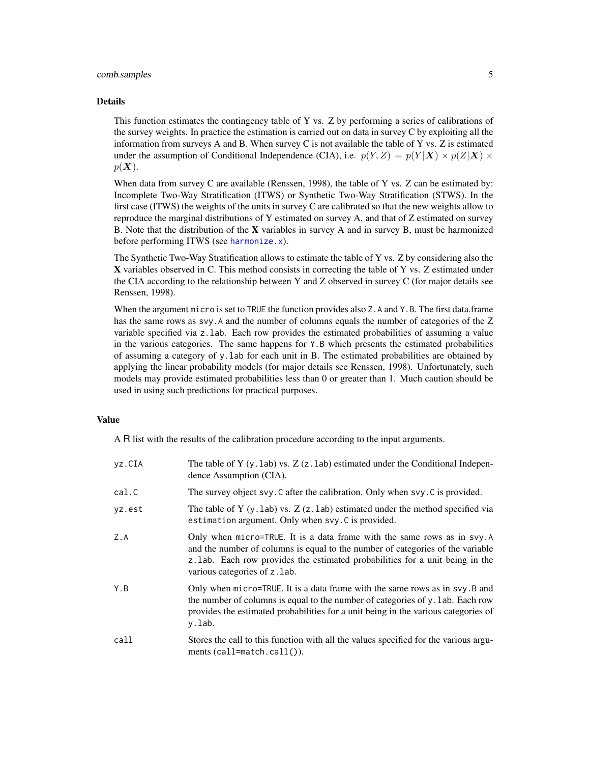### Details

This function estimates the contingency table of Y vs. Z by performing a series of calibrations of the survey weights. In practice the estimation is carried out on data in survey C by exploiting all the information from surveys A and B. When survey C is not available the table of Y vs. Z is estimated under the assumption of Conditional Independence (CIA), i.e. $p(Y, Z) = p(Y|\boldsymbol{X}) \times p(Z|\boldsymbol{X}) \times p(\boldsymbol{X})$.

When data from survey C are available (Renssen, 1998), the table of Y vs. Z can be estimated by: Incomplete Two-Way Stratification (ITWS) or Synthetic Two-Way Stratification (STWS). In the first case (ITWS) the weights of the units in survey C are calibrated so that the new weights allow to reproduce the marginal distributions of Y estimated on survey A, and that of Z estimated on survey B. Note that the distribution of the **X** variables in survey A and in survey B, must be harmonized before performing ITWS (see `harmonize.x`).

The Synthetic Two-Way Stratification allows to estimate the table of Y vs. Z by considering also the **X** variables observed in C. This method consists in correcting the table of Y vs. Z estimated under the CIA according to the relationship between Y and Z observed in survey C (for major details see Renssen, 1998).

When the argument `micro` is set to `TRUE` the function provides also `Z.A` and `Y.B`. The first data.frame has the same rows as `svy.A` and the number of columns equals the number of categories of the Z variable specified via `z.lab`. Each row provides the estimated probabilities of assuming a value in the various categories. The same happens for `Y.B` which presents the estimated probabilities of assuming a category of `y.lab` for each unit in B. The estimated probabilities are obtained by applying the linear probability models (for major details see Renssen, 1998). Unfortunately, such models may provide estimated probabilities less than 0 or greater than 1. Much caution should be used in using such predictions for practical purposes.

### Value

A R list with the results of the calibration procedure according to the input arguments.

| | |
|---|---|
| `yz.CIA` | The table of Y (`y.lab`) vs. Z (`z.lab`) estimated under the Conditional Independence Assumption (CIA). |
| `cal.C` | The survey object `svy.C` after the calibration. Only when `svy.C` is provided. |
| `yz.est` | The table of Y (`y.lab`) vs. Z (`z.lab`) estimated under the method specified via `estimation` argument. Only when `svy.C` is provided. |
| `Z.A` | Only when `micro=TRUE`. It is a data frame with the same rows as in `svy.A` and the number of columns is equal to the number of categories of the variable `z.lab`. Each row provides the estimated probabilities for a unit being in the various categories of `z.lab`. |
| `Y.B` | Only when `micro=TRUE`. It is a data frame with the same rows as in `svy.B` and the number of columns is equal to the number of categories of `y.lab`. Each row provides the estimated probabilities for a unit being in the various categories of `y.lab`. |
| `call` | Stores the call to this function with all the values specified for the various arguments (`call=match.call()`). |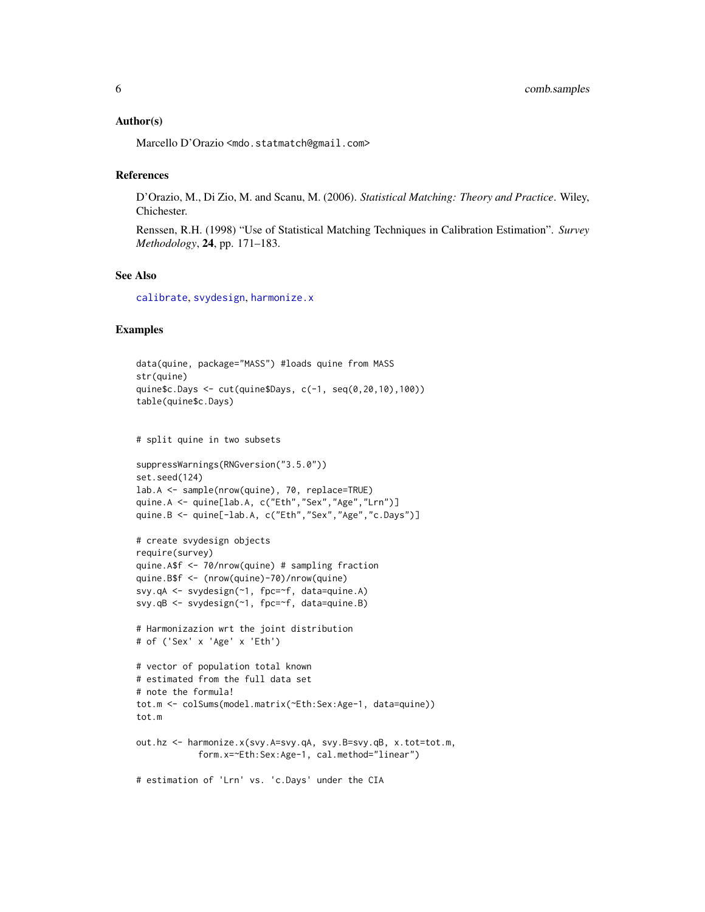## Author(s)

Marcello D'Orazio <mdo.statmatch@gmail.com>

## References

D'Orazio, M., Di Zio, M. and Scanu, M. (2006). *Statistical Matching: Theory and Practice*. Wiley, Chichester.

Renssen, R.H. (1998) "Use of Statistical Matching Techniques in Calibration Estimation". *Survey Methodology*, **24**, pp. 171–183.

## See Also

calibrate, svydesign, harmonize.x

## Examples

```
data(quine, package="MASS") #loads quine from MASS
str(quine)
quine$c.Days <- cut(quine$Days, c(-1, seq(0,20,10),100))
table(quine$c.Days)


# split quine in two subsets

suppressWarnings(RNGversion("3.5.0"))
set.seed(124)
lab.A <- sample(nrow(quine), 70, replace=TRUE)
quine.A <- quine[lab.A, c("Eth","Sex","Age","Lrn")]
quine.B <- quine[-lab.A, c("Eth","Sex","Age","c.Days")]

# create svydesign objects
require(survey)
quine.A$f <- 70/nrow(quine) # sampling fraction
quine.B$f <- (nrow(quine)-70)/nrow(quine)
svy.qA <- svydesign(~1, fpc=~f, data=quine.A)
svy.qB <- svydesign(~1, fpc=~f, data=quine.B)

# Harmonizazion wrt the joint distribution
# of ('Sex' x 'Age' x 'Eth')

# vector of population total known
# estimated from the full data set
# note the formula!
tot.m <- colSums(model.matrix(~Eth:Sex:Age-1, data=quine))
tot.m

out.hz <- harmonize.x(svy.A=svy.qA, svy.B=svy.qB, x.tot=tot.m,
            form.x=~Eth:Sex:Age-1, cal.method="linear")

# estimation of 'Lrn' vs. 'c.Days' under the CIA
```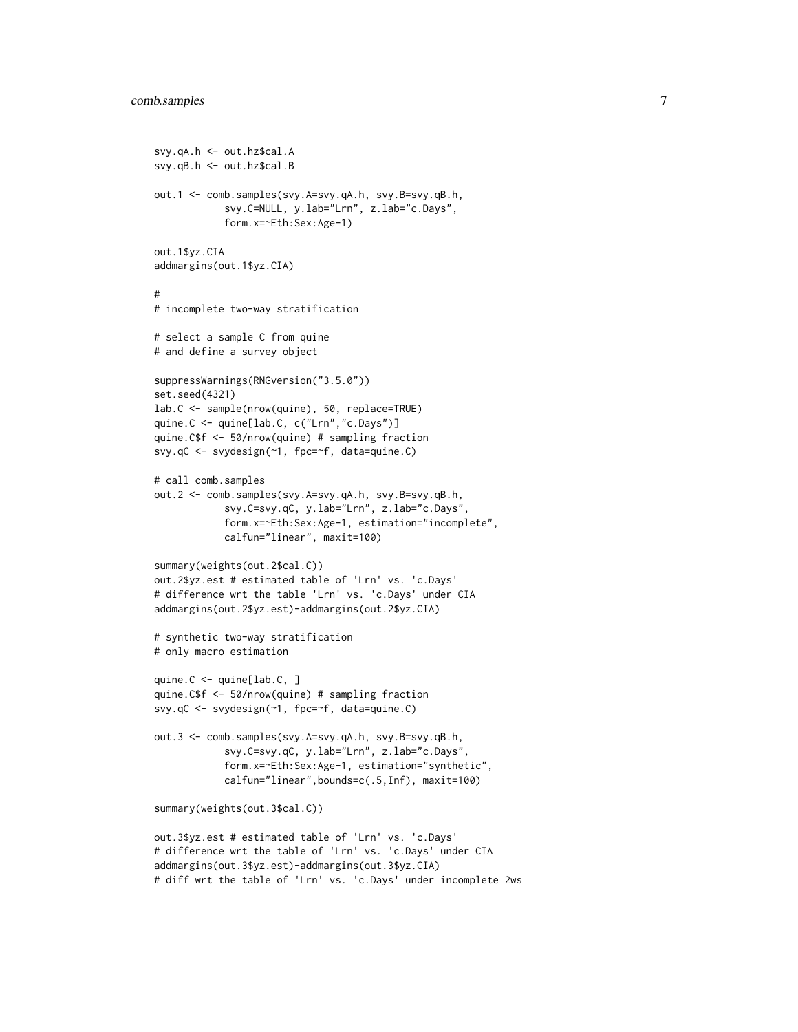```
svy.qA.h <- out.hz$cal.A
svy.qB.h <- out.hz$cal.B

out.1 <- comb.samples(svy.A=svy.qA.h, svy.B=svy.qB.h,
            svy.C=NULL, y.lab="Lrn", z.lab="c.Days",
            form.x=~Eth:Sex:Age-1)

out.1$yz.CIA
addmargins(out.1$yz.CIA)

#
# incomplete two-way stratification

# select a sample C from quine
# and define a survey object

suppressWarnings(RNGversion("3.5.0"))
set.seed(4321)
lab.C <- sample(nrow(quine), 50, replace=TRUE)
quine.C <- quine[lab.C, c("Lrn","c.Days")]
quine.C$f <- 50/nrow(quine) # sampling fraction
svy.qC <- svydesign(~1, fpc=~f, data=quine.C)

# call comb.samples
out.2 <- comb.samples(svy.A=svy.qA.h, svy.B=svy.qB.h,
            svy.C=svy.qC, y.lab="Lrn", z.lab="c.Days",
            form.x=~Eth:Sex:Age-1, estimation="incomplete",
            calfun="linear", maxit=100)

summary(weights(out.2$cal.C))
out.2$yz.est # estimated table of 'Lrn' vs. 'c.Days'
# difference wrt the table 'Lrn' vs. 'c.Days' under CIA
addmargins(out.2$yz.est)-addmargins(out.2$yz.CIA)

# synthetic two-way stratification
# only macro estimation

quine.C <- quine[lab.C, ]
quine.C$f <- 50/nrow(quine) # sampling fraction
svy.qC <- svydesign(~1, fpc=~f, data=quine.C)

out.3 <- comb.samples(svy.A=svy.qA.h, svy.B=svy.qB.h,
            svy.C=svy.qC, y.lab="Lrn", z.lab="c.Days",
            form.x=~Eth:Sex:Age-1, estimation="synthetic",
            calfun="linear",bounds=c(.5,Inf), maxit=100)

summary(weights(out.3$cal.C))

out.3$yz.est # estimated table of 'Lrn' vs. 'c.Days'
# difference wrt the table of 'Lrn' vs. 'c.Days' under CIA
addmargins(out.3$yz.est)-addmargins(out.3$yz.CIA)
# diff wrt the table of 'Lrn' vs. 'c.Days' under incomplete 2ws
```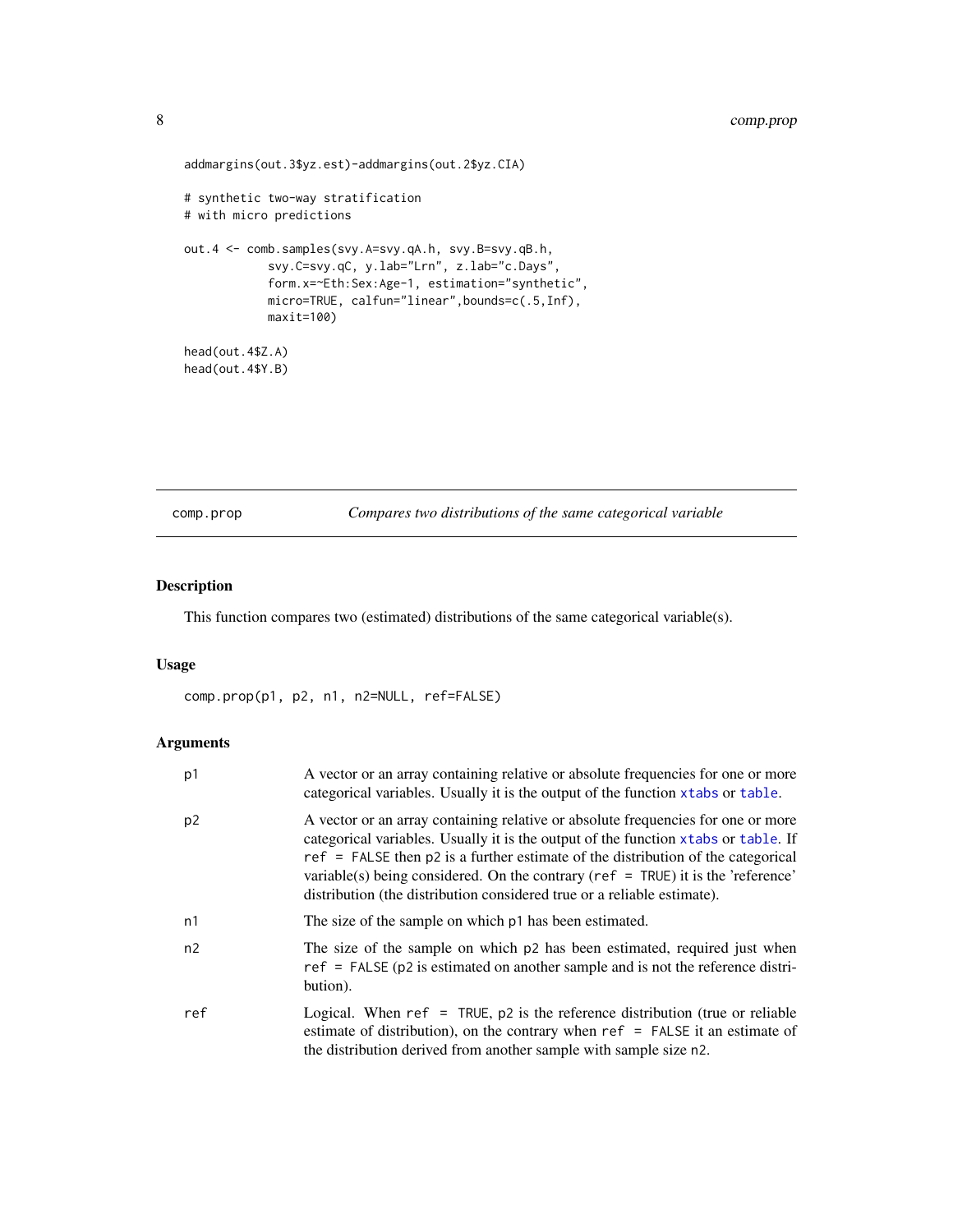```
addmargins(out.3$yz.est)-addmargins(out.2$yz.CIA)

# synthetic two-way stratification
# with micro predictions

out.4 <- comb.samples(svy.A=svy.qA.h, svy.B=svy.qB.h,
            svy.C=svy.qC, y.lab="Lrn", z.lab="c.Days",
            form.x=~Eth:Sex:Age-1, estimation="synthetic",
            micro=TRUE, calfun="linear",bounds=c(.5,Inf),
            maxit=100)

head(out.4$Z.A)
head(out.4$Y.B)
```

## comp.prop — *Compares two distributions of the same categorical variable*

### Description

This function compares two (estimated) distributions of the same categorical variable(s).

### Usage

```
comp.prop(p1, p2, n1, n2=NULL, ref=FALSE)
```

### Arguments

| | |
|---|---|
| p1 | A vector or an array containing relative or absolute frequencies for one or more categorical variables. Usually it is the output of the function `xtabs` or `table`. |
| p2 | A vector or an array containing relative or absolute frequencies for one or more categorical variables. Usually it is the output of the function `xtabs` or `table`. If `ref = FALSE` then p2 is a further estimate of the distribution of the categorical variable(s) being considered. On the contrary (`ref = TRUE`) it is the 'reference' distribution (the distribution considered true or a reliable estimate). |
| n1 | The size of the sample on which p1 has been estimated. |
| n2 | The size of the sample on which p2 has been estimated, required just when `ref = FALSE` (p2 is estimated on another sample and is not the reference distribution). |
| ref | Logical. When `ref = TRUE`, p2 is the reference distribution (true or reliable estimate of distribution), on the contrary when `ref = FALSE` it an estimate of the distribution derived from another sample with sample size n2. |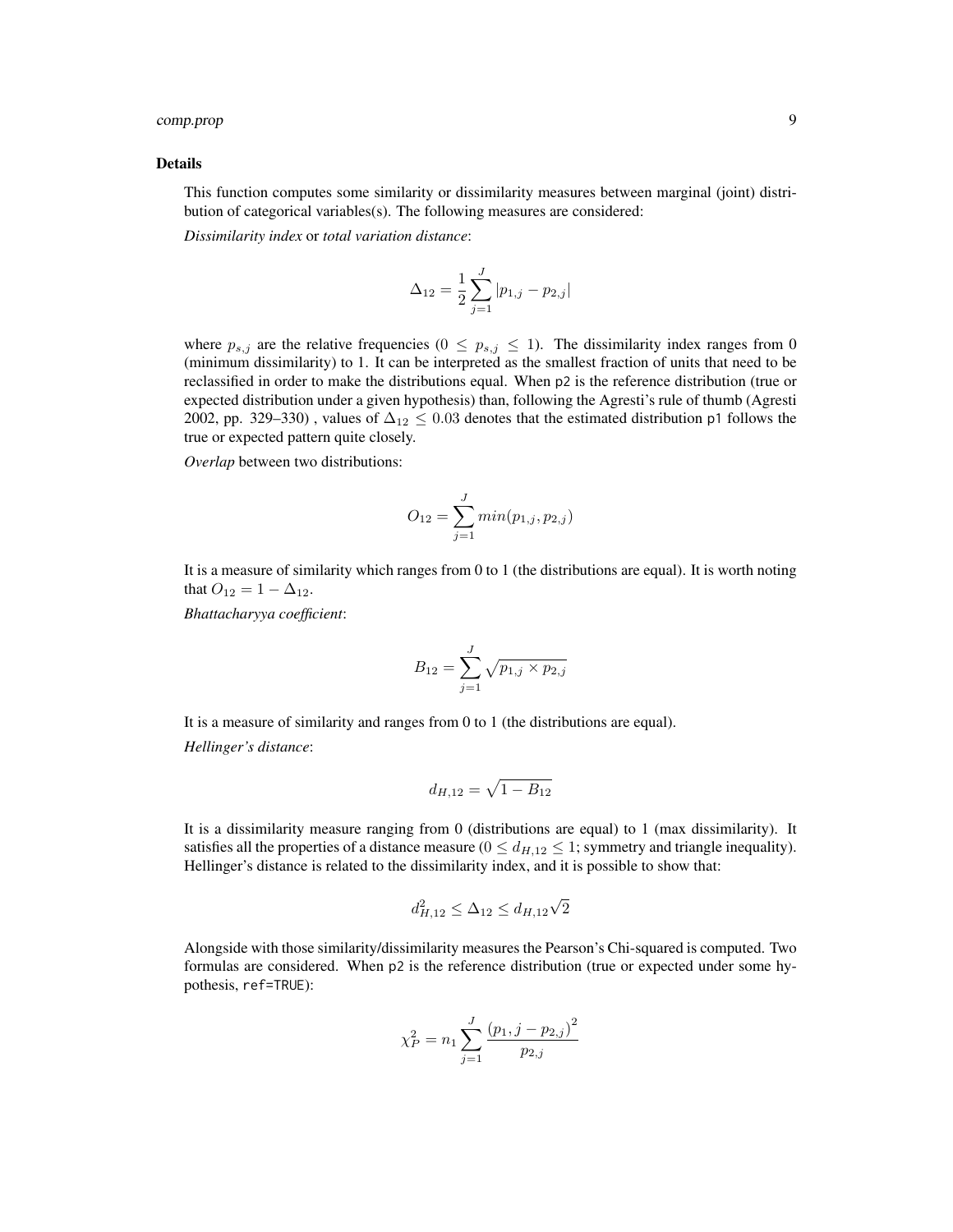### Details

This function computes some similarity or dissimilarity measures between marginal (joint) distribution of categorical variables(s). The following measures are considered:

*Dissimilarity index* or *total variation distance*:

$$\Delta_{12} = \frac{1}{2} \sum_{j=1}^{J} |p_{1,j} - p_{2,j}|$$

where $p_{s,j}$ are the relative frequencies ($0 \leq p_{s,j} \leq 1$). The dissimilarity index ranges from 0 (minimum dissimilarity) to 1. It can be interpreted as the smallest fraction of units that need to be reclassified in order to make the distributions equal. When `p2` is the reference distribution (true or expected distribution under a given hypothesis) than, following the Agresti's rule of thumb (Agresti 2002, pp. 329–330) , values of $\Delta_{12} \leq 0.03$ denotes that the estimated distribution `p1` follows the true or expected pattern quite closely.

*Overlap* between two distributions:

$$O_{12} = \sum_{j=1}^{J} min(p_{1,j}, p_{2,j})$$

It is a measure of similarity which ranges from 0 to 1 (the distributions are equal). It is worth noting that $O_{12} = 1 - \Delta_{12}$.

*Bhattacharyya coefficient*:

$$B_{12} = \sum_{j=1}^{J} \sqrt{p_{1,j} \times p_{2,j}}$$

It is a measure of similarity and ranges from 0 to 1 (the distributions are equal).

*Hellinger's distance*:

$$d_{H,12} = \sqrt{1 - B_{12}}$$

It is a dissimilarity measure ranging from 0 (distributions are equal) to 1 (max dissimilarity). It satisfies all the properties of a distance measure ($0 \leq d_{H,12} \leq 1$; symmetry and triangle inequality). Hellinger's distance is related to the dissimilarity index, and it is possible to show that:

$$d_{H,12}^2 \leq \Delta_{12} \leq d_{H,12}\sqrt{2}$$

Alongside with those similarity/dissimilarity measures the Pearson's Chi-squared is computed. Two formulas are considered. When `p2` is the reference distribution (true or expected under some hypothesis, `ref=TRUE`):

$$\chi_P^2 = n_1 \sum_{j=1}^{J} \frac{(p_1, j - p_{2,j})^2}{p_{2,j}}$$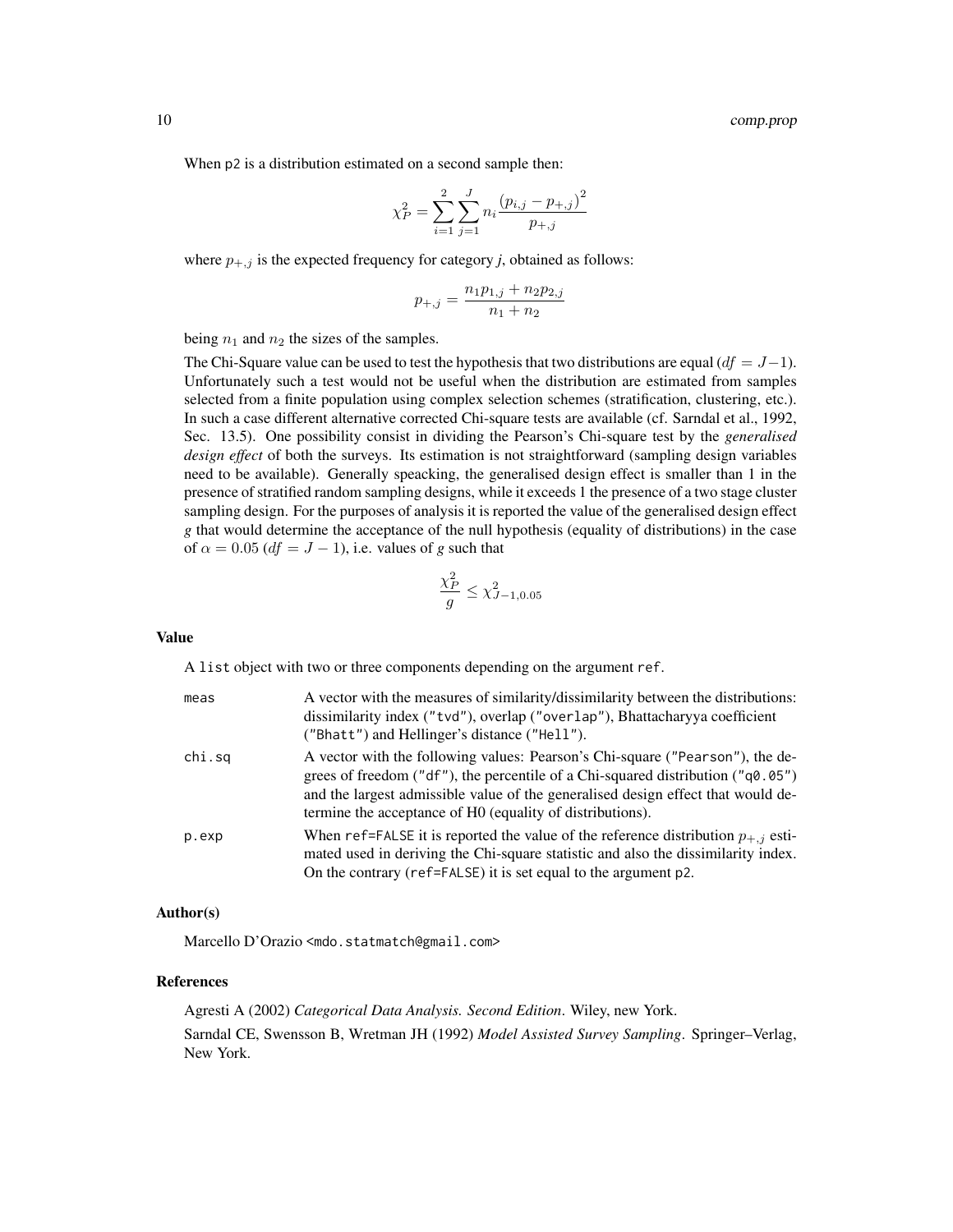When p2 is a distribution estimated on a second sample then:

$$\chi_P^2 = \sum_{i=1}^{2}\sum_{j=1}^{J} n_i \frac{\left(p_{i,j} - p_{+,j}\right)^2}{p_{+,j}}$$

where $p_{+,j}$ is the expected frequency for category *j*, obtained as follows:

$$p_{+,j} = \frac{n_1 p_{1,j} + n_2 p_{2,j}}{n_1 + n_2}$$

being $n_1$ and $n_2$ the sizes of the samples.

The Chi-Square value can be used to test the hypothesis that two distributions are equal ($df = J-1$). Unfortunately such a test would not be useful when the distribution are estimated from samples selected from a finite population using complex selection schemes (stratification, clustering, etc.). In such a case different alternative corrected Chi-square tests are available (cf. Sarndal et al., 1992, Sec. 13.5). One possibility consist in dividing the Pearson's Chi-square test by the *generalised design effect* of both the surveys. Its estimation is not straightforward (sampling design variables need to be available). Generally speacking, the generalised design effect is smaller than 1 in the presence of stratified random sampling designs, while it exceeds 1 the presence of a two stage cluster sampling design. For the purposes of analysis it is reported the value of the generalised design effect *g* that would determine the acceptance of the null hypothesis (equality of distributions) in the case of $\alpha = 0.05$ ($df = J-1$), i.e. values of *g* such that

$$\frac{\chi_P^2}{g} \leq \chi_{J-1,0.05}^2$$

### Value

A `list` object with two or three components depending on the argument `ref`.

`meas` A vector with the measures of similarity/dissimilarity between the distributions: dissimilarity index (`"tvd"`), overlap (`"overlap"`), Bhattacharyya coefficient (`"Bhatt"`) and Hellinger's distance (`"Hell"`).

`chi.sq` A vector with the following values: Pearson's Chi-square (`"Pearson"`), the degrees of freedom (`"df"`), the percentile of a Chi-squared distribution (`"q0.05"`) and the largest admissible value of the generalised design effect that would determine the acceptance of H0 (equality of distributions).

`p.exp` When `ref=FALSE` it is reported the value of the reference distribution $p_{+,j}$ estimated used in deriving the Chi-square statistic and also the dissimilarity index. On the contrary (`ref=FALSE`) it is set equal to the argument `p2`.

### Author(s)

Marcello D'Orazio <mdo.statmatch@gmail.com>

### References

Agresti A (2002) *Categorical Data Analysis. Second Edition*. Wiley, new York.

Sarndal CE, Swensson B, Wretman JH (1992) *Model Assisted Survey Sampling*. Springer–Verlag, New York.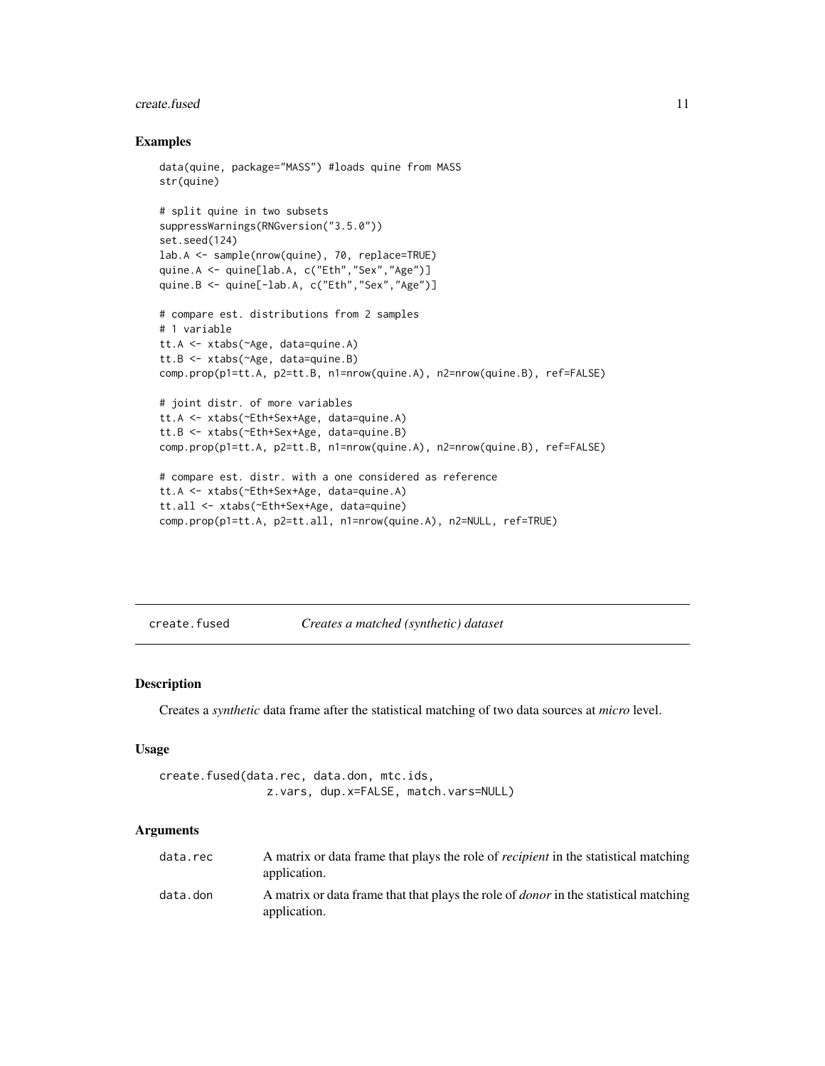## Examples

```
data(quine, package="MASS") #loads quine from MASS
str(quine)

# split quine in two subsets
suppressWarnings(RNGversion("3.5.0"))
set.seed(124)
lab.A <- sample(nrow(quine), 70, replace=TRUE)
quine.A <- quine[lab.A, c("Eth","Sex","Age")]
quine.B <- quine[-lab.A, c("Eth","Sex","Age")]

# compare est. distributions from 2 samples
# 1 variable
tt.A <- xtabs(~Age, data=quine.A)
tt.B <- xtabs(~Age, data=quine.B)
comp.prop(p1=tt.A, p2=tt.B, n1=nrow(quine.A), n2=nrow(quine.B), ref=FALSE)

# joint distr. of more variables
tt.A <- xtabs(~Eth+Sex+Age, data=quine.A)
tt.B <- xtabs(~Eth+Sex+Age, data=quine.B)
comp.prop(p1=tt.A, p2=tt.B, n1=nrow(quine.A), n2=nrow(quine.B), ref=FALSE)

# compare est. distr. with a one considered as reference
tt.A <- xtabs(~Eth+Sex+Age, data=quine.A)
tt.all <- xtabs(~Eth+Sex+Age, data=quine)
comp.prop(p1=tt.A, p2=tt.all, n1=nrow(quine.A), n2=NULL, ref=TRUE)
```

---

# create.fused — *Creates a matched (synthetic) dataset*

## Description

Creates a *synthetic* data frame after the statistical matching of two data sources at *micro* level.

## Usage

```
create.fused(data.rec, data.don, mtc.ids,
               z.vars, dup.x=FALSE, match.vars=NULL)
```

## Arguments

| | |
|---|---|
| `data.rec` | A matrix or data frame that plays the role of *recipient* in the statistical matching application. |
| `data.don` | A matrix or data frame that that plays the role of *donor* in the statistical matching application. |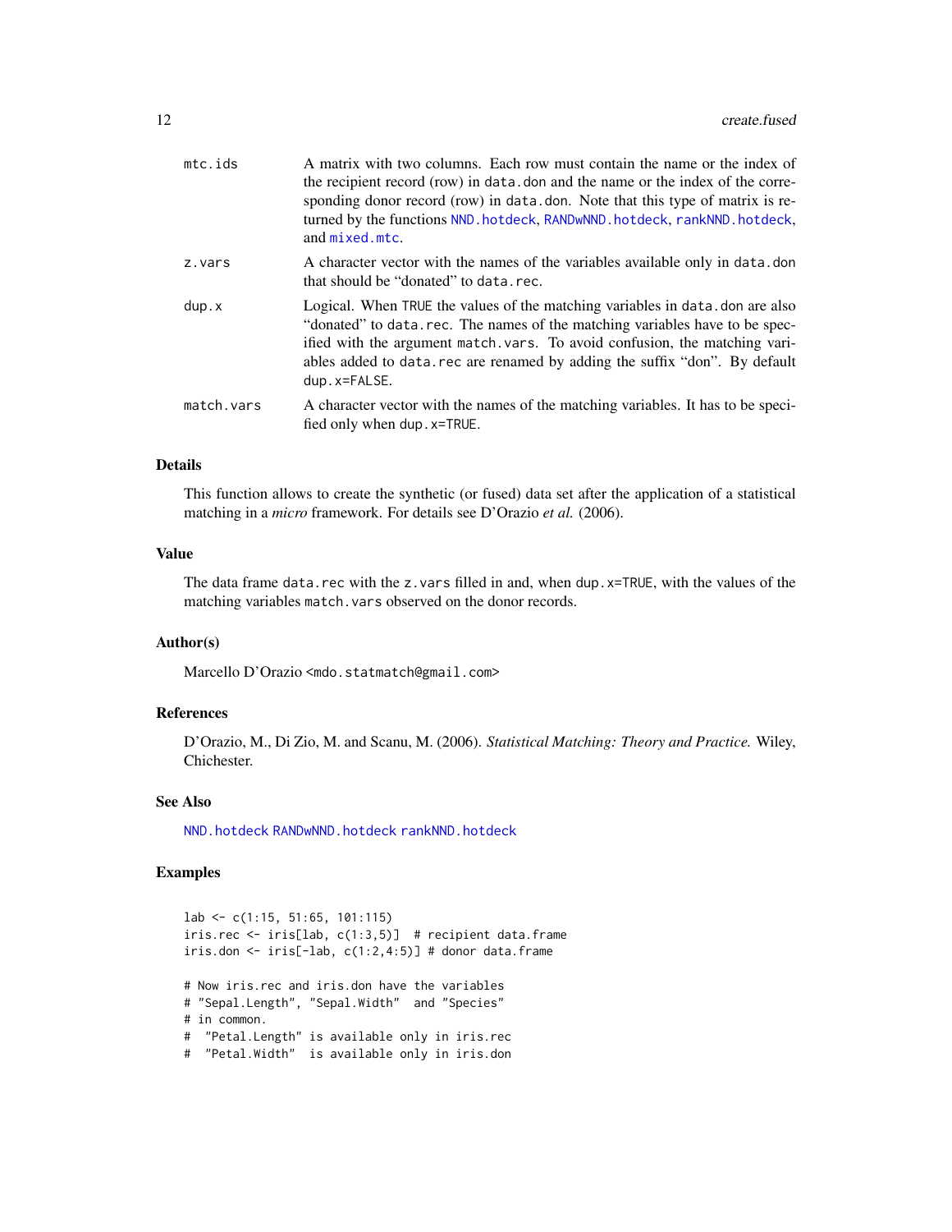| | |
|---|---|
| mtc.ids | A matrix with two columns. Each row must contain the name or the index of the recipient record (row) in data.don and the name or the index of the corresponding donor record (row) in data.don. Note that this type of matrix is returned by the functions NND.hotdeck, RANDwNND.hotdeck, rankNND.hotdeck, and mixed.mtc. |
| z.vars | A character vector with the names of the variables available only in data.don that should be "donated" to data.rec. |
| dup.x | Logical. When TRUE the values of the matching variables in data.don are also "donated" to data.rec. The names of the matching variables have to be specified with the argument match.vars. To avoid confusion, the matching variables added to data.rec are renamed by adding the suffix "don". By default dup.x=FALSE. |
| match.vars | A character vector with the names of the matching variables. It has to be specified only when dup.x=TRUE. |

### Details

This function allows to create the synthetic (or fused) data set after the application of a statistical matching in a *micro* framework. For details see D'Orazio *et al.* (2006).

### Value

The data frame data.rec with the z.vars filled in and, when dup.x=TRUE, with the values of the matching variables match.vars observed on the donor records.

### Author(s)

Marcello D'Orazio <mdo.statmatch@gmail.com>

### References

D'Orazio, M., Di Zio, M. and Scanu, M. (2006). *Statistical Matching: Theory and Practice.* Wiley, Chichester.

### See Also

NND.hotdeck RANDwNND.hotdeck rankNND.hotdeck

### Examples

```
lab <- c(1:15, 51:65, 101:115)
iris.rec <- iris[lab, c(1:3,5)]  # recipient data.frame
iris.don <- iris[-lab, c(1:2,4:5)] # donor data.frame

# Now iris.rec and iris.don have the variables
# "Sepal.Length", "Sepal.Width"  and "Species"
# in common.
#  "Petal.Length" is available only in iris.rec
#  "Petal.Width"  is available only in iris.don
```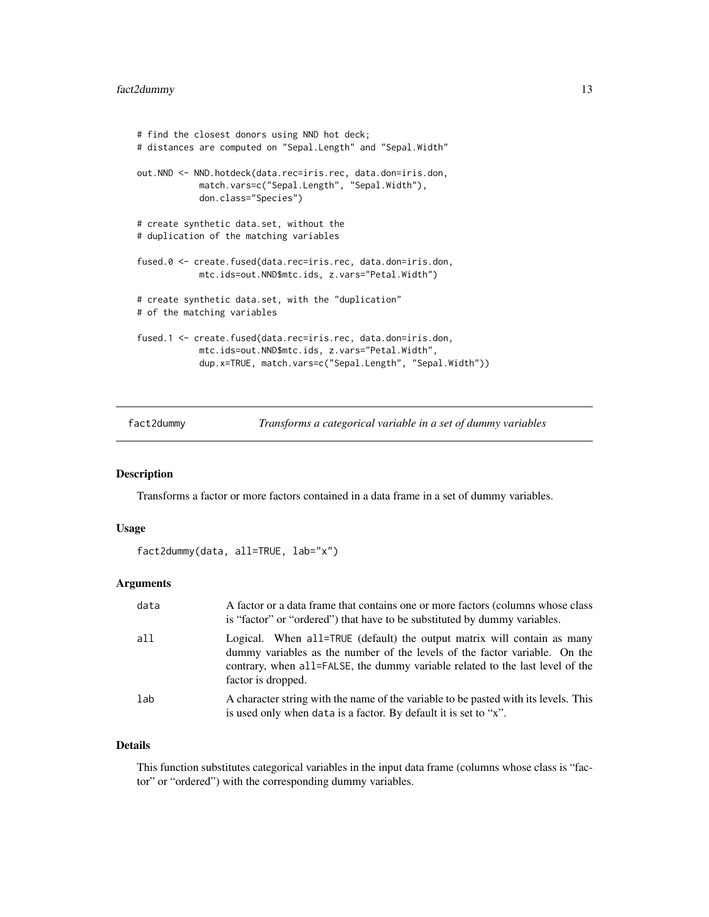```
# find the closest donors using NND hot deck;
# distances are computed on "Sepal.Length" and "Sepal.Width"

out.NND <- NND.hotdeck(data.rec=iris.rec, data.don=iris.don,
            match.vars=c("Sepal.Length", "Sepal.Width"),
            don.class="Species")

# create synthetic data.set, without the
# duplication of the matching variables

fused.0 <- create.fused(data.rec=iris.rec, data.don=iris.don,
            mtc.ids=out.NND$mtc.ids, z.vars="Petal.Width")

# create synthetic data.set, with the "duplication"
# of the matching variables

fused.1 <- create.fused(data.rec=iris.rec, data.don=iris.don,
            mtc.ids=out.NND$mtc.ids, z.vars="Petal.Width",
            dup.x=TRUE, match.vars=c("Sepal.Length", "Sepal.Width"))
```

## fact2dummy — *Transforms a categorical variable in a set of dummy variables*

### Description

Transforms a factor or more factors contained in a data frame in a set of dummy variables.

### Usage

```
fact2dummy(data, all=TRUE, lab="x")
```

### Arguments

| | |
|---|---|
| `data` | A factor or a data frame that contains one or more factors (columns whose class is "factor" or "ordered") that have to be substituted by dummy variables. |
| `all` | Logical. When `all=TRUE` (default) the output matrix will contain as many dummy variables as the number of the levels of the factor variable. On the contrary, when `all=FALSE`, the dummy variable related to the last level of the factor is dropped. |
| `lab` | A character string with the name of the variable to be pasted with its levels. This is used only when `data` is a factor. By default it is set to "x". |

### Details

This function substitutes categorical variables in the input data frame (columns whose class is "factor" or "ordered") with the corresponding dummy variables.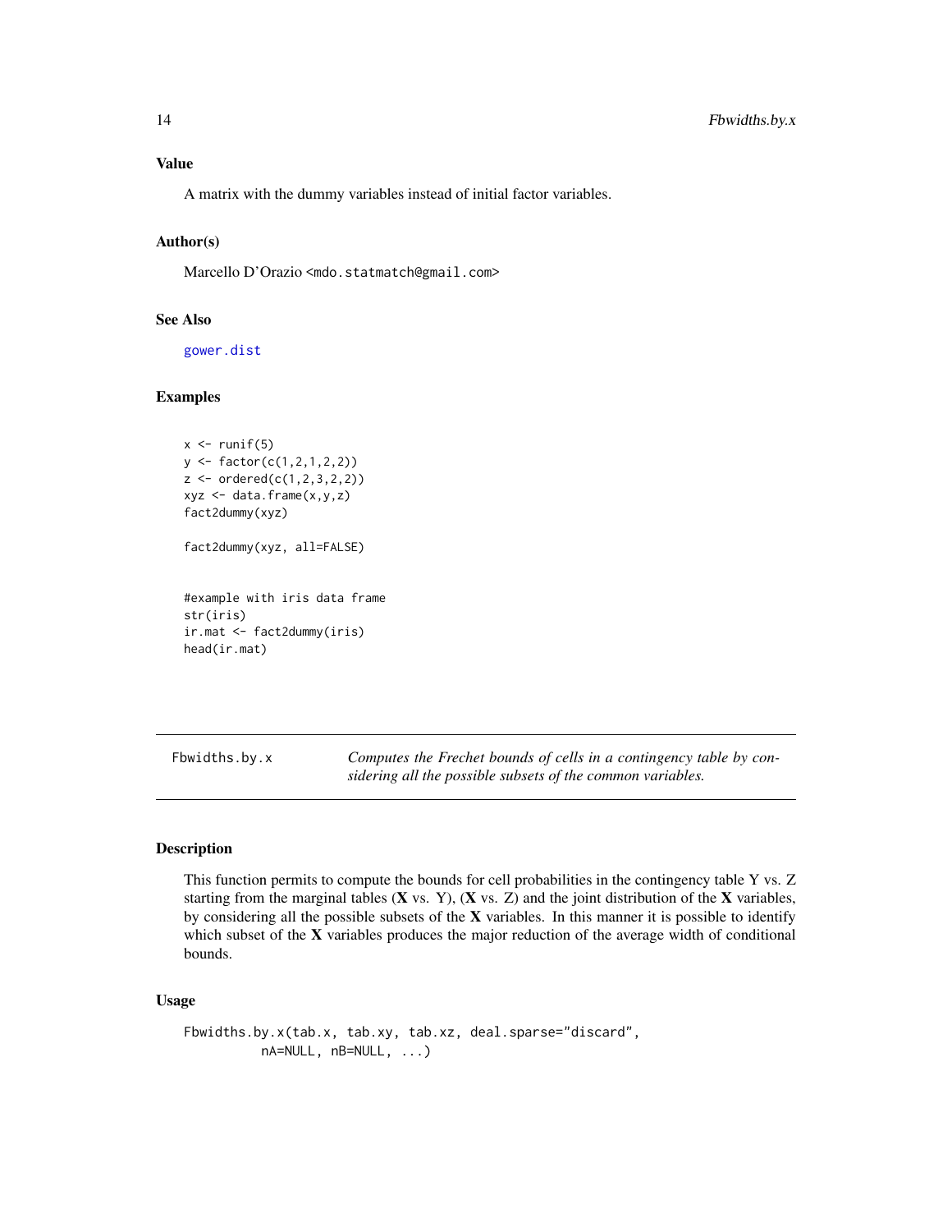### Value

A matrix with the dummy variables instead of initial factor variables.

### Author(s)

Marcello D'Orazio <mdo.statmatch@gmail.com>

### See Also

gower.dist

### Examples

```
x <- runif(5)
y <- factor(c(1,2,1,2,2))
z <- ordered(c(1,2,3,2,2))
xyz <- data.frame(x,y,z)
fact2dummy(xyz)

fact2dummy(xyz, all=FALSE)


#example with iris data frame
str(iris)
ir.mat <- fact2dummy(iris)
head(ir.mat)
```

---

## Fbwidths.by.x

*Computes the Frechet bounds of cells in a contingency table by considering all the possible subsets of the common variables.*

---

### Description

This function permits to compute the bounds for cell probabilities in the contingency table Y vs. Z starting from the marginal tables (**X** vs. Y), (**X** vs. Z) and the joint distribution of the **X** variables, by considering all the possible subsets of the **X** variables. In this manner it is possible to identify which subset of the **X** variables produces the major reduction of the average width of conditional bounds.

### Usage

```
Fbwidths.by.x(tab.x, tab.xy, tab.xz, deal.sparse="discard",
          nA=NULL, nB=NULL, ...)
```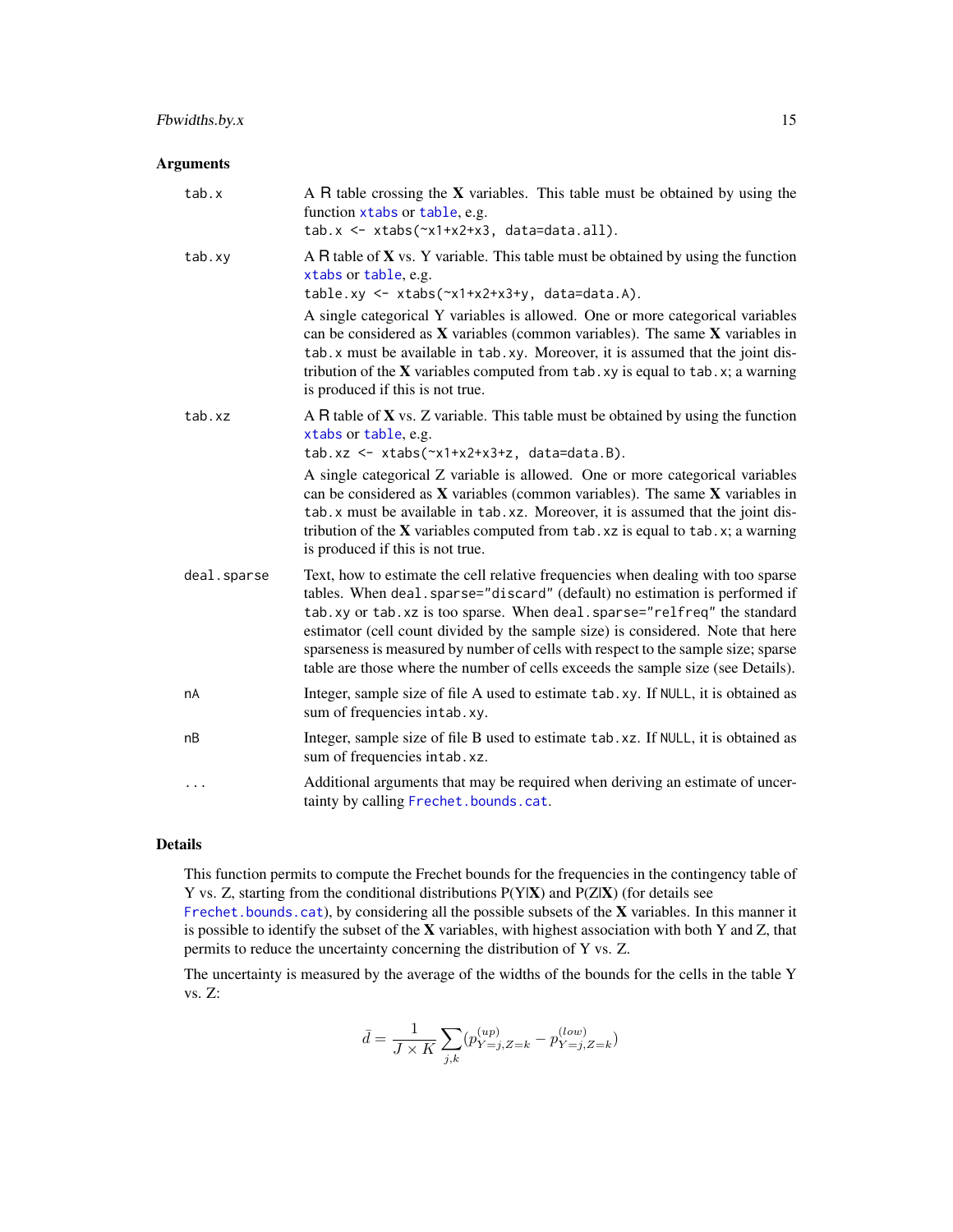### Arguments

**tab.x**
A R table crossing the **X** variables. This table must be obtained by using the function `xtabs` or `table`, e.g.
`tab.x <- xtabs(~x1+x2+x3, data=data.all)`.

**tab.xy**
A R table of **X** vs. Y variable. This table must be obtained by using the function `xtabs` or `table`, e.g.
`table.xy <- xtabs(~x1+x2+x3+y, data=data.A)`.

A single categorical Y variables is allowed. One or more categorical variables can be considered as **X** variables (common variables). The same **X** variables in `tab.x` must be available in `tab.xy`. Moreover, it is assumed that the joint distribution of the **X** variables computed from `tab.xy` is equal to `tab.x`; a warning is produced if this is not true.

**tab.xz**
A R table of **X** vs. Z variable. This table must be obtained by using the function `xtabs` or `table`, e.g.
`tab.xz <- xtabs(~x1+x2+x3+z, data=data.B)`.

A single categorical Z variable is allowed. One or more categorical variables can be considered as **X** variables (common variables). The same **X** variables in `tab.x` must be available in `tab.xz`. Moreover, it is assumed that the joint distribution of the **X** variables computed from `tab.xz` is equal to `tab.x`; a warning is produced if this is not true.

**deal.sparse**
Text, how to estimate the cell relative frequencies when dealing with too sparse tables. When `deal.sparse="discard"` (default) no estimation is performed if `tab.xy` or `tab.xz` is too sparse. When `deal.sparse="relfreq"` the standard estimator (cell count divided by the sample size) is considered. Note that here sparseness is measured by number of cells with respect to the sample size; sparse table are those where the number of cells exceeds the sample size (see Details).

**nA**
Integer, sample size of file A used to estimate `tab.xy`. If `NULL`, it is obtained as sum of frequencies in`tab.xy`.

**nB**
Integer, sample size of file B used to estimate `tab.xz`. If `NULL`, it is obtained as sum of frequencies in`tab.xz`.

**...**
Additional arguments that may be required when deriving an estimate of uncertainty by calling `Frechet.bounds.cat`.

### Details

This function permits to compute the Frechet bounds for the frequencies in the contingency table of Y vs. Z, starting from the conditional distributions P(Y|**X**) and P(Z|**X**) (for details see `Frechet.bounds.cat`), by considering all the possible subsets of the **X** variables. In this manner it is possible to identify the subset of the **X** variables, with highest association with both Y and Z, that permits to reduce the uncertainty concerning the distribution of Y vs. Z.

The uncertainty is measured by the average of the widths of the bounds for the cells in the table Y vs. Z:

$$\bar{d} = \frac{1}{J \times K} \sum_{j,k} (p^{(up)}_{Y=j,Z=k} - p^{(low)}_{Y=j,Z=k})$$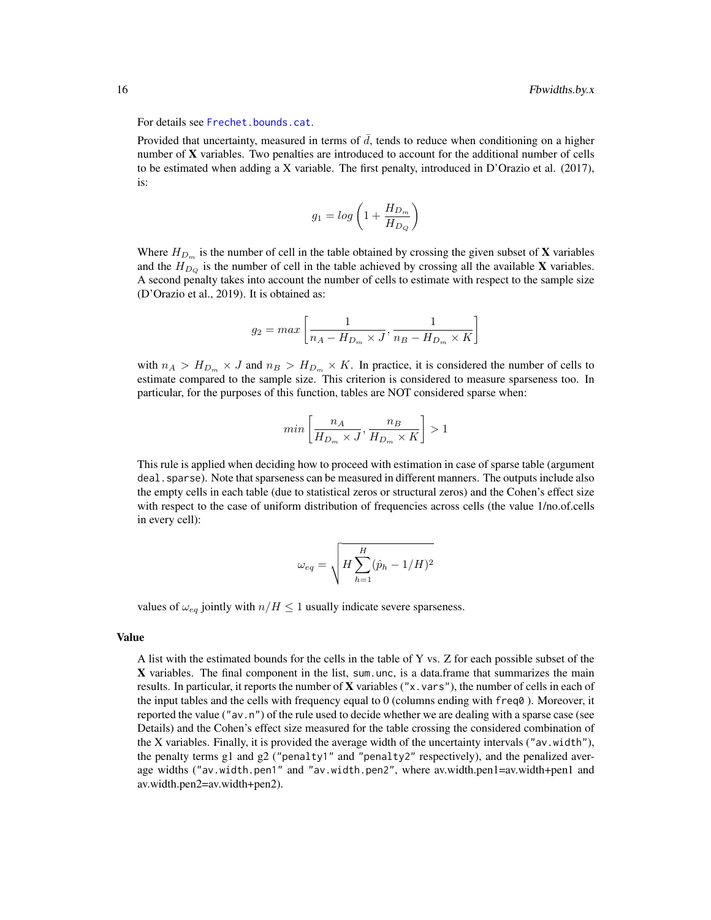For details see `Frechet.bounds.cat`.

Provided that uncertainty, measured in terms of $\bar{d}$, tends to reduce when conditioning on a higher number of **X** variables. Two penalties are introduced to account for the additional number of cells to be estimated when adding a X variable. The first penalty, introduced in D'Orazio et al. (2017), is:

$$g_1 = log\left(1 + \frac{H_{D_m}}{H_{D_Q}}\right)$$

Where $H_{D_m}$ is the number of cell in the table obtained by crossing the given subset of **X** variables and the $H_{D_Q}$ is the number of cell in the table achieved by crossing all the available **X** variables. A second penalty takes into account the number of cells to estimate with respect to the sample size (D'Orazio et al., 2019). It is obtained as:

$$g_2 = max\left[\frac{1}{n_A - H_{D_m} \times J}, \frac{1}{n_B - H_{D_m} \times K}\right]$$

with $n_A > H_{D_m} \times J$ and $n_B > H_{D_m} \times K$. In practice, it is considered the number of cells to estimate compared to the sample size. This criterion is considered to measure sparseness too. In particular, for the purposes of this function, tables are NOT considered sparse when:

$$min\left[\frac{n_A}{H_{D_m} \times J}, \frac{n_B}{H_{D_m} \times K}\right] > 1$$

This rule is applied when deciding how to proceed with estimation in case of sparse table (argument `deal.sparse`). Note that sparseness can be measured in different manners. The outputs include also the empty cells in each table (due to statistical zeros or structural zeros) and the Cohen's effect size with respect to the case of uniform distribution of frequencies across cells (the value 1/no.of.cells in every cell):

$$\omega_{eq} = \sqrt{H \sum_{h=1}^{H} (\hat{p}_h - 1/H)^2}$$

values of $\omega_{eq}$ jointly with $n/H \leq 1$ usually indicate severe sparseness.

## Value

A list with the estimated bounds for the cells in the table of Y vs. Z for each possible subset of the **X** variables. The final component in the list, `sum.unc`, is a data.frame that summarizes the main results. In particular, it reports the number of **X** variables (`"x.vars"`), the number of cells in each of the input tables and the cells with frequency equal to 0 (columns ending with `freq0` ). Moreover, it reported the value (`"av.n"`) of the rule used to decide whether we are dealing with a sparse case (see Details) and the Cohen's effect size measured for the table crossing the considered combination of the X variables. Finally, it is provided the average width of the uncertainty intervals (`"av.width"`), the penalty terms g1 and g2 (`"penalty1"` and `"penalty2"` respectively), and the penalized average widths (`"av.width.pen1"` and `"av.width.pen2"`, where av.width.pen1=av.width+pen1 and av.width.pen2=av.width+pen2).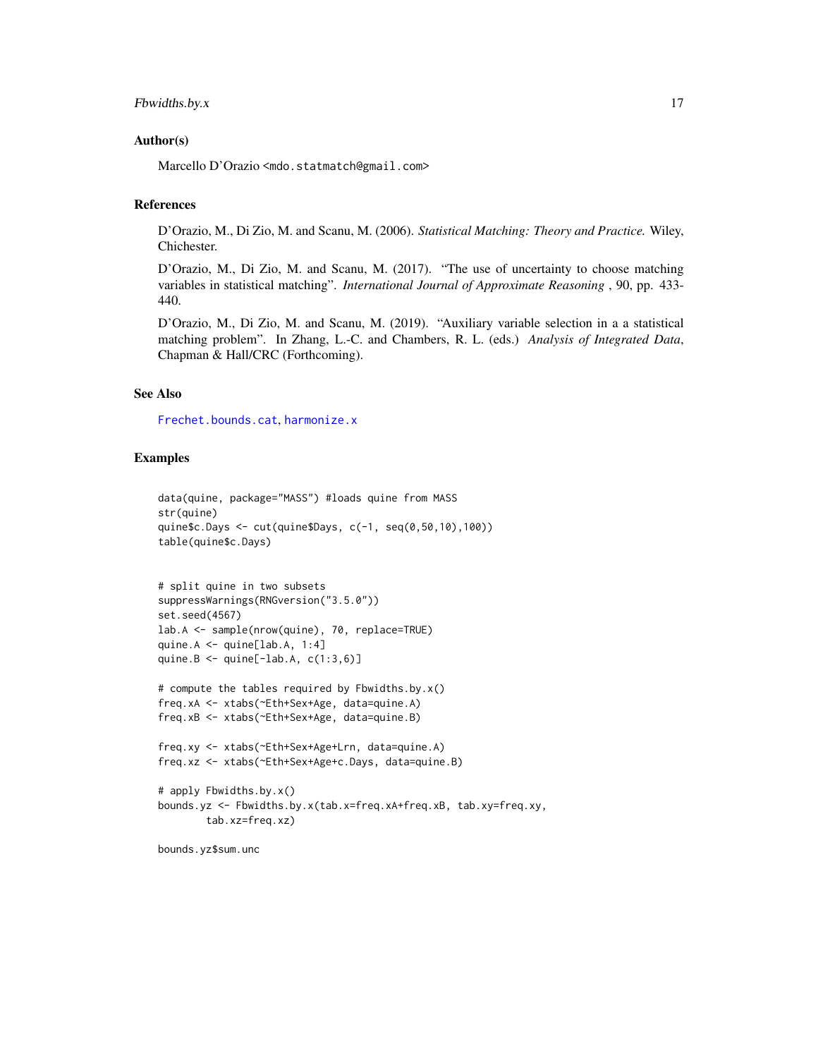## Author(s)

Marcello D'Orazio <mdo.statmatch@gmail.com>

## References

D'Orazio, M., Di Zio, M. and Scanu, M. (2006). *Statistical Matching: Theory and Practice.* Wiley, Chichester.

D'Orazio, M., Di Zio, M. and Scanu, M. (2017). "The use of uncertainty to choose matching variables in statistical matching". *International Journal of Approximate Reasoning* , 90, pp. 433-440.

D'Orazio, M., Di Zio, M. and Scanu, M. (2019). "Auxiliary variable selection in a a statistical matching problem". In Zhang, L.-C. and Chambers, R. L. (eds.) *Analysis of Integrated Data*, Chapman & Hall/CRC (Forthcoming).

## See Also

Frechet.bounds.cat, harmonize.x

## Examples

```
data(quine, package="MASS") #loads quine from MASS
str(quine)
quine$c.Days <- cut(quine$Days, c(-1, seq(0,50,10),100))
table(quine$c.Days)


# split quine in two subsets
suppressWarnings(RNGversion("3.5.0"))
set.seed(4567)
lab.A <- sample(nrow(quine), 70, replace=TRUE)
quine.A <- quine[lab.A, 1:4]
quine.B <- quine[-lab.A, c(1:3,6)]

# compute the tables required by Fbwidths.by.x()
freq.xA <- xtabs(~Eth+Sex+Age, data=quine.A)
freq.xB <- xtabs(~Eth+Sex+Age, data=quine.B)

freq.xy <- xtabs(~Eth+Sex+Age+Lrn, data=quine.A)
freq.xz <- xtabs(~Eth+Sex+Age+c.Days, data=quine.B)

# apply Fbwidths.by.x()
bounds.yz <- Fbwidths.by.x(tab.x=freq.xA+freq.xB, tab.xy=freq.xy,
        tab.xz=freq.xz)

bounds.yz$sum.unc
```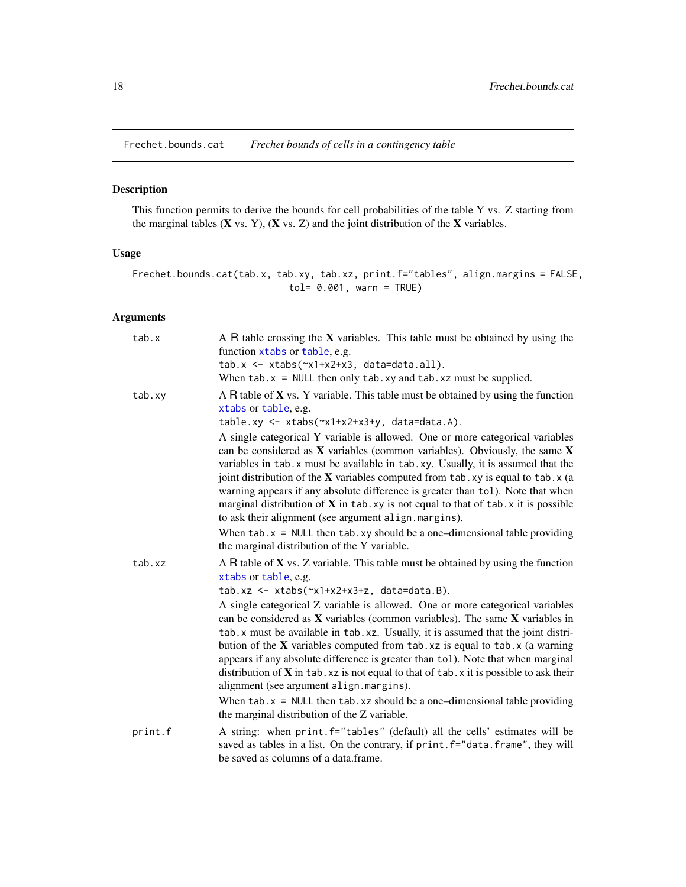Frechet.bounds.cat    *Frechet bounds of cells in a contingency table*

## Description

This function permits to derive the bounds for cell probabilities of the table Y vs. Z starting from the marginal tables (**X** vs. Y), (**X** vs. Z) and the joint distribution of the **X** variables.

## Usage

```
Frechet.bounds.cat(tab.x, tab.xy, tab.xz, print.f="tables", align.margins = FALSE,
                          tol= 0.001, warn = TRUE)
```

## Arguments

**tab.x**
A R table crossing the **X** variables. This table must be obtained by using the function `xtabs` or `table`, e.g.
`tab.x <- xtabs(~x1+x2+x3, data=data.all)`.
When `tab.x = NULL` then only `tab.xy` and `tab.xz` must be supplied.

**tab.xy**
A R table of **X** vs. Y variable. This table must be obtained by using the function `xtabs` or `table`, e.g.
`table.xy <- xtabs(~x1+x2+x3+y, data=data.A)`.
A single categorical Y variable is allowed. One or more categorical variables can be considered as **X** variables (common variables). Obviously, the same **X** variables in `tab.x` must be available in `tab.xy`. Usually, it is assumed that the joint distribution of the **X** variables computed from `tab.xy` is equal to `tab.x` (a warning appears if any absolute difference is greater than `tol`). Note that when marginal distribution of **X** in `tab.xy` is not equal to that of `tab.x` it is possible to ask their alignment (see argument `align.margins`).
When `tab.x = NULL` then `tab.xy` should be a one–dimensional table providing the marginal distribution of the Y variable.

**tab.xz**
A R table of **X** vs. Z variable. This table must be obtained by using the function `xtabs` or `table`, e.g.
`tab.xz <- xtabs(~x1+x2+x3+z, data=data.B)`.
A single categorical Z variable is allowed. One or more categorical variables can be considered as **X** variables (common variables). The same **X** variables in `tab.x` must be available in `tab.xz`. Usually, it is assumed that the joint distribution of the **X** variables computed from `tab.xz` is equal to `tab.x` (a warning appears if any absolute difference is greater than `tol`). Note that when marginal distribution of **X** in `tab.xz` is not equal to that of `tab.x` it is possible to ask their alignment (see argument `align.margins`).
When `tab.x = NULL` then `tab.xz` should be a one–dimensional table providing the marginal distribution of the Z variable.

**print.f**
A string: when `print.f="tables"` (default) all the cells' estimates will be saved as tables in a list. On the contrary, if `print.f="data.frame"`, they will be saved as columns of a data.frame.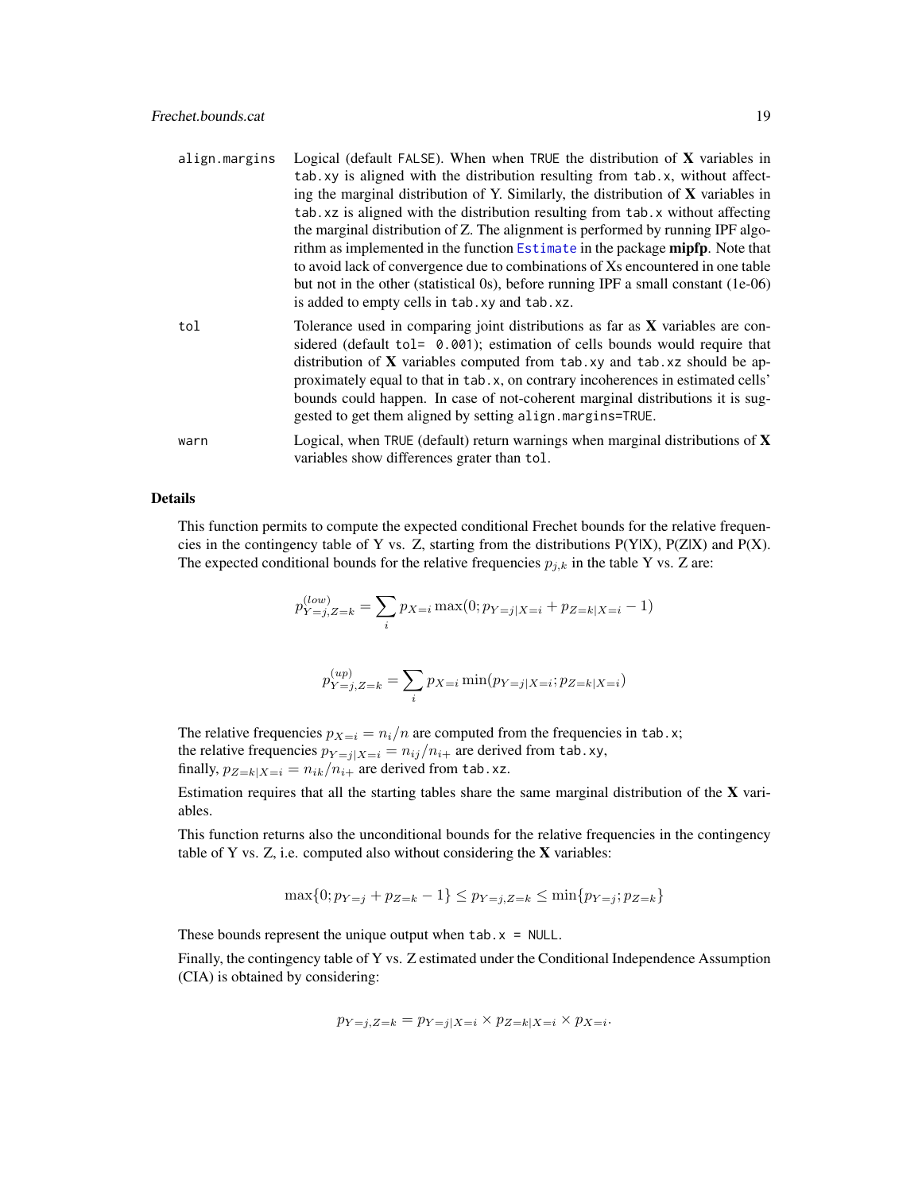align.margins
: Logical (default `FALSE`). When when `TRUE` the distribution of **X** variables in `tab.xy` is aligned with the distribution resulting from `tab.x`, without affecting the marginal distribution of Y. Similarly, the distribution of **X** variables in `tab.xz` is aligned with the distribution resulting from `tab.x` without affecting the marginal distribution of Z. The alignment is performed by running IPF algorithm as implemented in the function `Estimate` in the package **mipfp**. Note that to avoid lack of convergence due to combinations of Xs encountered in one table but not in the other (statistical 0s), before running IPF a small constant (1e-06) is added to empty cells in `tab.xy` and `tab.xz`.

tol
: Tolerance used in comparing joint distributions as far as **X** variables are considered (default `tol= 0.001`); estimation of cells bounds would require that distribution of **X** variables computed from `tab.xy` and `tab.xz` should be approximately equal to that in `tab.x`, on contrary incoherences in estimated cells' bounds could happen. In case of not-coherent marginal distributions it is suggested to get them aligned by setting `align.margins=TRUE`.

warn
: Logical, when `TRUE` (default) return warnings when marginal distributions of **X** variables show differences grater than `tol`.

## Details

This function permits to compute the expected conditional Frechet bounds for the relative frequencies in the contingency table of Y vs. Z, starting from the distributions P(Y|X), P(Z|X) and P(X). The expected conditional bounds for the relative frequencies $p_{j,k}$ in the table Y vs. Z are:

$$p^{(low)}_{Y=j,Z=k} = \sum_i p_{X=i} \max(0; p_{Y=j|X=i} + p_{Z=k|X=i} - 1)$$

$$p^{(up)}_{Y=j,Z=k} = \sum_i p_{X=i} \min(p_{Y=j|X=i}; p_{Z=k|X=i})$$

The relative frequencies $p_{X=i} = n_i/n$ are computed from the frequencies in `tab.x`;
the relative frequencies $p_{Y=j|X=i} = n_{ij}/n_{i+}$ are derived from `tab.xy`,
finally, $p_{Z=k|X=i} = n_{ik}/n_{i+}$ are derived from `tab.xz`.

Estimation requires that all the starting tables share the same marginal distribution of the **X** variables.

This function returns also the unconditional bounds for the relative frequencies in the contingency table of Y vs. Z, i.e. computed also without considering the **X** variables:

$$\max\{0; p_{Y=j} + p_{Z=k} - 1\} \leq p_{Y=j,Z=k} \leq \min\{p_{Y=j}; p_{Z=k}\}$$

These bounds represent the unique output when `tab.x = NULL`.

Finally, the contingency table of Y vs. Z estimated under the Conditional Independence Assumption (CIA) is obtained by considering:

$$p_{Y=j,Z=k} = p_{Y=j|X=i} \times p_{Z=k|X=i} \times p_{X=i}.$$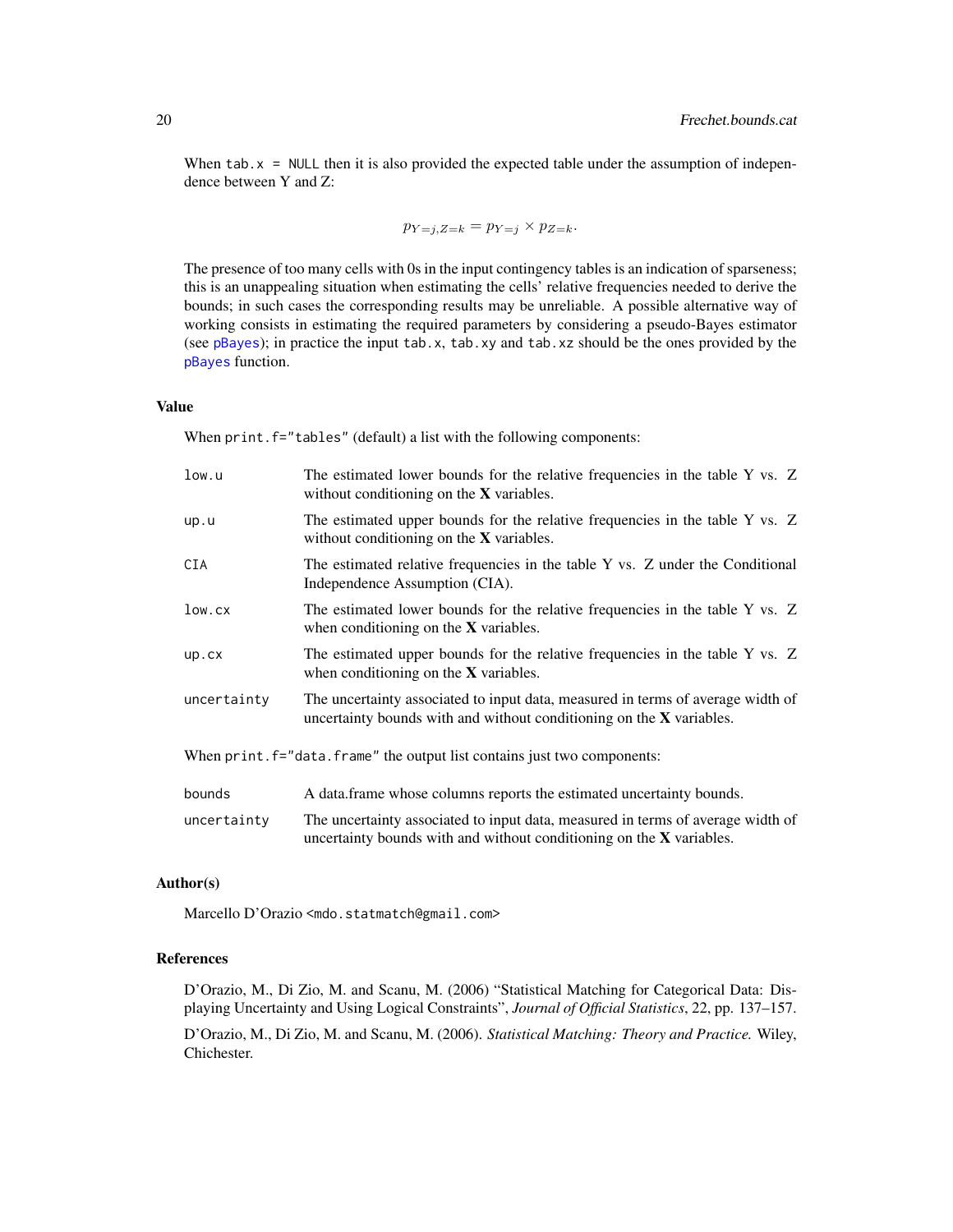When `tab.x = NULL` then it is also provided the expected table under the assumption of independence between Y and Z:

$$p_{Y=j,Z=k} = p_{Y=j} \times p_{Z=k}.$$

The presence of too many cells with 0s in the input contingency tables is an indication of sparseness; this is an unappealing situation when estimating the cells' relative frequencies needed to derive the bounds; in such cases the corresponding results may be unreliable. A possible alternative way of working consists in estimating the required parameters by considering a pseudo-Bayes estimator (see `pBayes`); in practice the input `tab.x`, `tab.xy` and `tab.xz` should be the ones provided by the `pBayes` function.

## Value

When `print.f="tables"` (default) a list with the following components:

| | |
|---|---|
| `low.u` | The estimated lower bounds for the relative frequencies in the table Y vs. Z without conditioning on the **X** variables. |
| `up.u` | The estimated upper bounds for the relative frequencies in the table Y vs. Z without conditioning on the **X** variables. |
| `CIA` | The estimated relative frequencies in the table Y vs. Z under the Conditional Independence Assumption (CIA). |
| `low.cx` | The estimated lower bounds for the relative frequencies in the table Y vs. Z when conditioning on the **X** variables. |
| `up.cx` | The estimated upper bounds for the relative frequencies in the table Y vs. Z when conditioning on the **X** variables. |
| `uncertainty` | The uncertainty associated to input data, measured in terms of average width of uncertainty bounds with and without conditioning on the **X** variables. |

When `print.f="data.frame"` the output list contains just two components:

| | |
|---|---|
| `bounds` | A data.frame whose columns reports the estimated uncertainty bounds. |
| `uncertainty` | The uncertainty associated to input data, measured in terms of average width of uncertainty bounds with and without conditioning on the **X** variables. |

## Author(s)

Marcello D'Orazio <`mdo.statmatch@gmail.com`>

## References

D'Orazio, M., Di Zio, M. and Scanu, M. (2006) "Statistical Matching for Categorical Data: Displaying Uncertainty and Using Logical Constraints", *Journal of Official Statistics*, 22, pp. 137–157.

D'Orazio, M., Di Zio, M. and Scanu, M. (2006). *Statistical Matching: Theory and Practice.* Wiley, Chichester.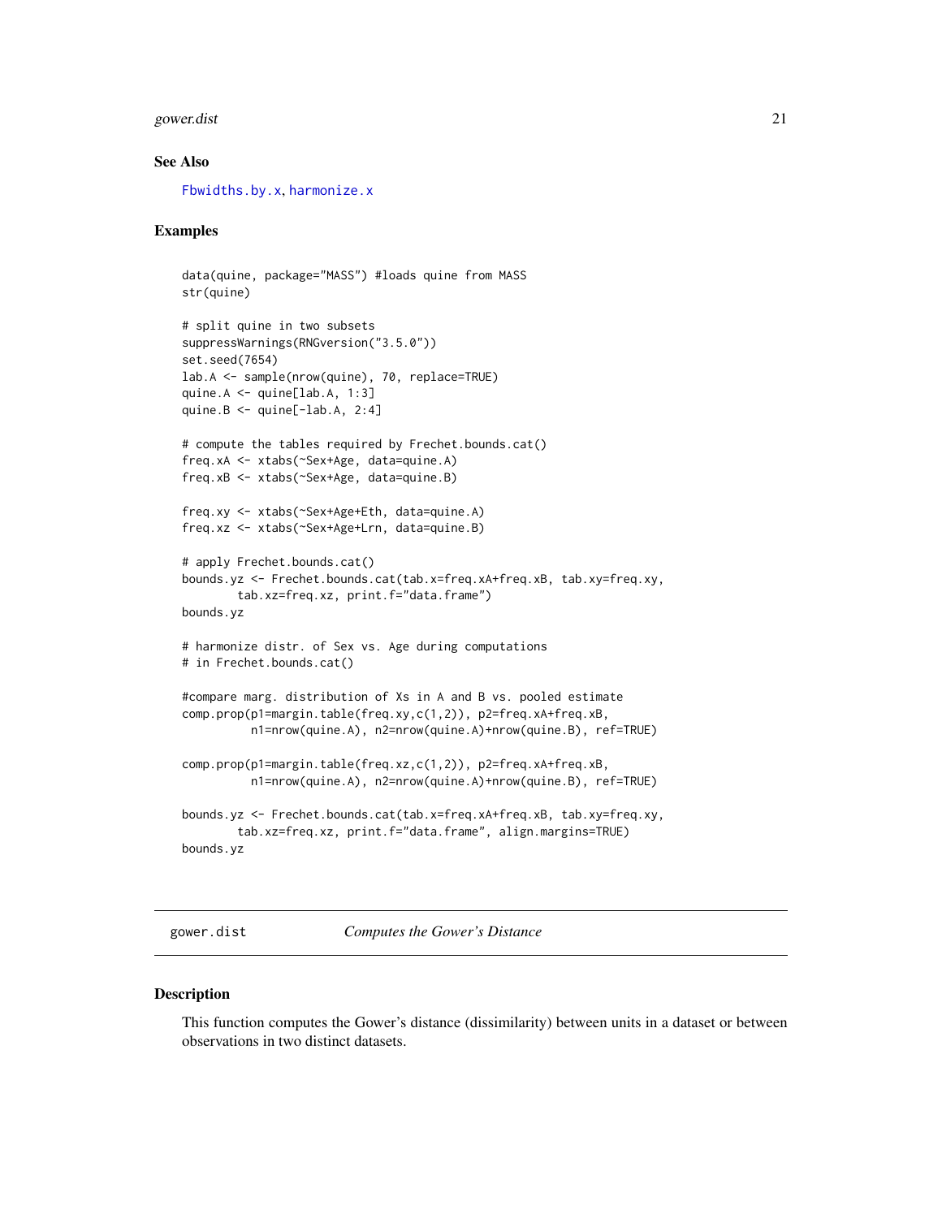### See Also

Fbwidths.by.x, harmonize.x

### Examples

```
data(quine, package="MASS") #loads quine from MASS
str(quine)

# split quine in two subsets
suppressWarnings(RNGversion("3.5.0"))
set.seed(7654)
lab.A <- sample(nrow(quine), 70, replace=TRUE)
quine.A <- quine[lab.A, 1:3]
quine.B <- quine[-lab.A, 2:4]

# compute the tables required by Frechet.bounds.cat()
freq.xA <- xtabs(~Sex+Age, data=quine.A)
freq.xB <- xtabs(~Sex+Age, data=quine.B)

freq.xy <- xtabs(~Sex+Age+Eth, data=quine.A)
freq.xz <- xtabs(~Sex+Age+Lrn, data=quine.B)

# apply Frechet.bounds.cat()
bounds.yz <- Frechet.bounds.cat(tab.x=freq.xA+freq.xB, tab.xy=freq.xy,
        tab.xz=freq.xz, print.f="data.frame")
bounds.yz

# harmonize distr. of Sex vs. Age during computations
# in Frechet.bounds.cat()

#compare marg. distribution of Xs in A and B vs. pooled estimate
comp.prop(p1=margin.table(freq.xy,c(1,2)), p2=freq.xA+freq.xB,
          n1=nrow(quine.A), n2=nrow(quine.A)+nrow(quine.B), ref=TRUE)

comp.prop(p1=margin.table(freq.xz,c(1,2)), p2=freq.xA+freq.xB,
          n1=nrow(quine.A), n2=nrow(quine.A)+nrow(quine.B), ref=TRUE)

bounds.yz <- Frechet.bounds.cat(tab.x=freq.xA+freq.xB, tab.xy=freq.xy,
        tab.xz=freq.xz, print.f="data.frame", align.margins=TRUE)
bounds.yz
```

---

## gower.dist *Computes the Gower's Distance*

### Description

This function computes the Gower's distance (dissimilarity) between units in a dataset or between observations in two distinct datasets.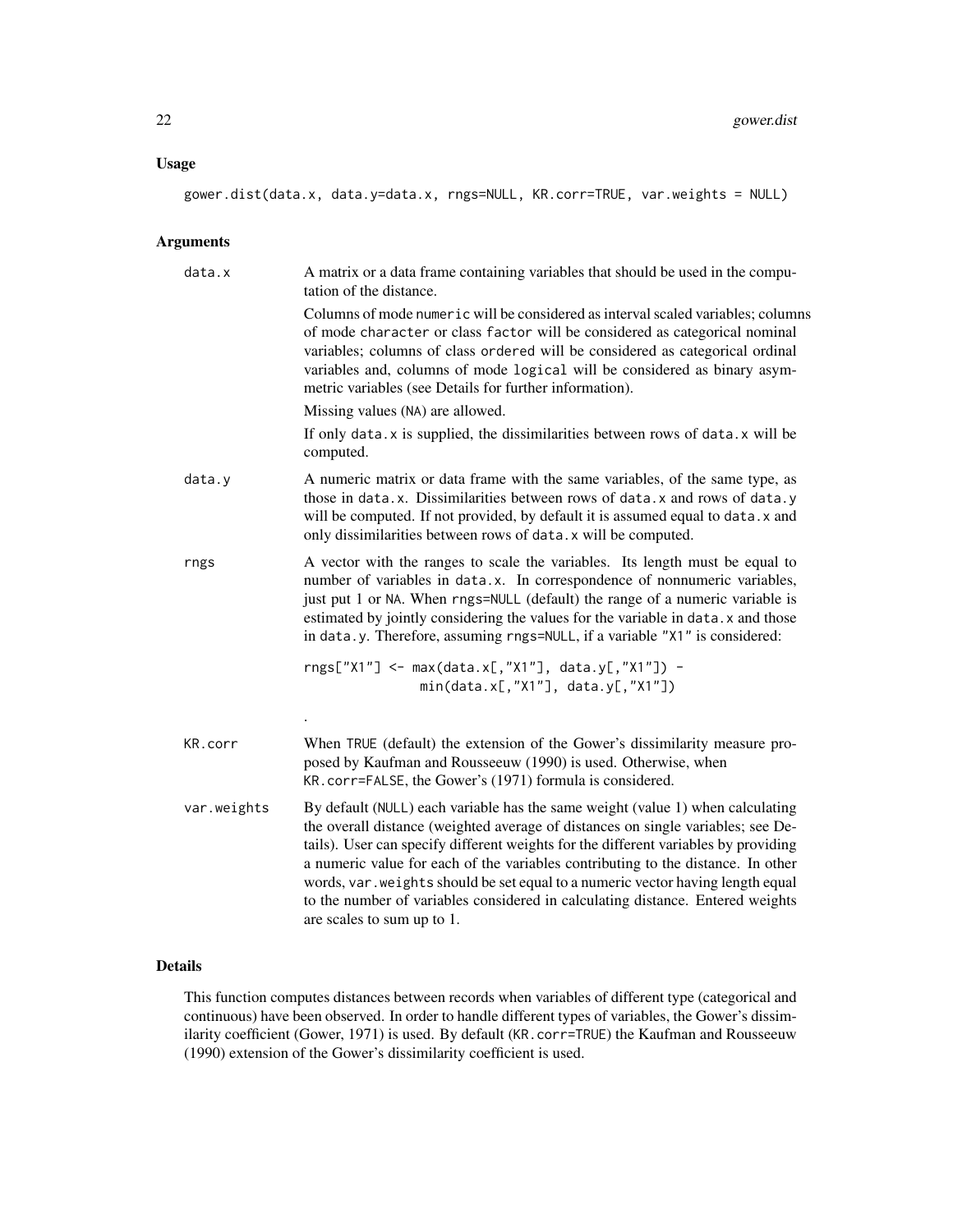## Usage

```
gower.dist(data.x, data.y=data.x, rngs=NULL, KR.corr=TRUE, var.weights = NULL)
```

## Arguments

**data.x** A matrix or a data frame containing variables that should be used in the computation of the distance.

Columns of mode numeric will be considered as interval scaled variables; columns of mode character or class factor will be considered as categorical nominal variables; columns of class ordered will be considered as categorical ordinal variables and, columns of mode logical will be considered as binary asymmetric variables (see Details for further information).

Missing values (NA) are allowed.

If only data.x is supplied, the dissimilarities between rows of data.x will be computed.

**data.y** A numeric matrix or data frame with the same variables, of the same type, as those in data.x. Dissimilarities between rows of data.x and rows of data.y will be computed. If not provided, by default it is assumed equal to data.x and only dissimilarities between rows of data.x will be computed.

**rngs** A vector with the ranges to scale the variables. Its length must be equal to number of variables in data.x. In correspondence of nonnumeric variables, just put 1 or NA. When rngs=NULL (default) the range of a numeric variable is estimated by jointly considering the values for the variable in data.x and those in data.y. Therefore, assuming rngs=NULL, if a variable "X1" is considered:

```
rngs["X1"] <- max(data.x[,"X1"], data.y[,"X1"]) -
              min(data.x[,"X1"], data.y[,"X1"])
```

.

**KR.corr** When TRUE (default) the extension of the Gower's dissimilarity measure proposed by Kaufman and Rousseeuw (1990) is used. Otherwise, when KR.corr=FALSE, the Gower's (1971) formula is considered.

**var.weights** By default (NULL) each variable has the same weight (value 1) when calculating the overall distance (weighted average of distances on single variables; see Details). User can specify different weights for the different variables by providing a numeric value for each of the variables contributing to the distance. In other words, var.weights should be set equal to a numeric vector having length equal to the number of variables considered in calculating distance. Entered weights are scales to sum up to 1.

## Details

This function computes distances between records when variables of different type (categorical and continuous) have been observed. In order to handle different types of variables, the Gower's dissimilarity coefficient (Gower, 1971) is used. By default (KR.corr=TRUE) the Kaufman and Rousseeuw (1990) extension of the Gower's dissimilarity coefficient is used.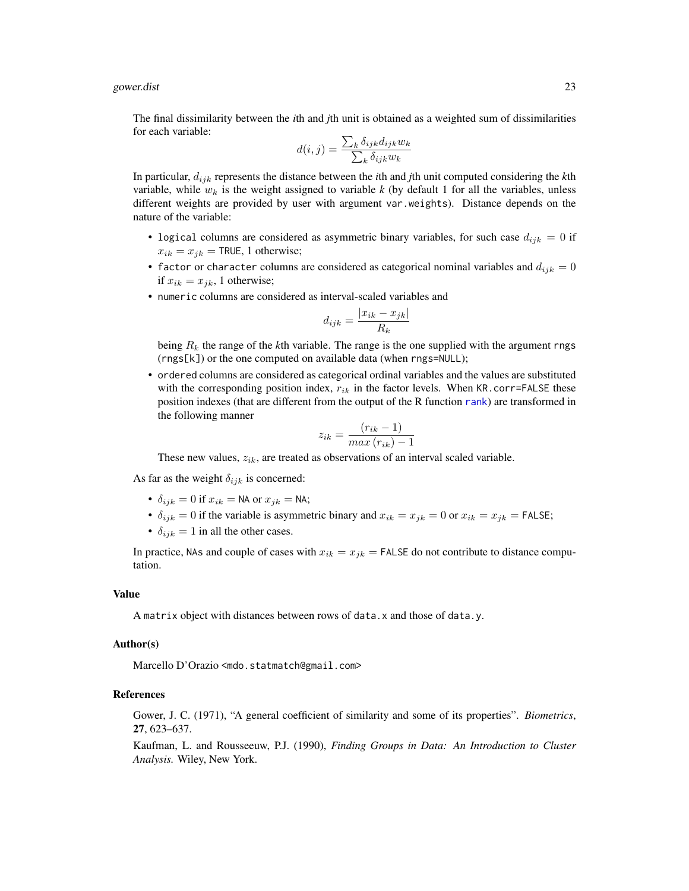The final dissimilarity between the *i*th and *j*th unit is obtained as a weighted sum of dissimilarities for each variable:

$$d(i,j) = \frac{\sum_k \delta_{ijk} d_{ijk} w_k}{\sum_k \delta_{ijk} w_k}$$

In particular, $d_{ijk}$ represents the distance between the *i*th and *j*th unit computed considering the *k*th variable, while $w_k$ is the weight assigned to variable *k* (by default 1 for all the variables, unless different weights are provided by user with argument `var.weights`). Distance depends on the nature of the variable:

- `logical` columns are considered as asymmetric binary variables, for such case $d_{ijk} = 0$ if $x_{ik} = x_{jk} =$ `TRUE`, 1 otherwise;
- `factor` or `character` columns are considered as categorical nominal variables and $d_{ijk} = 0$ if $x_{ik} = x_{jk}$, 1 otherwise;
- `numeric` columns are considered as interval-scaled variables and

  $$d_{ijk} = \frac{|x_{ik} - x_{jk}|}{R_k}$$

  being $R_k$ the range of the *k*th variable. The range is the one supplied with the argument `rngs` (`rngs[k]`) or the one computed on available data (when `rngs=NULL`);
- `ordered` columns are considered as categorical ordinal variables and the values are substituted with the corresponding position index, $r_{ik}$ in the factor levels. When `KR.corr=FALSE` these position indexes (that are different from the output of the R function `rank`) are transformed in the following manner

  $$z_{ik} = \frac{(r_{ik} - 1)}{max\,(r_{ik}) - 1}$$

  These new values, $z_{ik}$, are treated as observations of an interval scaled variable.

As far as the weight $\delta_{ijk}$ is concerned:

- $\delta_{ijk} = 0$ if $x_{ik} =$ `NA` or $x_{jk} =$ `NA`;
- $\delta_{ijk} = 0$ if the variable is asymmetric binary and $x_{ik} = x_{jk} = 0$ or $x_{ik} = x_{jk} =$ `FALSE`;
- $\delta_{ijk} = 1$ in all the other cases.

In practice, `NA`s and couple of cases with $x_{ik} = x_{jk} =$ `FALSE` do not contribute to distance computation.

### Value

A `matrix` object with distances between rows of `data.x` and those of `data.y`.

### Author(s)

Marcello D'Orazio <mdo.statmatch@gmail.com>

### References

Gower, J. C. (1971), "A general coefficient of similarity and some of its properties". *Biometrics*, **27**, 623–637.

Kaufman, L. and Rousseeuw, P.J. (1990), *Finding Groups in Data: An Introduction to Cluster Analysis.* Wiley, New York.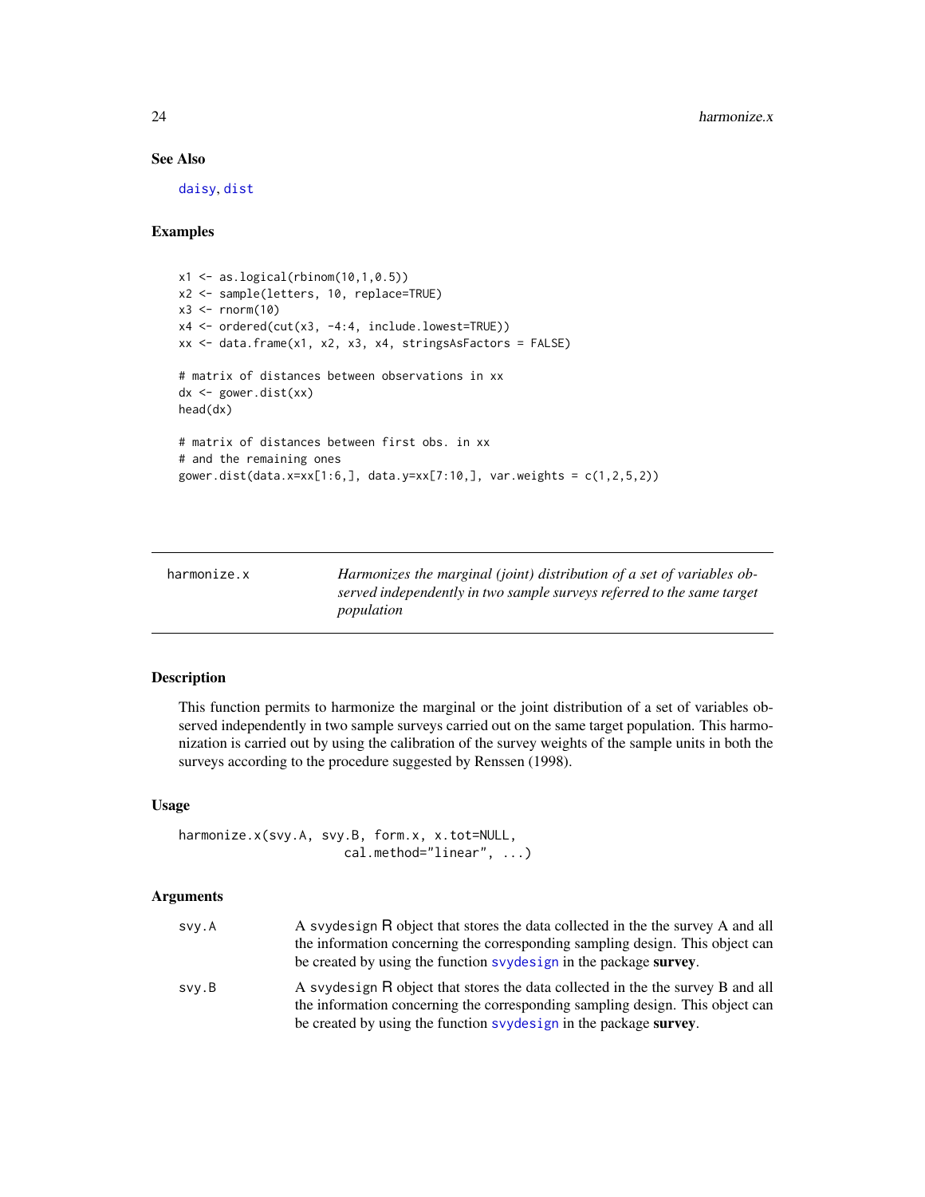## See Also

daisy, dist

## Examples

```
x1 <- as.logical(rbinom(10,1,0.5))
x2 <- sample(letters, 10, replace=TRUE)
x3 <- rnorm(10)
x4 <- ordered(cut(x3, -4:4, include.lowest=TRUE))
xx <- data.frame(x1, x2, x3, x4, stringsAsFactors = FALSE)

# matrix of distances between observations in xx
dx <- gower.dist(xx)
head(dx)

# matrix of distances between first obs. in xx
# and the remaining ones
gower.dist(data.x=xx[1:6,], data.y=xx[7:10,], var.weights = c(1,2,5,2))
```

---

# harmonize.x

*Harmonizes the marginal (joint) distribution of a set of variables observed independently in two sample surveys referred to the same target population*

---

## Description

This function permits to harmonize the marginal or the joint distribution of a set of variables observed independently in two sample surveys carried out on the same target population. This harmonization is carried out by using the calibration of the survey weights of the sample units in both the surveys according to the procedure suggested by Renssen (1998).

## Usage

```
harmonize.x(svy.A, svy.B, form.x, x.tot=NULL,
                    cal.method="linear", ...)
```

## Arguments

| | |
|---|---|
| svy.A | A svydesign R object that stores the data collected in the the survey A and all the information concerning the corresponding sampling design. This object can be created by using the function svydesign in the package **survey**. |
| svy.B | A svydesign R object that stores the data collected in the the survey B and all the information concerning the corresponding sampling design. This object can be created by using the function svydesign in the package **survey**. |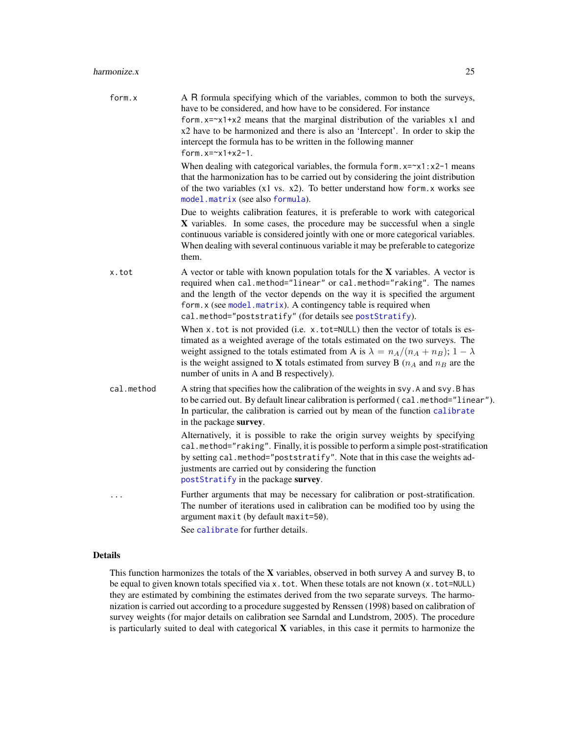**form.x** A R formula specifying which of the variables, common to both the surveys, have to be considered, and how have to be considered. For instance `form.x=~x1+x2` means that the marginal distribution of the variables x1 and x2 have to be harmonized and there is also an 'Intercept'. In order to skip the intercept the formula has to be written in the following manner `form.x=~x1+x2-1`.

When dealing with categorical variables, the formula `form.x=~x1:x2-1` means that the harmonization has to be carried out by considering the joint distribution of the two variables (x1 vs. x2). To better understand how `form.x` works see `model.matrix` (see also `formula`).

Due to weights calibration features, it is preferable to work with categorical **X** variables. In some cases, the procedure may be successful when a single continuous variable is considered jointly with one or more categorical variables. When dealing with several continuous variable it may be preferable to categorize them.

**x.tot** A vector or table with known population totals for the **X** variables. A vector is required when `cal.method="linear"` or `cal.method="raking"`. The names and the length of the vector depends on the way it is specified the argument `form.x` (see `model.matrix`). A contingency table is required when `cal.method="poststratify"` (for details see `postStratify`).

When `x.tot` is not provided (i.e. `x.tot=NULL`) then the vector of totals is estimated as a weighted average of the totals estimated on the two surveys. The weight assigned to the totals estimated from A is $\lambda = n_A/(n_A + n_B)$; $1 - \lambda$ is the weight assigned to **X** totals estimated from survey B ($n_A$ and $n_B$ are the number of units in A and B respectively).

**cal.method** A string that specifies how the calibration of the weights in `svy.A` and `svy.B` has to be carried out. By default linear calibration is performed ( `cal.method="linear"`). In particular, the calibration is carried out by mean of the function `calibrate` in the package **survey**.

Alternatively, it is possible to rake the origin survey weights by specifying `cal.method="raking"`. Finally, it is possible to perform a simple post-stratification by setting `cal.method="poststratify"`. Note that in this case the weights adjustments are carried out by considering the function `postStratify` in the package **survey**.

**...** Further arguments that may be necessary for calibration or post-stratification. The number of iterations used in calibration can be modified too by using the argument `maxit` (by default `maxit=50`).

See `calibrate` for further details.

## Details

This function harmonizes the totals of the **X** variables, observed in both survey A and survey B, to be equal to given known totals specified via `x.tot`. When these totals are not known (`x.tot=NULL`) they are estimated by combining the estimates derived from the two separate surveys. The harmonization is carried out according to a procedure suggested by Renssen (1998) based on calibration of survey weights (for major details on calibration see Sarndal and Lundstrom, 2005). The procedure is particularly suited to deal with categorical **X** variables, in this case it permits to harmonize the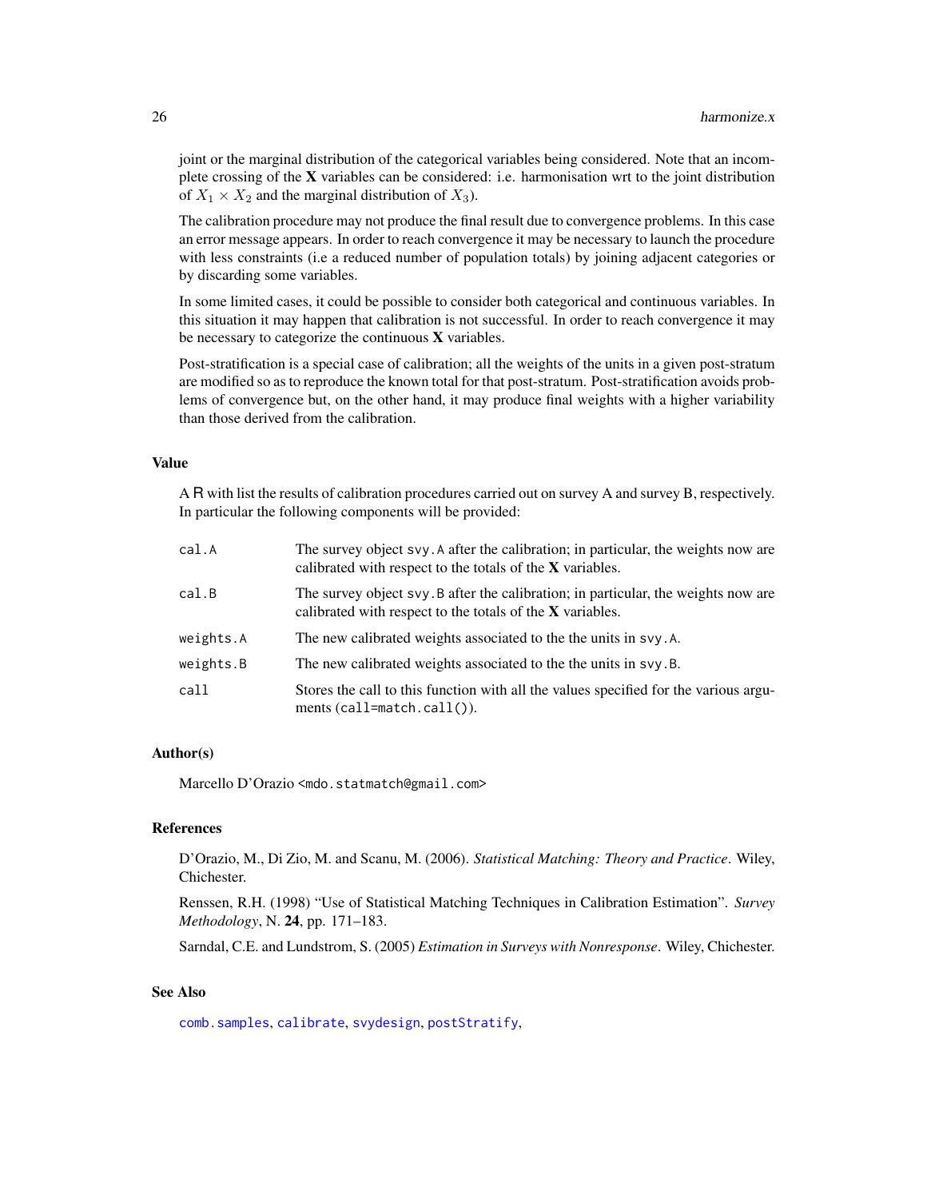joint or the marginal distribution of the categorical variables being considered. Note that an incomplete crossing of the **X** variables can be considered: i.e. harmonisation wrt to the joint distribution of $X_1 \times X_2$ and the marginal distribution of $X_3$).

The calibration procedure may not produce the final result due to convergence problems. In this case an error message appears. In order to reach convergence it may be necessary to launch the procedure with less constraints (i.e a reduced number of population totals) by joining adjacent categories or by discarding some variables.

In some limited cases, it could be possible to consider both categorical and continuous variables. In this situation it may happen that calibration is not successful. In order to reach convergence it may be necessary to categorize the continuous **X** variables.

Post-stratification is a special case of calibration; all the weights of the units in a given post-stratum are modified so as to reproduce the known total for that post-stratum. Post-stratification avoids problems of convergence but, on the other hand, it may produce final weights with a higher variability than those derived from the calibration.

### Value

A R with list the results of calibration procedures carried out on survey A and survey B, respectively. In particular the following components will be provided:

| | |
|---|---|
| `cal.A` | The survey object `svy.A` after the calibration; in particular, the weights now are calibrated with respect to the totals of the **X** variables. |
| `cal.B` | The survey object `svy.B` after the calibration; in particular, the weights now are calibrated with respect to the totals of the **X** variables. |
| `weights.A` | The new calibrated weights associated to the the units in `svy.A`. |
| `weights.B` | The new calibrated weights associated to the the units in `svy.B`. |
| `call` | Stores the call to this function with all the values specified for the various arguments (`call=match.call()`). |

### Author(s)

Marcello D'Orazio <mdo.statmatch@gmail.com>

### References

D'Orazio, M., Di Zio, M. and Scanu, M. (2006). *Statistical Matching: Theory and Practice*. Wiley, Chichester.

Renssen, R.H. (1998) "Use of Statistical Matching Techniques in Calibration Estimation". *Survey Methodology*, N. **24**, pp. 171–183.

Sarndal, C.E. and Lundstrom, S. (2005) *Estimation in Surveys with Nonresponse*. Wiley, Chichester.

### See Also

`comb.samples`, `calibrate`, `svydesign`, `postStratify`,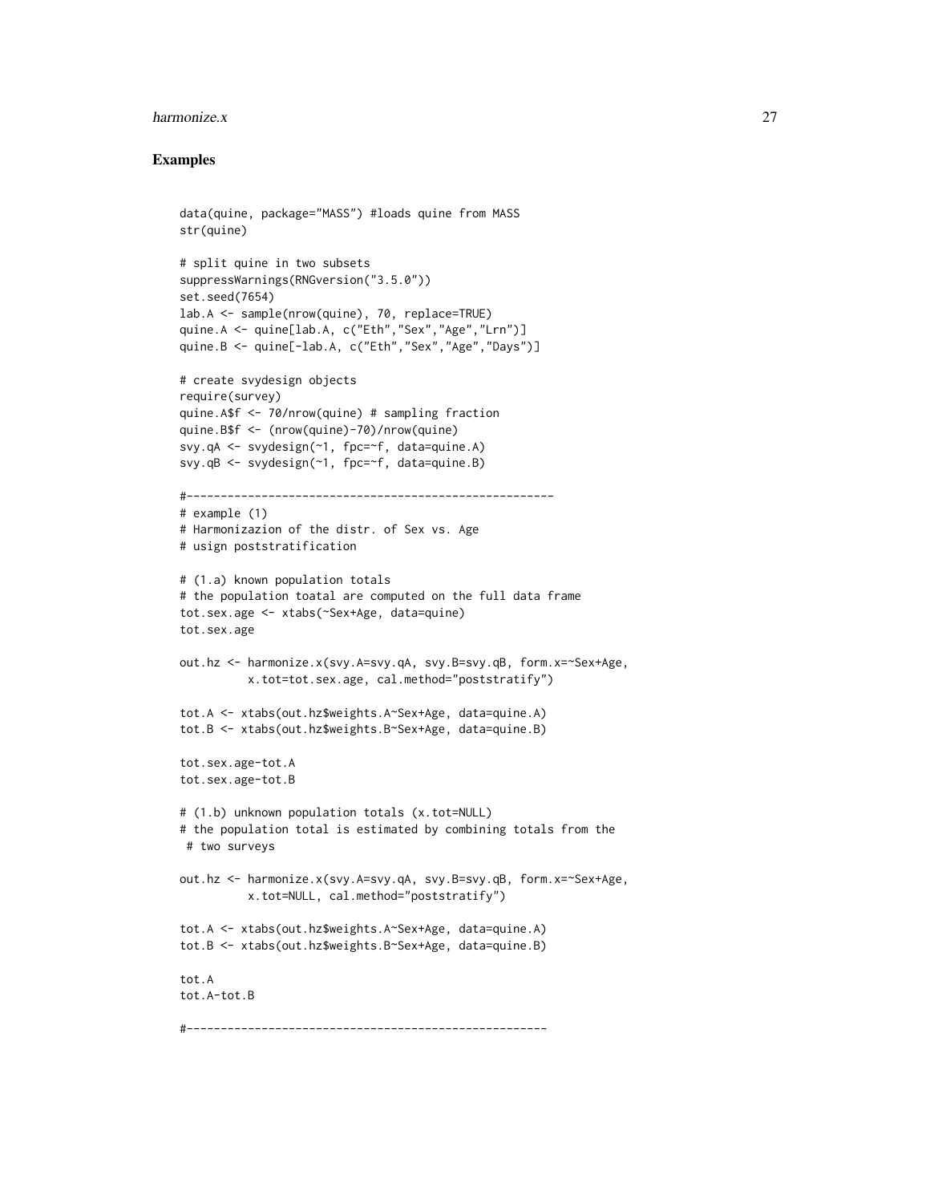## Examples

```
data(quine, package="MASS") #loads quine from MASS
str(quine)

# split quine in two subsets
suppressWarnings(RNGversion("3.5.0"))
set.seed(7654)
lab.A <- sample(nrow(quine), 70, replace=TRUE)
quine.A <- quine[lab.A, c("Eth","Sex","Age","Lrn")]
quine.B <- quine[-lab.A, c("Eth","Sex","Age","Days")]

# create svydesign objects
require(survey)
quine.A$f <- 70/nrow(quine) # sampling fraction
quine.B$f <- (nrow(quine)-70)/nrow(quine)
svy.qA <- svydesign(~1, fpc=~f, data=quine.A)
svy.qB <- svydesign(~1, fpc=~f, data=quine.B)

#------------------------------------------------------
# example (1)
# Harmonizazion of the distr. of Sex vs. Age
# usign poststratification

# (1.a) known population totals
# the population toatal are computed on the full data frame
tot.sex.age <- xtabs(~Sex+Age, data=quine)
tot.sex.age

out.hz <- harmonize.x(svy.A=svy.qA, svy.B=svy.qB, form.x=~Sex+Age,
          x.tot=tot.sex.age, cal.method="poststratify")

tot.A <- xtabs(out.hz$weights.A~Sex+Age, data=quine.A)
tot.B <- xtabs(out.hz$weights.B~Sex+Age, data=quine.B)

tot.sex.age-tot.A
tot.sex.age-tot.B

# (1.b) unknown population totals (x.tot=NULL)
# the population total is estimated by combining totals from the
 # two surveys

out.hz <- harmonize.x(svy.A=svy.qA, svy.B=svy.qB, form.x=~Sex+Age,
          x.tot=NULL, cal.method="poststratify")

tot.A <- xtabs(out.hz$weights.A~Sex+Age, data=quine.A)
tot.B <- xtabs(out.hz$weights.B~Sex+Age, data=quine.B)

tot.A
tot.A-tot.B

#-----------------------------------------------------
```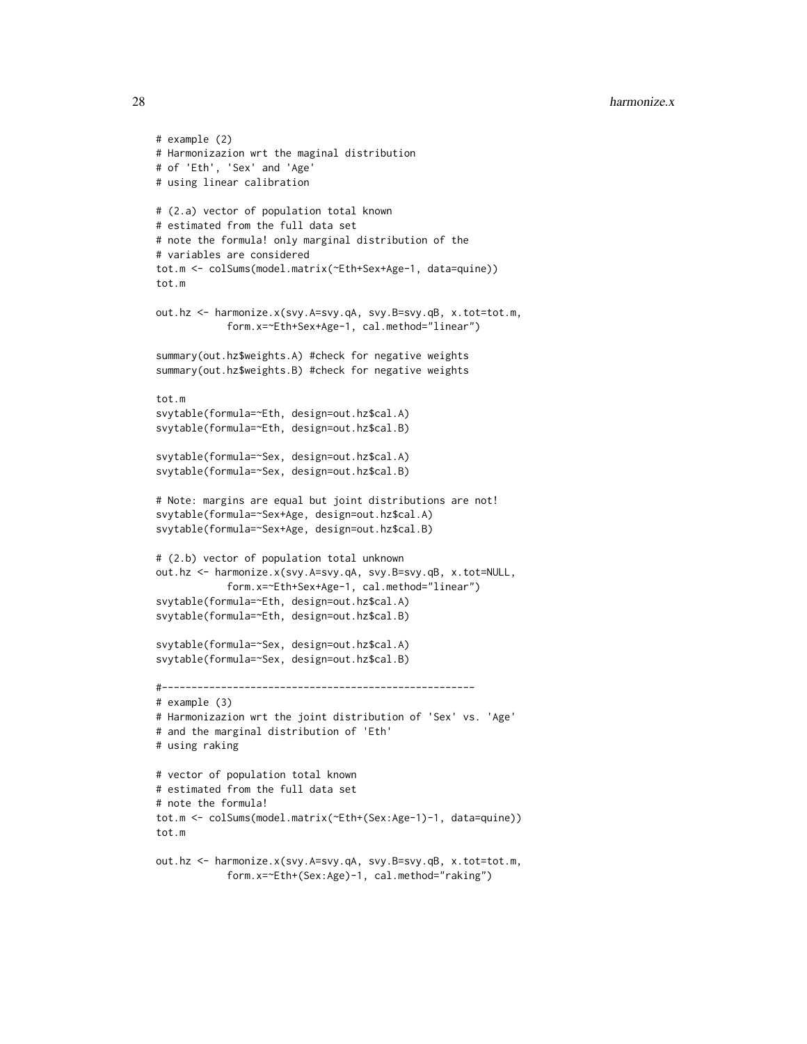```
# example (2)
# Harmonizazion wrt the maginal distribution
# of 'Eth', 'Sex' and 'Age'
# using linear calibration

# (2.a) vector of population total known
# estimated from the full data set
# note the formula! only marginal distribution of the
# variables are considered
tot.m <- colSums(model.matrix(~Eth+Sex+Age-1, data=quine))
tot.m

out.hz <- harmonize.x(svy.A=svy.qA, svy.B=svy.qB, x.tot=tot.m,
            form.x=~Eth+Sex+Age-1, cal.method="linear")

summary(out.hz$weights.A) #check for negative weights
summary(out.hz$weights.B) #check for negative weights

tot.m
svytable(formula=~Eth, design=out.hz$cal.A)
svytable(formula=~Eth, design=out.hz$cal.B)

svytable(formula=~Sex, design=out.hz$cal.A)
svytable(formula=~Sex, design=out.hz$cal.B)

# Note: margins are equal but joint distributions are not!
svytable(formula=~Sex+Age, design=out.hz$cal.A)
svytable(formula=~Sex+Age, design=out.hz$cal.B)

# (2.b) vector of population total unknown
out.hz <- harmonize.x(svy.A=svy.qA, svy.B=svy.qB, x.tot=NULL,
            form.x=~Eth+Sex+Age-1, cal.method="linear")
svytable(formula=~Eth, design=out.hz$cal.A)
svytable(formula=~Eth, design=out.hz$cal.B)

svytable(formula=~Sex, design=out.hz$cal.A)
svytable(formula=~Sex, design=out.hz$cal.B)

#-----------------------------------------------------
# example (3)
# Harmonizazion wrt the joint distribution of 'Sex' vs. 'Age'
# and the marginal distribution of 'Eth'
# using raking

# vector of population total known
# estimated from the full data set
# note the formula!
tot.m <- colSums(model.matrix(~Eth+(Sex:Age-1)-1, data=quine))
tot.m

out.hz <- harmonize.x(svy.A=svy.qA, svy.B=svy.qB, x.tot=tot.m,
            form.x=~Eth+(Sex:Age)-1, cal.method="raking")
```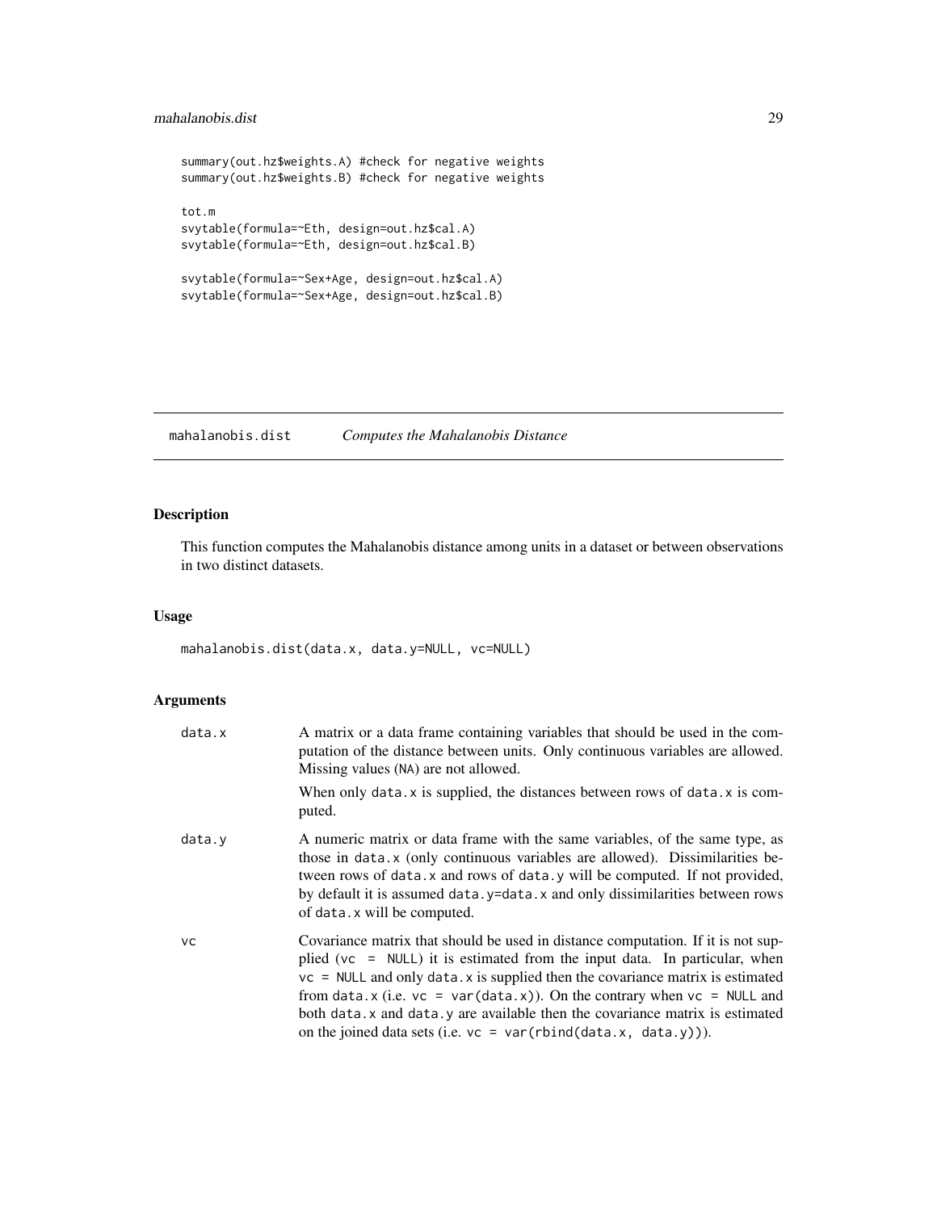```
summary(out.hz$weights.A) #check for negative weights
summary(out.hz$weights.B) #check for negative weights

tot.m
svytable(formula=~Eth, design=out.hz$cal.A)
svytable(formula=~Eth, design=out.hz$cal.B)

svytable(formula=~Sex+Age, design=out.hz$cal.A)
svytable(formula=~Sex+Age, design=out.hz$cal.B)
```

## mahalanobis.dist *Computes the Mahalanobis Distance*

### Description

This function computes the Mahalanobis distance among units in a dataset or between observations in two distinct datasets.

### Usage

```
mahalanobis.dist(data.x, data.y=NULL, vc=NULL)
```

### Arguments

| | |
|---|---|
| data.x | A matrix or a data frame containing variables that should be used in the computation of the distance between units. Only continuous variables are allowed. Missing values (NA) are not allowed. When only data.x is supplied, the distances between rows of data.x is computed. |
| data.y | A numeric matrix or data frame with the same variables, of the same type, as those in data.x (only continuous variables are allowed). Dissimilarities between rows of data.x and rows of data.y will be computed. If not provided, by default it is assumed data.y=data.x and only dissimilarities between rows of data.x will be computed. |
| vc | Covariance matrix that should be used in distance computation. If it is not supplied (vc = NULL) it is estimated from the input data. In particular, when vc = NULL and only data.x is supplied then the covariance matrix is estimated from data.x (i.e. vc = var(data.x)). On the contrary when vc = NULL and both data.x and data.y are available then the covariance matrix is estimated on the joined data sets (i.e. vc = var(rbind(data.x, data.y))). |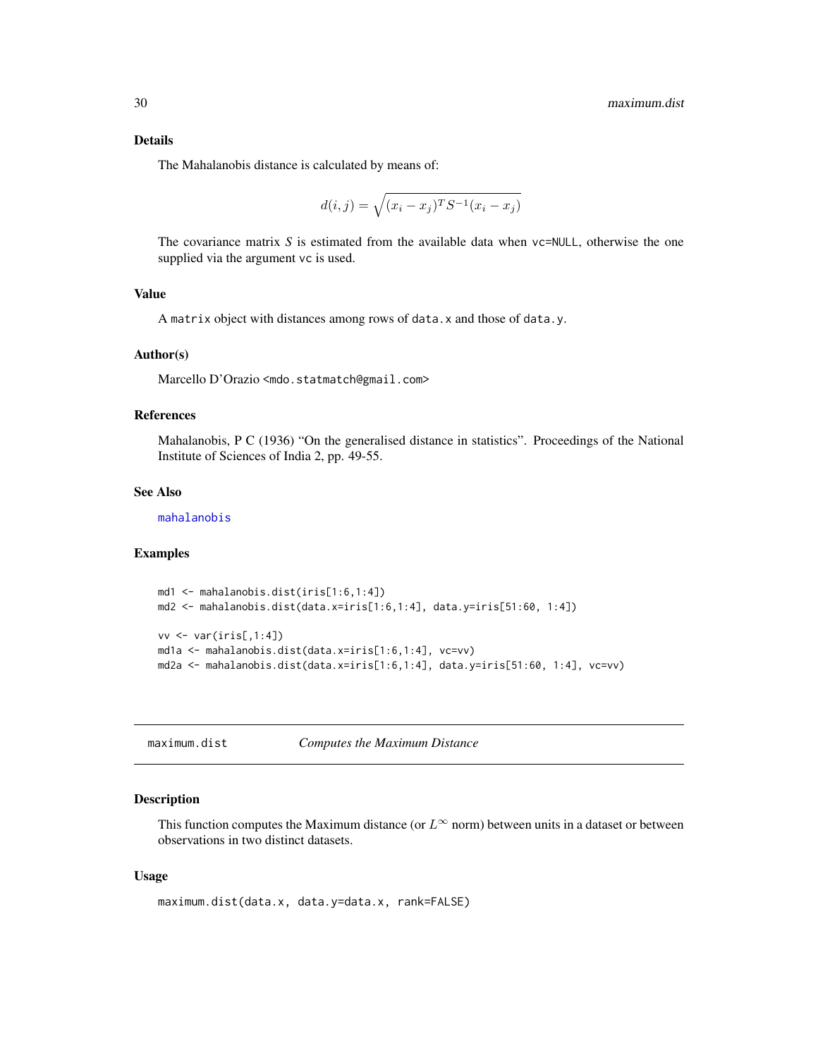### Details

The Mahalanobis distance is calculated by means of:

$$d(i,j) = \sqrt{(x_i - x_j)^T S^{-1} (x_i - x_j)}$$

The covariance matrix $S$ is estimated from the available data when vc=NULL, otherwise the one supplied via the argument vc is used.

### Value

A matrix object with distances among rows of data.x and those of data.y.

### Author(s)

Marcello D'Orazio <mdo.statmatch@gmail.com>

### References

Mahalanobis, P C (1936) "On the generalised distance in statistics". Proceedings of the National Institute of Sciences of India 2, pp. 49-55.

### See Also

mahalanobis

### Examples

```
md1 <- mahalanobis.dist(iris[1:6,1:4])
md2 <- mahalanobis.dist(data.x=iris[1:6,1:4], data.y=iris[51:60, 1:4])

vv <- var(iris[,1:4])
md1a <- mahalanobis.dist(data.x=iris[1:6,1:4], vc=vv)
md2a <- mahalanobis.dist(data.x=iris[1:6,1:4], data.y=iris[51:60, 1:4], vc=vv)
```

---

## maximum.dist — *Computes the Maximum Distance*

### Description

This function computes the Maximum distance (or $L^{\infty}$ norm) between units in a dataset or between observations in two distinct datasets.

### Usage

```
maximum.dist(data.x, data.y=data.x, rank=FALSE)
```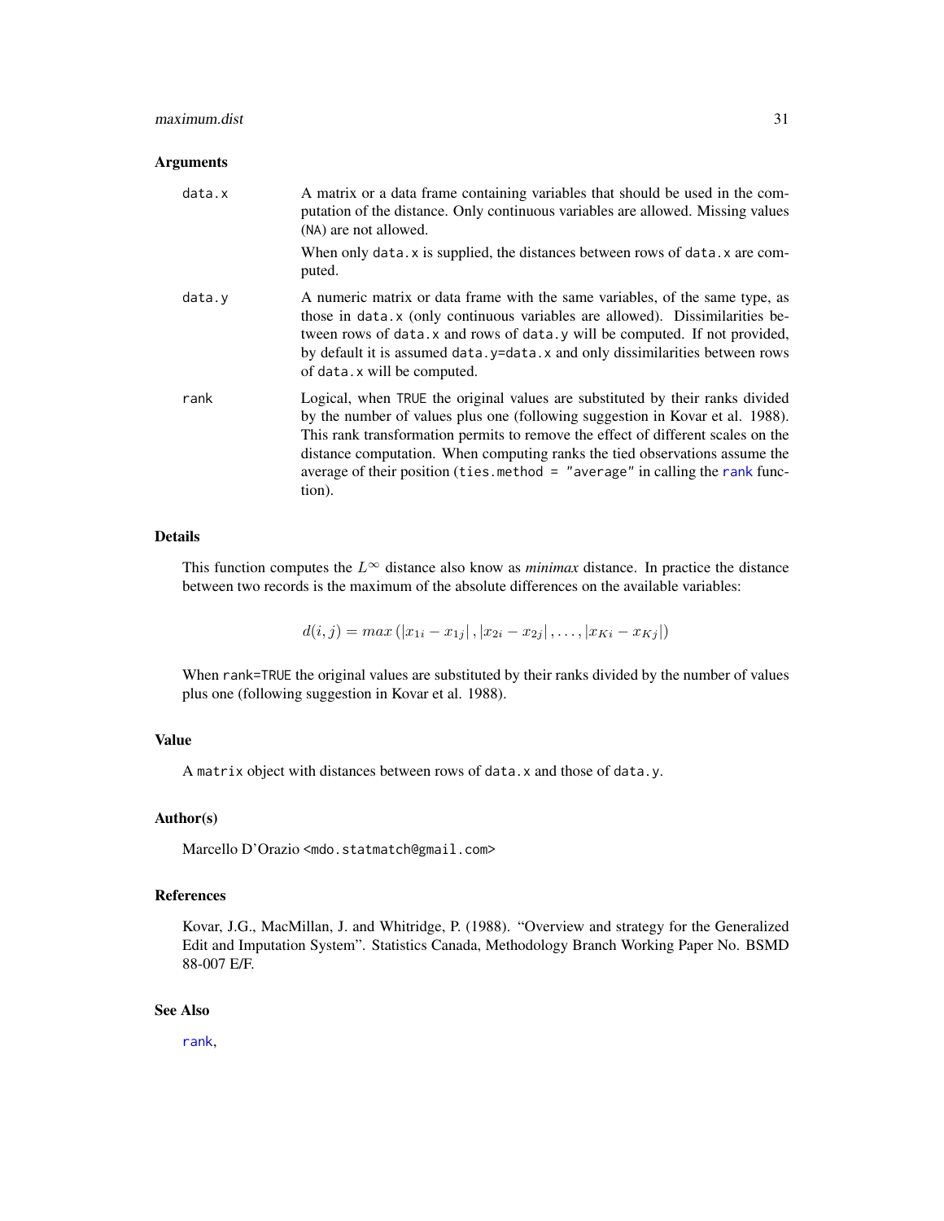## Arguments

**data.x** A matrix or a data frame containing variables that should be used in the computation of the distance. Only continuous variables are allowed. Missing values (NA) are not allowed.

When only data.x is supplied, the distances between rows of data.x are computed.

**data.y** A numeric matrix or data frame with the same variables, of the same type, as those in data.x (only continuous variables are allowed). Dissimilarities between rows of data.x and rows of data.y will be computed. If not provided, by default it is assumed data.y=data.x and only dissimilarities between rows of data.x will be computed.

**rank** Logical, when TRUE the original values are substituted by their ranks divided by the number of values plus one (following suggestion in Kovar et al. 1988). This rank transformation permits to remove the effect of different scales on the distance computation. When computing ranks the tied observations assume the average of their position (ties.method = "average" in calling the rank function).

## Details

This function computes the $L^\infty$ distance also know as *minimax* distance. In practice the distance between two records is the maximum of the absolute differences on the available variables:

$$d(i,j) = max\left(\left|x_{1i} - x_{1j}\right|, \left|x_{2i} - x_{2j}\right|, \dots, \left|x_{Ki} - x_{Kj}\right|\right)$$

When rank=TRUE the original values are substituted by their ranks divided by the number of values plus one (following suggestion in Kovar et al. 1988).

## Value

A matrix object with distances between rows of data.x and those of data.y.

## Author(s)

Marcello D'Orazio <mdo.statmatch@gmail.com>

## References

Kovar, J.G., MacMillan, J. and Whitridge, P. (1988). "Overview and strategy for the Generalized Edit and Imputation System". Statistics Canada, Methodology Branch Working Paper No. BSMD 88-007 E/F.

## See Also

rank,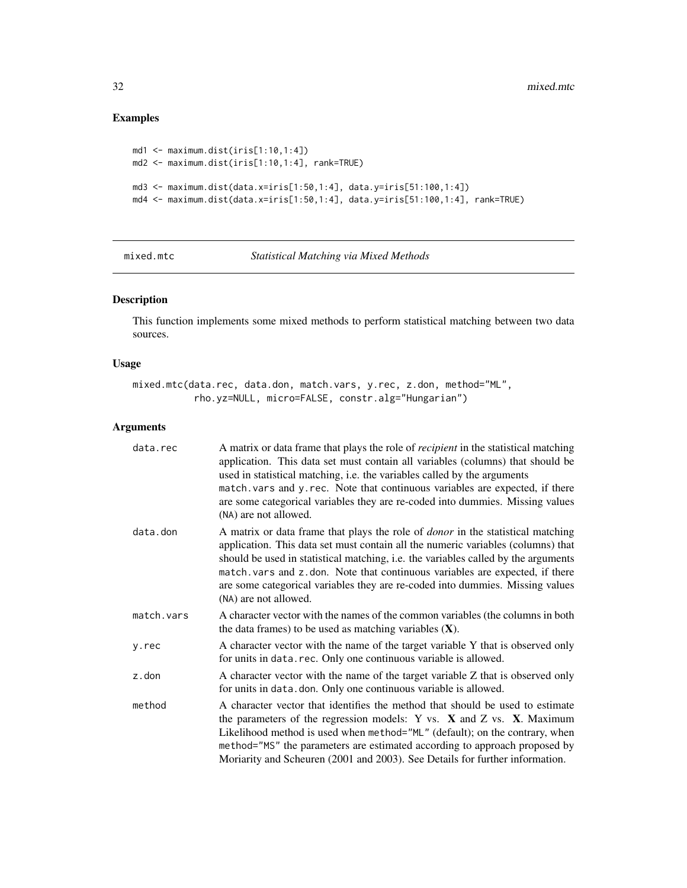## Examples

```
md1 <- maximum.dist(iris[1:10,1:4])
md2 <- maximum.dist(iris[1:10,1:4], rank=TRUE)

md3 <- maximum.dist(data.x=iris[1:50,1:4], data.y=iris[51:100,1:4])
md4 <- maximum.dist(data.x=iris[1:50,1:4], data.y=iris[51:100,1:4], rank=TRUE)
```

---

# mixed.mtc — *Statistical Matching via Mixed Methods*

## Description

This function implements some mixed methods to perform statistical matching between two data sources.

## Usage

```
mixed.mtc(data.rec, data.don, match.vars, y.rec, z.don, method="ML",
          rho.yz=NULL, micro=FALSE, constr.alg="Hungarian")
```

## Arguments

| | |
|---|---|
| data.rec | A matrix or data frame that plays the role of *recipient* in the statistical matching application. This data set must contain all variables (columns) that should be used in statistical matching, i.e. the variables called by the arguments match.vars and y.rec. Note that continuous variables are expected, if there are some categorical variables they are re-coded into dummies. Missing values (NA) are not allowed. |
| data.don | A matrix or data frame that plays the role of *donor* in the statistical matching application. This data set must contain all the numeric variables (columns) that should be used in statistical matching, i.e. the variables called by the arguments match.vars and z.don. Note that continuous variables are expected, if there are some categorical variables they are re-coded into dummies. Missing values (NA) are not allowed. |
| match.vars | A character vector with the names of the common variables (the columns in both the data frames) to be used as matching variables (**X**). |
| y.rec | A character vector with the name of the target variable Y that is observed only for units in data.rec. Only one continuous variable is allowed. |
| z.don | A character vector with the name of the target variable Z that is observed only for units in data.don. Only one continuous variable is allowed. |
| method | A character vector that identifies the method that should be used to estimate the parameters of the regression models: Y vs. **X** and Z vs. **X**. Maximum Likelihood method is used when method="ML" (default); on the contrary, when method="MS" the parameters are estimated according to approach proposed by Moriarity and Scheuren (2001 and 2003). See Details for further information. |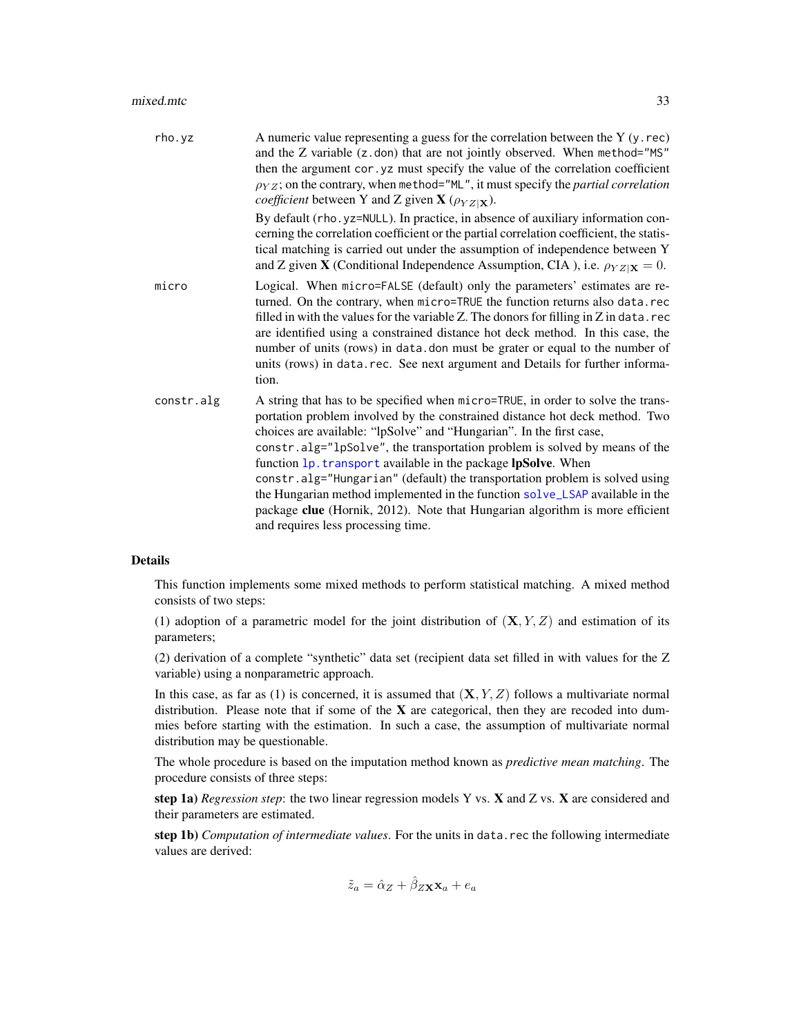rho.yz
: A numeric value representing a guess for the correlation between the Y (`y.rec`) and the Z variable (`z.don`) that are not jointly observed. When `method="MS"` then the argument `cor.yz` must specify the value of the correlation coefficient $\rho_{YZ}$; on the contrary, when `method="ML"`, it must specify the *partial correlation coefficient* between Y and Z given **X** ($\rho_{YZ|\mathbf{X}}$).

  By default (`rho.yz=NULL`). In practice, in absence of auxiliary information concerning the correlation coefficient or the partial correlation coefficient, the statistical matching is carried out under the assumption of independence between Y and Z given **X** (Conditional Independence Assumption, CIA ), i.e. $\rho_{YZ|\mathbf{X}} = 0$.

micro
: Logical. When `micro=FALSE` (default) only the parameters' estimates are returned. On the contrary, when `micro=TRUE` the function returns also `data.rec` filled in with the values for the variable Z. The donors for filling in Z in `data.rec` are identified using a constrained distance hot deck method. In this case, the number of units (rows) in `data.don` must be grater or equal to the number of units (rows) in `data.rec`. See next argument and Details for further information.

constr.alg
: A string that has to be specified when `micro=TRUE`, in order to solve the transportation problem involved by the constrained distance hot deck method. Two choices are available: "lpSolve" and "Hungarian". In the first case, `constr.alg="lpSolve"`, the transportation problem is solved by means of the function `lp.transport` available in the package **lpSolve**. When `constr.alg="Hungarian"` (default) the transportation problem is solved using the Hungarian method implemented in the function `solve_LSAP` available in the package **clue** (Hornik, 2012). Note that Hungarian algorithm is more efficient and requires less processing time.

## Details

This function implements some mixed methods to perform statistical matching. A mixed method consists of two steps:

(1) adoption of a parametric model for the joint distribution of $(\mathbf{X}, Y, Z)$ and estimation of its parameters;

(2) derivation of a complete "synthetic" data set (recipient data set filled in with values for the Z variable) using a nonparametric approach.

In this case, as far as (1) is concerned, it is assumed that $(\mathbf{X}, Y, Z)$ follows a multivariate normal distribution. Please note that if some of the **X** are categorical, then they are recoded into dummies before starting with the estimation. In such a case, the assumption of multivariate normal distribution may be questionable.

The whole procedure is based on the imputation method known as *predictive mean matching*. The procedure consists of three steps:

**step 1a)** *Regression step*: the two linear regression models Y vs. **X** and Z vs. **X** are considered and their parameters are estimated.

**step 1b)** *Computation of intermediate values*. For the units in `data.rec` the following intermediate values are derived:

$$\tilde{z}_a = \hat{\alpha}_Z + \hat{\beta}_{Z\mathbf{X}}\mathbf{x}_a + e_a$$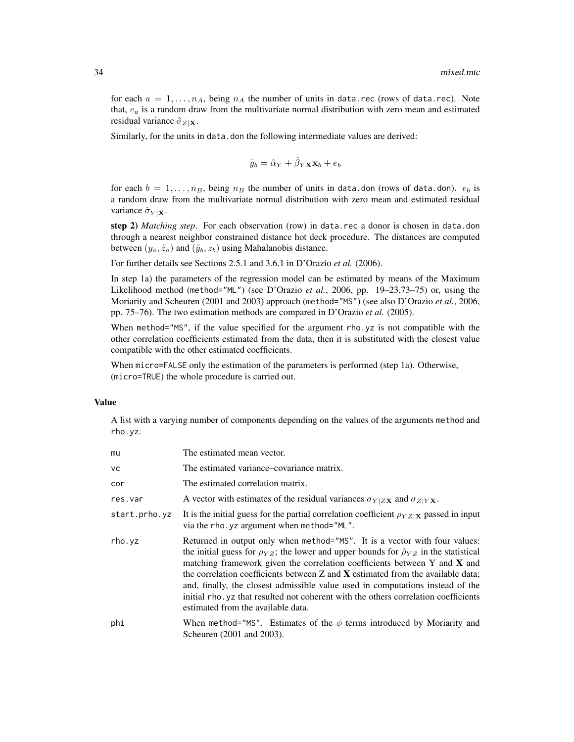for each $a = 1, \ldots, n_A$, being $n_A$ the number of units in `data.rec` (rows of `data.rec`). Note that, $e_a$ is a random draw from the multivariate normal distribution with zero mean and estimated residual variance $\hat{\sigma}_{Z|\mathbf{X}}$.

Similarly, for the units in `data.don` the following intermediate values are derived:

$$\tilde{y}_b = \hat{\alpha}_Y + \hat{\beta}_{Y\mathbf{X}} \mathbf{x}_b + e_b$$

for each $b = 1, \ldots, n_B$, being $n_B$ the number of units in `data.don` (rows of `data.don`). $e_b$ is a random draw from the multivariate normal distribution with zero mean and estimated residual variance $\hat{\sigma}_{Y|\mathbf{X}}$.

**step 2)** *Matching step*. For each observation (row) in `data.rec` a donor is chosen in `data.don` through a nearest neighbor constrained distance hot deck procedure. The distances are computed between $(y_a, \tilde{z}_a)$ and $(\tilde{y}_b, z_b)$ using Mahalanobis distance.

For further details see Sections 2.5.1 and 3.6.1 in D'Orazio *et al.* (2006).

In step 1a) the parameters of the regression model can be estimated by means of the Maximum Likelihood method (`method="ML"`) (see D'Orazio *et al.*, 2006, pp. 19–23,73–75) or, using the Moriarity and Scheuren (2001 and 2003) approach (`method="MS"`) (see also D'Orazio *et al.*, 2006, pp. 75–76). The two estimation methods are compared in D'Orazio *et al.* (2005).

When `method="MS"`, if the value specified for the argument `rho.yz` is not compatible with the other correlation coefficients estimated from the data, then it is substituted with the closest value compatible with the other estimated coefficients.

When `micro=FALSE` only the estimation of the parameters is performed (step 1a). Otherwise, (`micro=TRUE`) the whole procedure is carried out.

### Value

A list with a varying number of components depending on the values of the arguments `method` and `rho.yz`.

| | |
|---|---|
| `mu` | The estimated mean vector. |
| `vc` | The estimated variance–covariance matrix. |
| `cor` | The estimated correlation matrix. |
| `res.var` | A vector with estimates of the residual variances $\sigma_{Y|Z\mathbf{X}}$ and $\sigma_{Z|Y\mathbf{X}}$. |
| `start.prho.yz` | It is the initial guess for the partial correlation coefficient $\rho_{YZ|\mathbf{X}}$ passed in input via the `rho.yz` argument when `method="ML"`. |
| `rho.yz` | Returned in output only when `method="MS"`. It is a vector with four values: the initial guess for $\rho_{YZ}$; the lower and upper bounds for $\hat{\rho}_{YZ}$ in the statistical matching framework given the correlation coefficients between Y and **X** and the correlation coefficients between Z and **X** estimated from the available data; and, finally, the closest admissible value used in computations instead of the initial `rho.yz` that resulted not coherent with the others correlation coefficients estimated from the available data. |
| `phi` | When `method="MS"`. Estimates of the $\phi$ terms introduced by Moriarity and Scheuren (2001 and 2003). |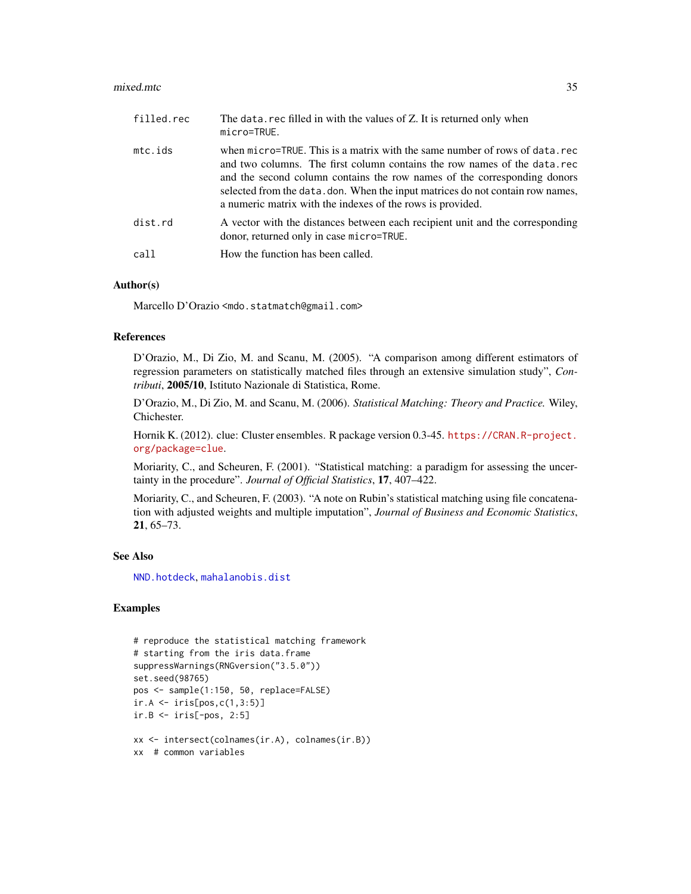| | |
|---|---|
| filled.rec | The data.rec filled in with the values of Z. It is returned only when micro=TRUE. |
| mtc.ids | when micro=TRUE. This is a matrix with the same number of rows of data.rec and two columns. The first column contains the row names of the data.rec and the second column contains the row names of the corresponding donors selected from the data.don. When the input matrices do not contain row names, a numeric matrix with the indexes of the rows is provided. |
| dist.rd | A vector with the distances between each recipient unit and the corresponding donor, returned only in case micro=TRUE. |
| call | How the function has been called. |

## Author(s)

Marcello D'Orazio <mdo.statmatch@gmail.com>

## References

D'Orazio, M., Di Zio, M. and Scanu, M. (2005). "A comparison among different estimators of regression parameters on statistically matched files through an extensive simulation study", *Contributi*, **2005/10**, Istituto Nazionale di Statistica, Rome.

D'Orazio, M., Di Zio, M. and Scanu, M. (2006). *Statistical Matching: Theory and Practice.* Wiley, Chichester.

Hornik K. (2012). clue: Cluster ensembles. R package version 0.3-45. https://CRAN.R-project.org/package=clue.

Moriarity, C., and Scheuren, F. (2001). "Statistical matching: a paradigm for assessing the uncertainty in the procedure". *Journal of Official Statistics*, **17**, 407–422.

Moriarity, C., and Scheuren, F. (2003). "A note on Rubin's statistical matching using file concatenation with adjusted weights and multiple imputation", *Journal of Business and Economic Statistics*, **21**, 65–73.

## See Also

NND.hotdeck, mahalanobis.dist

## Examples

```
# reproduce the statistical matching framework
# starting from the iris data.frame
suppressWarnings(RNGversion("3.5.0"))
set.seed(98765)
pos <- sample(1:150, 50, replace=FALSE)
ir.A <- iris[pos,c(1,3:5)]
ir.B <- iris[-pos, 2:5]

xx <- intersect(colnames(ir.A), colnames(ir.B))
xx  # common variables
```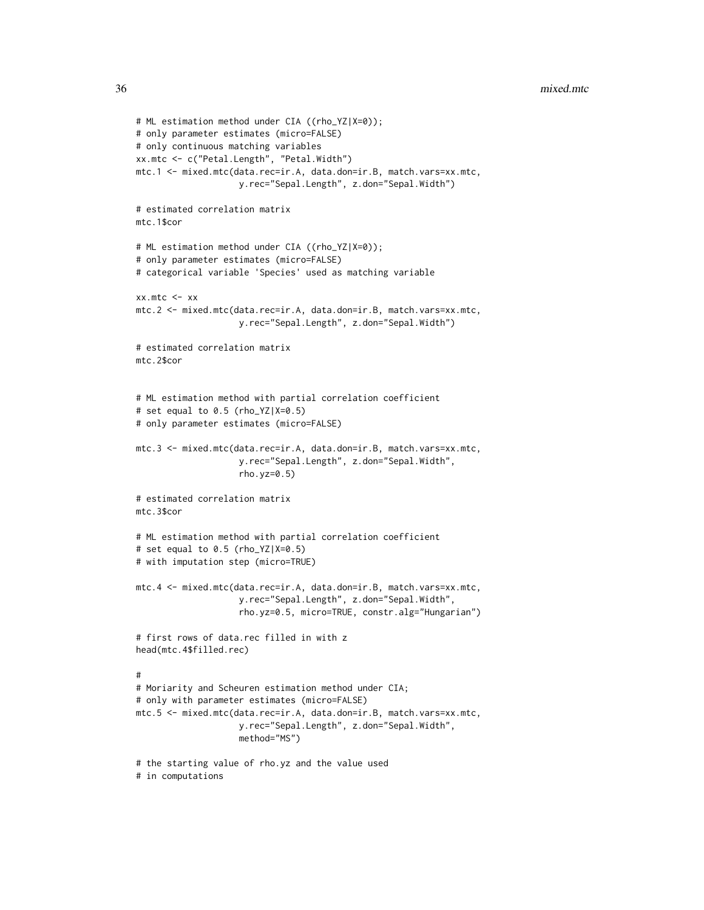```
# ML estimation method under CIA ((rho_YZ|X=0));
# only parameter estimates (micro=FALSE)
# only continuous matching variables
xx.mtc <- c("Petal.Length", "Petal.Width")
mtc.1 <- mixed.mtc(data.rec=ir.A, data.don=ir.B, match.vars=xx.mtc,
                   y.rec="Sepal.Length", z.don="Sepal.Width")

# estimated correlation matrix
mtc.1$cor

# ML estimation method under CIA ((rho_YZ|X=0));
# only parameter estimates (micro=FALSE)
# categorical variable 'Species' used as matching variable

xx.mtc <- xx
mtc.2 <- mixed.mtc(data.rec=ir.A, data.don=ir.B, match.vars=xx.mtc,
                   y.rec="Sepal.Length", z.don="Sepal.Width")

# estimated correlation matrix
mtc.2$cor


# ML estimation method with partial correlation coefficient
# set equal to 0.5 (rho_YZ|X=0.5)
# only parameter estimates (micro=FALSE)

mtc.3 <- mixed.mtc(data.rec=ir.A, data.don=ir.B, match.vars=xx.mtc,
                   y.rec="Sepal.Length", z.don="Sepal.Width",
                   rho.yz=0.5)

# estimated correlation matrix
mtc.3$cor

# ML estimation method with partial correlation coefficient
# set equal to 0.5 (rho_YZ|X=0.5)
# with imputation step (micro=TRUE)

mtc.4 <- mixed.mtc(data.rec=ir.A, data.don=ir.B, match.vars=xx.mtc,
                   y.rec="Sepal.Length", z.don="Sepal.Width",
                   rho.yz=0.5, micro=TRUE, constr.alg="Hungarian")

# first rows of data.rec filled in with z
head(mtc.4$filled.rec)

#
# Moriarity and Scheuren estimation method under CIA;
# only with parameter estimates (micro=FALSE)
mtc.5 <- mixed.mtc(data.rec=ir.A, data.don=ir.B, match.vars=xx.mtc,
                   y.rec="Sepal.Length", z.don="Sepal.Width",
                   method="MS")

# the starting value of rho.yz and the value used
# in computations
```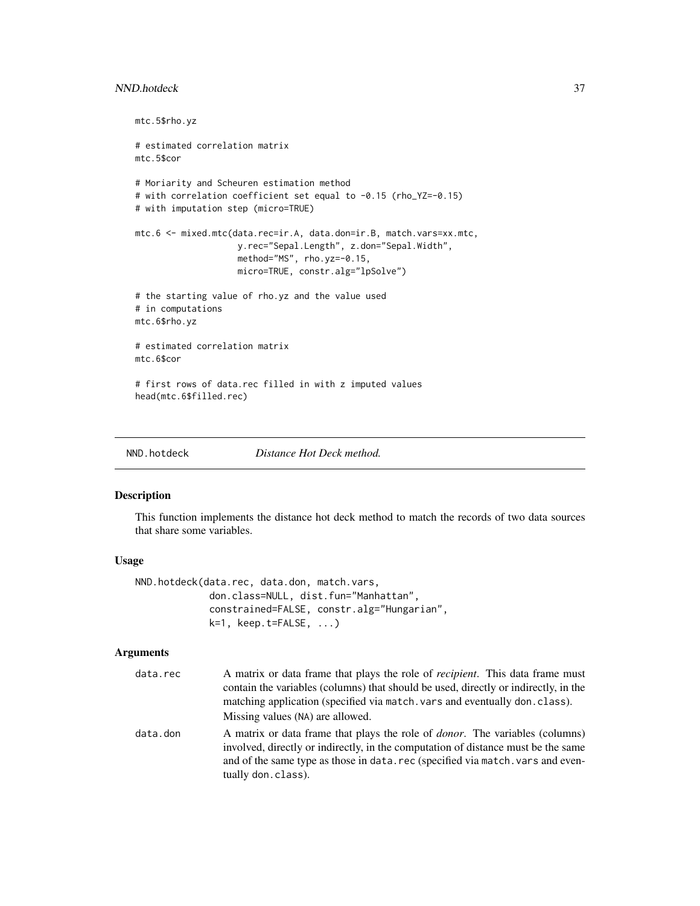```
mtc.5$rho.yz

# estimated correlation matrix
mtc.5$cor

# Moriarity and Scheuren estimation method
# with correlation coefficient set equal to -0.15 (rho_YZ=-0.15)
# with imputation step (micro=TRUE)

mtc.6 <- mixed.mtc(data.rec=ir.A, data.don=ir.B, match.vars=xx.mtc,
                   y.rec="Sepal.Length", z.don="Sepal.Width",
                   method="MS", rho.yz=-0.15,
                   micro=TRUE, constr.alg="lpSolve")

# the starting value of rho.yz and the value used
# in computations
mtc.6$rho.yz

# estimated correlation matrix
mtc.6$cor

# first rows of data.rec filled in with z imputed values
head(mtc.6$filled.rec)
```

---

## NND.hotdeck — *Distance Hot Deck method.*

---

### Description

This function implements the distance hot deck method to match the records of two data sources that share some variables.

### Usage

```
NND.hotdeck(data.rec, data.don, match.vars,
            don.class=NULL, dist.fun="Manhattan",
            constrained=FALSE, constr.alg="Hungarian",
            k=1, keep.t=FALSE, ...)
```

### Arguments

| | |
|---|---|
| `data.rec` | A matrix or data frame that plays the role of *recipient*. This data frame must contain the variables (columns) that should be used, directly or indirectly, in the matching application (specified via `match.vars` and eventually `don.class`). Missing values (`NA`) are allowed. |
| `data.don` | A matrix or data frame that plays the role of *donor*. The variables (columns) involved, directly or indirectly, in the computation of distance must be the same and of the same type as those in `data.rec` (specified via `match.vars` and eventually `don.class`). |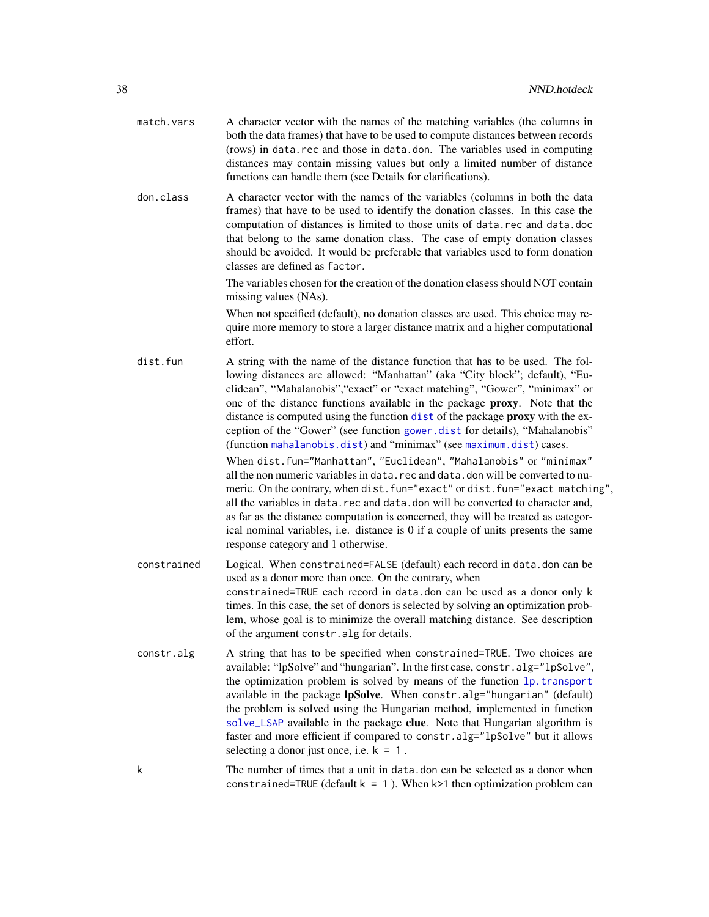**match.vars** A character vector with the names of the matching variables (the columns in both the data frames) that have to be used to compute distances between records (rows) in `data.rec` and those in `data.don`. The variables used in computing distances may contain missing values but only a limited number of distance functions can handle them (see Details for clarifications).

**don.class** A character vector with the names of the variables (columns in both the data frames) that have to be used to identify the donation classes. In this case the computation of distances is limited to those units of `data.rec` and `data.doc` that belong to the same donation class. The case of empty donation classes should be avoided. It would be preferable that variables used to form donation classes are defined as `factor`.

The variables chosen for the creation of the donation clasess should NOT contain missing values (NAs).

When not specified (default), no donation classes are used. This choice may require more memory to store a larger distance matrix and a higher computational effort.

**dist.fun** A string with the name of the distance function that has to be used. The following distances are allowed: "Manhattan" (aka "City block"; default), "Euclidean", "Mahalanobis","exact" or "exact matching", "Gower", "minimax" or one of the distance functions available in the package **proxy**. Note that the distance is computed using the function `dist` of the package **proxy** with the exception of the "Gower" (see function `gower.dist` for details), "Mahalanobis" (function `mahalanobis.dist`) and "minimax" (see `maximum.dist`) cases.

When `dist.fun="Manhattan"`, `"Euclidean"`, `"Mahalanobis"` or `"minimax"` all the non numeric variables in `data.rec` and `data.don` will be converted to numeric. On the contrary, when `dist.fun="exact"` or `dist.fun="exact matching"`, all the variables in `data.rec` and `data.don` will be converted to character and, as far as the distance computation is concerned, they will be treated as categorical nominal variables, i.e. distance is 0 if a couple of units presents the same response category and 1 otherwise.

**constrained** Logical. When `constrained=FALSE` (default) each record in `data.don` can be used as a donor more than once. On the contrary, when `constrained=TRUE` each record in `data.don` can be used as a donor only k times. In this case, the set of donors is selected by solving an optimization problem, whose goal is to minimize the overall matching distance. See description of the argument `constr.alg` for details.

**constr.alg** A string that has to be specified when `constrained=TRUE`. Two choices are available: "lpSolve" and "hungarian". In the first case, `constr.alg="lpSolve"`, the optimization problem is solved by means of the function `lp.transport` available in the package **lpSolve**. When `constr.alg="hungarian"` (default) the problem is solved using the Hungarian method, implemented in function `solve_LSAP` available in the package **clue**. Note that Hungarian algorithm is faster and more efficient if compared to `constr.alg="lpSolve"` but it allows selecting a donor just once, i.e. `k = 1`.

**k** The number of times that a unit in `data.don` can be selected as a donor when `constrained=TRUE` (default `k = 1`). When k>1 then optimization problem can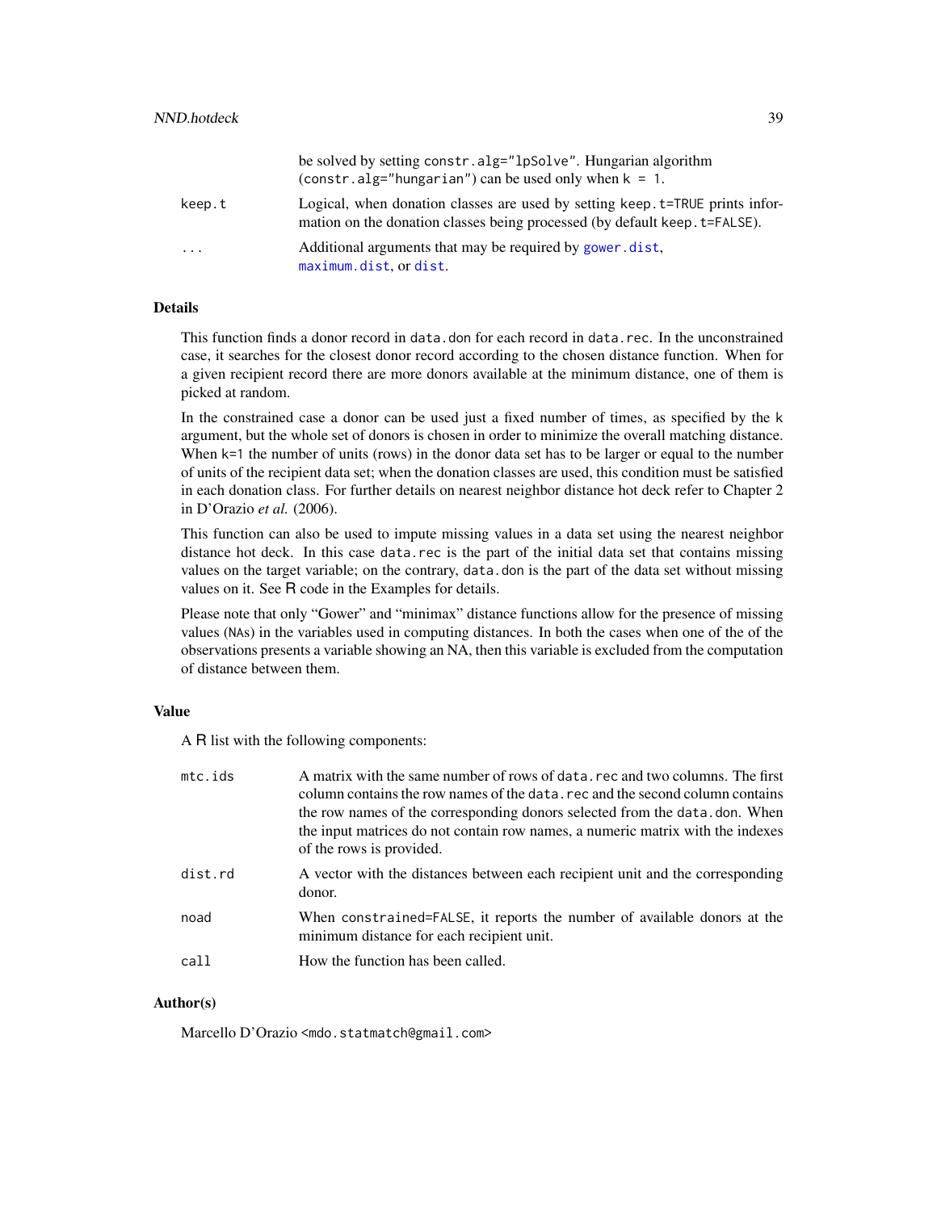be solved by setting `constr.alg="lpSolve"`. Hungarian algorithm (`constr.alg="hungarian"`) can be used only when `k = 1`.

**keep.t** Logical, when donation classes are used by setting `keep.t=TRUE` prints information on the donation classes being processed (by default `keep.t=FALSE`).

**...** Additional arguments that may be required by gower.dist, maximum.dist, or dist.

## Details

This function finds a donor record in `data.don` for each record in `data.rec`. In the unconstrained case, it searches for the closest donor record according to the chosen distance function. When for a given recipient record there are more donors available at the minimum distance, one of them is picked at random.

In the constrained case a donor can be used just a fixed number of times, as specified by the `k` argument, but the whole set of donors is chosen in order to minimize the overall matching distance. When `k=1` the number of units (rows) in the donor data set has to be larger or equal to the number of units of the recipient data set; when the donation classes are used, this condition must be satisfied in each donation class. For further details on nearest neighbor distance hot deck refer to Chapter 2 in D'Orazio *et al.* (2006).

This function can also be used to impute missing values in a data set using the nearest neighbor distance hot deck. In this case `data.rec` is the part of the initial data set that contains missing values on the target variable; on the contrary, `data.don` is the part of the data set without missing values on it. See R code in the Examples for details.

Please note that only "Gower" and "minimax" distance functions allow for the presence of missing values (`NA`s) in the variables used in computing distances. In both the cases when one of the of the observations presents a variable showing an NA, then this variable is excluded from the computation of distance between them.

## Value

A R list with the following components:

**mtc.ids** A matrix with the same number of rows of `data.rec` and two columns. The first column contains the row names of the `data.rec` and the second column contains the row names of the corresponding donors selected from the `data.don`. When the input matrices do not contain row names, a numeric matrix with the indexes of the rows is provided.

**dist.rd** A vector with the distances between each recipient unit and the corresponding donor.

**noad** When `constrained=FALSE`, it reports the number of available donors at the minimum distance for each recipient unit.

**call** How the function has been called.

## Author(s)

Marcello D'Orazio <mdo.statmatch@gmail.com>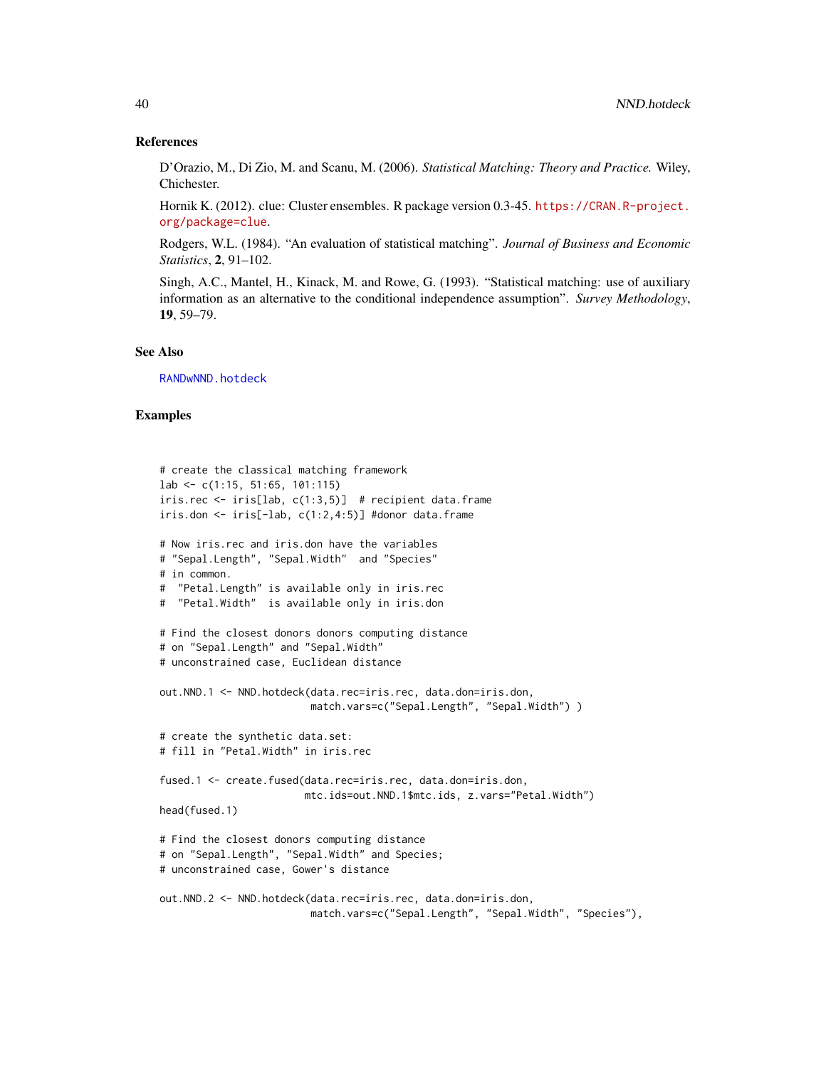### References

D'Orazio, M., Di Zio, M. and Scanu, M. (2006). *Statistical Matching: Theory and Practice.* Wiley, Chichester.

Hornik K. (2012). clue: Cluster ensembles. R package version 0.3-45. https://CRAN.R-project.org/package=clue.

Rodgers, W.L. (1984). "An evaluation of statistical matching". *Journal of Business and Economic Statistics*, **2**, 91–102.

Singh, A.C., Mantel, H., Kinack, M. and Rowe, G. (1993). "Statistical matching: use of auxiliary information as an alternative to the conditional independence assumption". *Survey Methodology*, **19**, 59–79.

### See Also

RANDwNND.hotdeck

### Examples

```
# create the classical matching framework
lab <- c(1:15, 51:65, 101:115)
iris.rec <- iris[lab, c(1:3,5)]  # recipient data.frame
iris.don <- iris[-lab, c(1:2,4:5)] #donor data.frame

# Now iris.rec and iris.don have the variables
# "Sepal.Length", "Sepal.Width"  and "Species"
# in common.
#  "Petal.Length" is available only in iris.rec
#  "Petal.Width"  is available only in iris.don

# Find the closest donors donors computing distance
# on "Sepal.Length" and "Sepal.Width"
# unconstrained case, Euclidean distance

out.NND.1 <- NND.hotdeck(data.rec=iris.rec, data.don=iris.don,
                         match.vars=c("Sepal.Length", "Sepal.Width") )

# create the synthetic data.set:
# fill in "Petal.Width" in iris.rec

fused.1 <- create.fused(data.rec=iris.rec, data.don=iris.don,
                        mtc.ids=out.NND.1$mtc.ids, z.vars="Petal.Width")
head(fused.1)

# Find the closest donors computing distance
# on "Sepal.Length", "Sepal.Width" and Species;
# unconstrained case, Gower's distance

out.NND.2 <- NND.hotdeck(data.rec=iris.rec, data.don=iris.don,
                         match.vars=c("Sepal.Length", "Sepal.Width", "Species"),
```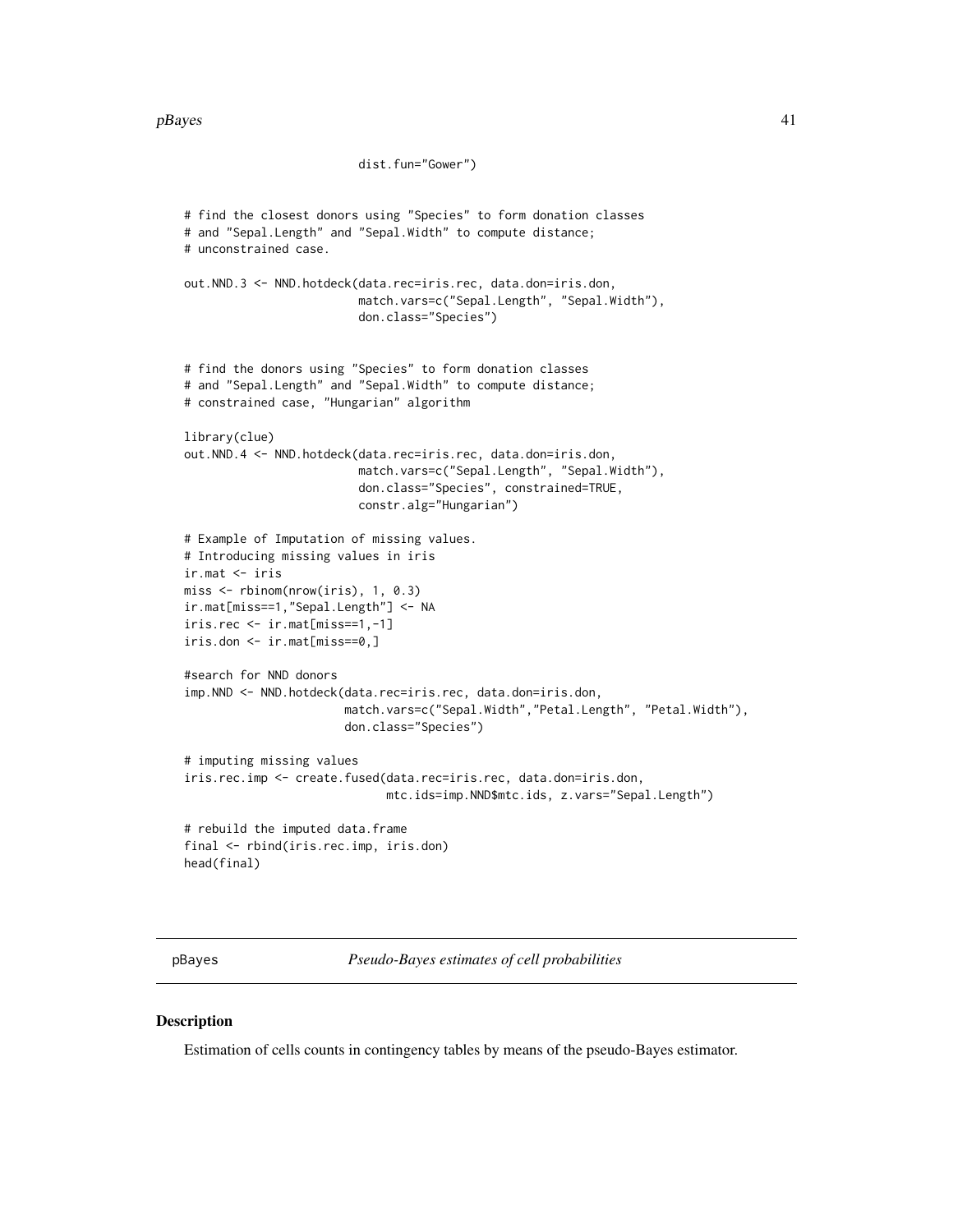```
                         dist.fun="Gower")


# find the closest donors using "Species" to form donation classes
# and "Sepal.Length" and "Sepal.Width" to compute distance;
# unconstrained case.

out.NND.3 <- NND.hotdeck(data.rec=iris.rec, data.don=iris.don,
                         match.vars=c("Sepal.Length", "Sepal.Width"),
                         don.class="Species")


# find the donors using "Species" to form donation classes
# and "Sepal.Length" and "Sepal.Width" to compute distance;
# constrained case, "Hungarian" algorithm

library(clue)
out.NND.4 <- NND.hotdeck(data.rec=iris.rec, data.don=iris.don,
                         match.vars=c("Sepal.Length", "Sepal.Width"),
                         don.class="Species", constrained=TRUE,
                         constr.alg="Hungarian")

# Example of Imputation of missing values.
# Introducing missing values in iris
ir.mat <- iris
miss <- rbinom(nrow(iris), 1, 0.3)
ir.mat[miss==1,"Sepal.Length"] <- NA
iris.rec <- ir.mat[miss==1,-1]
iris.don <- ir.mat[miss==0,]

#search for NND donors
imp.NND <- NND.hotdeck(data.rec=iris.rec, data.don=iris.don,
                       match.vars=c("Sepal.Width","Petal.Length", "Petal.Width"),
                       don.class="Species")

# imputing missing values
iris.rec.imp <- create.fused(data.rec=iris.rec, data.don=iris.don,
                             mtc.ids=imp.NND$mtc.ids, z.vars="Sepal.Length")

# rebuild the imputed data.frame
final <- rbind(iris.rec.imp, iris.don)
head(final)
```

---

pBayes    *Pseudo-Bayes estimates of cell probabilities*

---

## Description

Estimation of cells counts in contingency tables by means of the pseudo-Bayes estimator.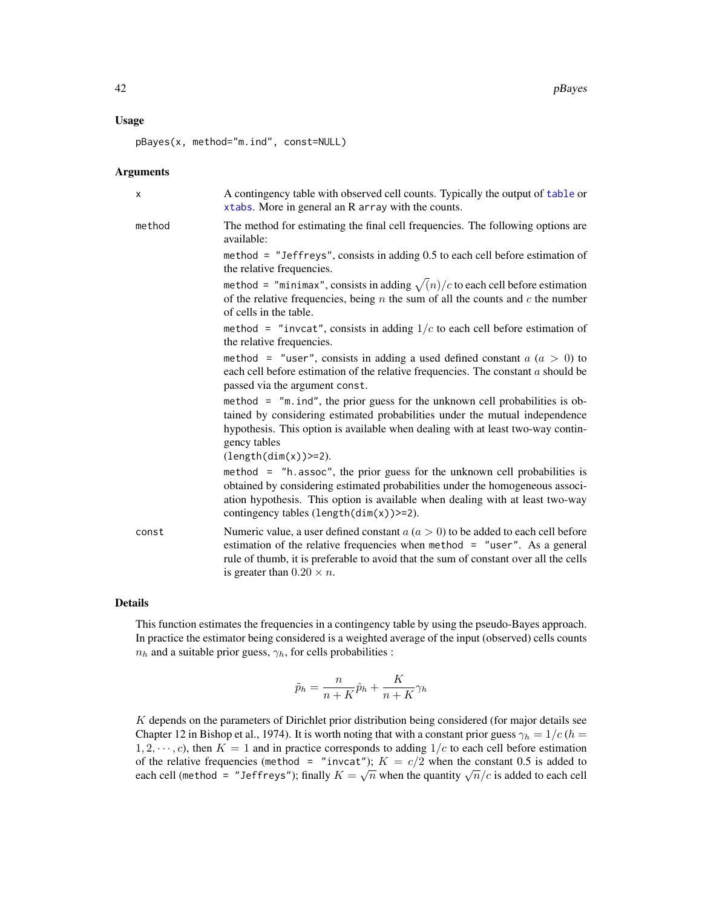## Usage

```
pBayes(x, method="m.ind", const=NULL)
```

## Arguments

`x` A contingency table with observed cell counts. Typically the output of `table` or `xtabs`. More in general an R `array` with the counts.

`method` The method for estimating the final cell frequencies. The following options are available:

`method = "Jeffreys"`, consists in adding 0.5 to each cell before estimation of the relative frequencies.

`method = "minimax"`, consists in adding $\sqrt(n)/c$ to each cell before estimation of the relative frequencies, being $n$ the sum of all the counts and $c$ the number of cells in the table.

`method = "invcat"`, consists in adding $1/c$ to each cell before estimation of the relative frequencies.

`method = "user"`, consists in adding a used defined constant $a$ ($a > 0$) to each cell before estimation of the relative frequencies. The constant $a$ should be passed via the argument `const`.

`method = "m.ind"`, the prior guess for the unknown cell probabilities is obtained by considering estimated probabilities under the mutual independence hypothesis. This option is available when dealing with at least two-way contingency tables
(`length(dim(x))>=2`).

`method = "h.assoc"`, the prior guess for the unknown cell probabilities is obtained by considering estimated probabilities under the homogeneous association hypothesis. This option is available when dealing with at least two-way contingency tables (`length(dim(x))>=2`).

`const` Numeric value, a user defined constant $a$ ($a > 0$) to be added to each cell before estimation of the relative frequencies when `method = "user"`. As a general rule of thumb, it is preferable to avoid that the sum of constant over all the cells is greater than $0.20 \times n$.

## Details

This function estimates the frequencies in a contingency table by using the pseudo-Bayes approach. In practice the estimator being considered is a weighted average of the input (observed) cells counts $n_h$ and a suitable prior guess, $\gamma_h$, for cells probabilities :

$$\tilde{p}_h = \frac{n}{n+K}\hat{p}_h + \frac{K}{n+K}\gamma_h$$

$K$ depends on the parameters of Dirichlet prior distribution being considered (for major details see Chapter 12 in Bishop et al., 1974). It is worth noting that with a constant prior guess $\gamma_h = 1/c$ ($h = 1, 2, \cdots, c$), then $K = 1$ and in practice corresponds to adding $1/c$ to each cell before estimation of the relative frequencies (`method = "invcat"`); $K = c/2$ when the constant 0.5 is added to each cell (`method = "Jeffreys"`); finally $K = \sqrt{n}$ when the quantity $\sqrt{n}/c$ is added to each cell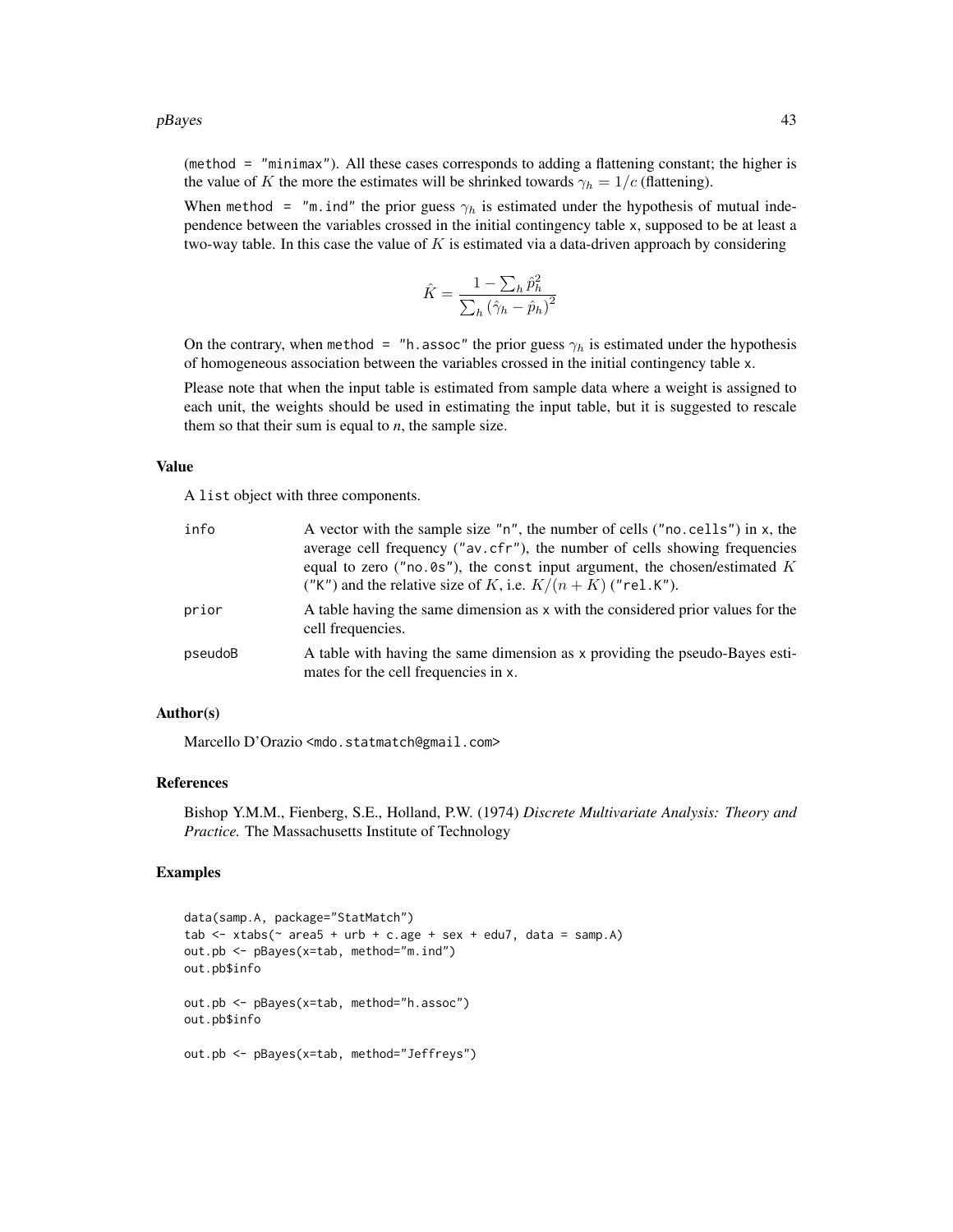(method = "minimax"). All these cases corresponds to adding a flattening constant; the higher is the value of $K$ the more the estimates will be shrinked towards $\gamma_h = 1/c$ (flattening).

When method = "m.ind" the prior guess $\gamma_h$ is estimated under the hypothesis of mutual independence between the variables crossed in the initial contingency table x, supposed to be at least a two-way table. In this case the value of $K$ is estimated via a data-driven approach by considering

$$\hat{K} = \frac{1 - \sum_h \hat{p}_h^2}{\sum_h (\hat{\gamma}_h - \hat{p}_h)^2}$$

On the contrary, when method = "h.assoc" the prior guess $\gamma_h$ is estimated under the hypothesis of homogeneous association between the variables crossed in the initial contingency table x.

Please note that when the input table is estimated from sample data where a weight is assigned to each unit, the weights should be used in estimating the input table, but it is suggested to rescale them so that their sum is equal to *n*, the sample size.

## Value

A list object with three components.

| | |
|---|---|
| info | A vector with the sample size "n", the number of cells ("no.cells") in x, the average cell frequency ("av.cfr"), the number of cells showing frequencies equal to zero ("no.0s"), the const input argument, the chosen/estimated $K$ ("K") and the relative size of $K$, i.e. $K/(n+K)$ ("rel.K"). |
| prior | A table having the same dimension as x with the considered prior values for the cell frequencies. |
| pseudoB | A table with having the same dimension as x providing the pseudo-Bayes estimates for the cell frequencies in x. |

## Author(s)

Marcello D'Orazio <mdo.statmatch@gmail.com>

## References

Bishop Y.M.M., Fienberg, S.E., Holland, P.W. (1974) *Discrete Multivariate Analysis: Theory and Practice.* The Massachusetts Institute of Technology

## Examples

```
data(samp.A, package="StatMatch")
tab <- xtabs(~ area5 + urb + c.age + sex + edu7, data = samp.A)
out.pb <- pBayes(x=tab, method="m.ind")
out.pb$info

out.pb <- pBayes(x=tab, method="h.assoc")
out.pb$info

out.pb <- pBayes(x=tab, method="Jeffreys")
```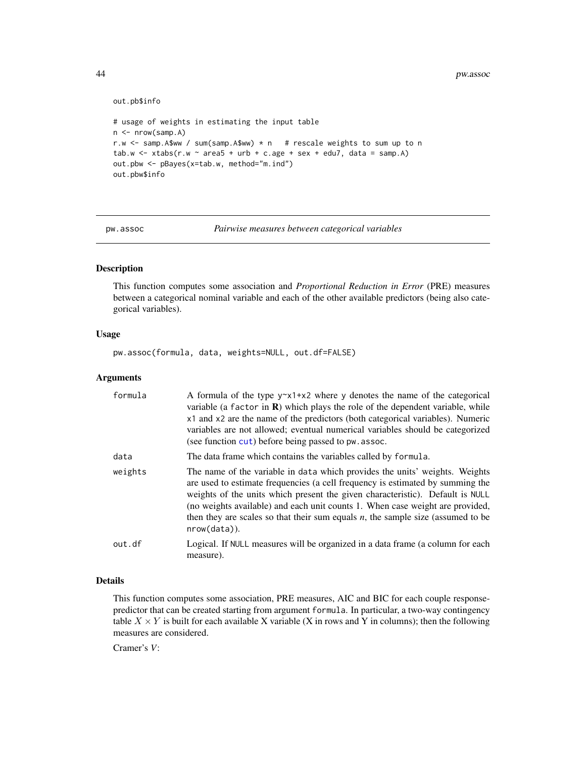```
out.pb$info

# usage of weights in estimating the input table
n <- nrow(samp.A)
r.w <- samp.A$ww / sum(samp.A$ww) * n   # rescale weights to sum up to n
tab.w <- xtabs(r.w ~ area5 + urb + c.age + sex + edu7, data = samp.A)
out.pbw <- pBayes(x=tab.w, method="m.ind")
out.pbw$info
```

---

## pw.assoc — *Pairwise measures between categorical variables*

### Description

This function computes some association and *Proportional Reduction in Error* (PRE) measures between a categorical nominal variable and each of the other available predictors (being also categorical variables).

### Usage

```
pw.assoc(formula, data, weights=NULL, out.df=FALSE)
```

### Arguments

| | |
|---|---|
| `formula` | A formula of the type `y~x1+x2` where `y` denotes the name of the categorical variable (a `factor` in **R**) which plays the role of the dependent variable, while `x1` and `x2` are the name of the predictors (both categorical variables). Numeric variables are not allowed; eventual numerical variables should be categorized (see function `cut`) before being passed to `pw.assoc`. |
| `data` | The data frame which contains the variables called by `formula`. |
| `weights` | The name of the variable in `data` which provides the units' weights. Weights are used to estimate frequencies (a cell frequency is estimated by summing the weights of the units which present the given characteristic). Default is `NULL` (no weights available) and each unit counts 1. When case weight are provided, then they are scales so that their sum equals *n*, the sample size (assumed to be `nrow(data)`). |
| `out.df` | Logical. If `NULL` measures will be organized in a data frame (a column for each measure). |

### Details

This function computes some association, PRE measures, AIC and BIC for each couple response-predictor that can be created starting from argument `formula`. In particular, a two-way contingency table $X \times Y$ is built for each available X variable (X in rows and Y in columns); then the following measures are considered.

Cramer's $V$: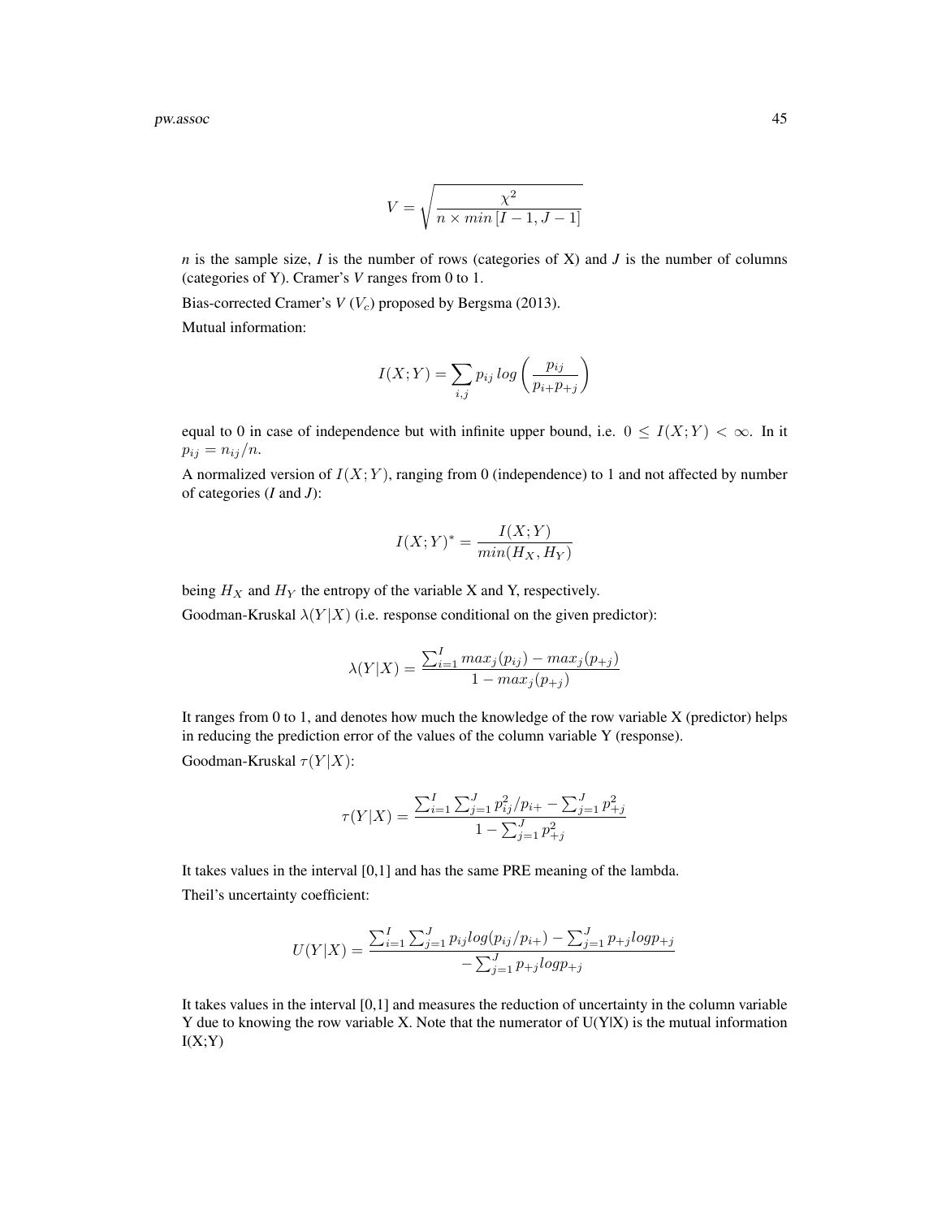$$V = \sqrt{\frac{\chi^2}{n \times min\,[I-1, J-1]}}$$

*n* is the sample size, *I* is the number of rows (categories of X) and *J* is the number of columns (categories of Y). Cramer's *V* ranges from 0 to 1.

Bias-corrected Cramer's *V* ($V_c$) proposed by Bergsma (2013).

Mutual information:

$$I(X;Y) = \sum_{i,j} p_{ij}\, log\left(\frac{p_{ij}}{p_{i+}p_{+j}}\right)$$

equal to 0 in case of independence but with infinite upper bound, i.e. $0 \leq I(X;Y) < \infty$. In it $p_{ij} = n_{ij}/n$.

A normalized version of $I(X;Y)$, ranging from 0 (independence) to 1 and not affected by number of categories (*I* and *J*):

$$I(X;Y)^* = \frac{I(X;Y)}{min(H_X, H_Y)}$$

being $H_X$ and $H_Y$ the entropy of the variable X and Y, respectively.

Goodman-Kruskal $\lambda(Y|X)$ (i.e. response conditional on the given predictor):

$$\lambda(Y|X) = \frac{\sum_{i=1}^{I} max_j(p_{ij}) - max_j(p_{+j})}{1 - max_j(p_{+j})}$$

It ranges from 0 to 1, and denotes how much the knowledge of the row variable X (predictor) helps in reducing the prediction error of the values of the column variable Y (response).

Goodman-Kruskal $\tau(Y|X)$:

$$\tau(Y|X) = \frac{\sum_{i=1}^{I}\sum_{j=1}^{J} p_{ij}^2/p_{i+} - \sum_{j=1}^{J} p_{+j}^2}{1 - \sum_{j=1}^{J} p_{+j}^2}$$

It takes values in the interval [0,1] and has the same PRE meaning of the lambda.

Theil's uncertainty coefficient:

$$U(Y|X) = \frac{\sum_{i=1}^{I}\sum_{j=1}^{J} p_{ij} log(p_{ij}/p_{i+}) - \sum_{j=1}^{J} p_{+j} log p_{+j}}{-\sum_{j=1}^{J} p_{+j} log p_{+j}}$$

It takes values in the interval [0,1] and measures the reduction of uncertainty in the column variable Y due to knowing the row variable X. Note that the numerator of U(Y|X) is the mutual information I(X;Y)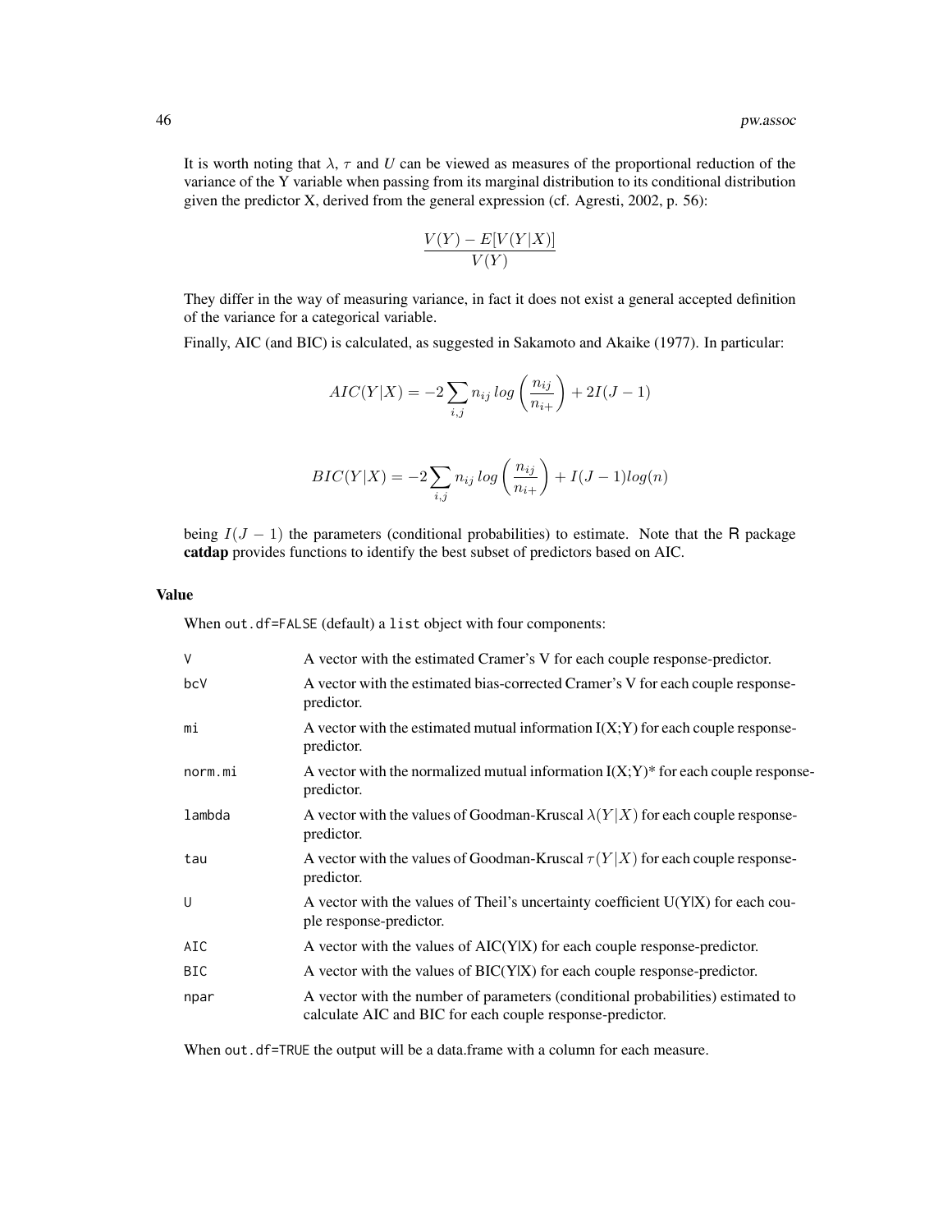It is worth noting that $\lambda$, $\tau$ and $U$ can be viewed as measures of the proportional reduction of the variance of the Y variable when passing from its marginal distribution to its conditional distribution given the predictor X, derived from the general expression (cf. Agresti, 2002, p. 56):

$$\frac{V(Y) - E[V(Y|X)]}{V(Y)}$$

They differ in the way of measuring variance, in fact it does not exist a general accepted definition of the variance for a categorical variable.

Finally, AIC (and BIC) is calculated, as suggested in Sakamoto and Akaike (1977). In particular:

$$AIC(Y|X) = -2\sum_{i,j} n_{ij}\, log\left(\frac{n_{ij}}{n_{i+}}\right) + 2I(J-1)$$

$$BIC(Y|X) = -2\sum_{i,j} n_{ij}\, log\left(\frac{n_{ij}}{n_{i+}}\right) + I(J-1)log(n)$$

being $I(J-1)$ the parameters (conditional probabilities) to estimate. Note that the R package **catdap** provides functions to identify the best subset of predictors based on AIC.

## Value

When `out.df=FALSE` (default) a `list` object with four components:

| | |
|---|---|
| `V` | A vector with the estimated Cramer's V for each couple response-predictor. |
| `bcV` | A vector with the estimated bias-corrected Cramer's V for each couple response-predictor. |
| `mi` | A vector with the estimated mutual information I(X;Y) for each couple response-predictor. |
| `norm.mi` | A vector with the normalized mutual information I(X;Y)* for each couple response-predictor. |
| `lambda` | A vector with the values of Goodman-Kruscal $\lambda(Y\|X)$ for each couple response-predictor. |
| `tau` | A vector with the values of Goodman-Kruscal $\tau(Y\|X)$ for each couple response-predictor. |
| `U` | A vector with the values of Theil's uncertainty coefficient U(Y\|X) for each couple response-predictor. |
| `AIC` | A vector with the values of AIC(Y\|X) for each couple response-predictor. |
| `BIC` | A vector with the values of BIC(Y\|X) for each couple response-predictor. |
| `npar` | A vector with the number of parameters (conditional probabilities) estimated to calculate AIC and BIC for each couple response-predictor. |

When `out.df=TRUE` the output will be a data.frame with a column for each measure.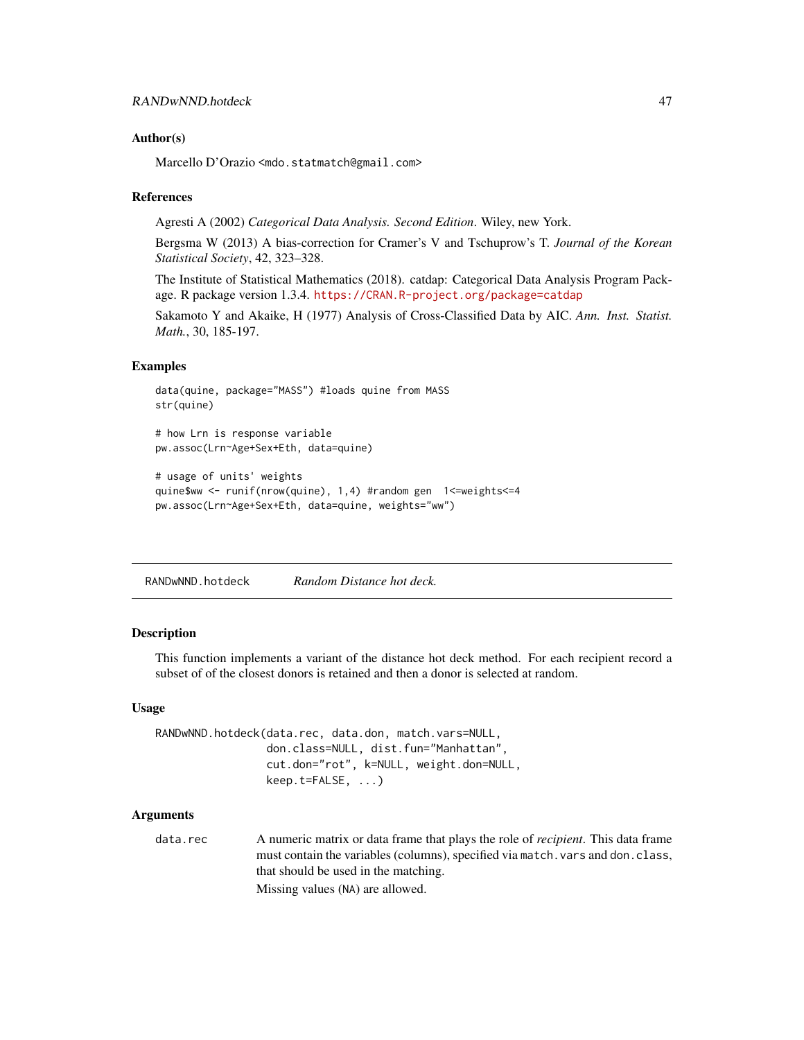### Author(s)

Marcello D'Orazio <mdo.statmatch@gmail.com>

### References

Agresti A (2002) *Categorical Data Analysis. Second Edition*. Wiley, new York.

Bergsma W (2013) A bias-correction for Cramer's V and Tschuprow's T. *Journal of the Korean Statistical Society*, 42, 323–328.

The Institute of Statistical Mathematics (2018). catdap: Categorical Data Analysis Program Package. R package version 1.3.4. https://CRAN.R-project.org/package=catdap

Sakamoto Y and Akaike, H (1977) Analysis of Cross-Classified Data by AIC. *Ann. Inst. Statist. Math.*, 30, 185-197.

### Examples

```
data(quine, package="MASS") #loads quine from MASS
str(quine)

# how Lrn is response variable
pw.assoc(Lrn~Age+Sex+Eth, data=quine)

# usage of units' weights
quine$ww <- runif(nrow(quine), 1,4) #random gen  1<=weights<=4
pw.assoc(Lrn~Age+Sex+Eth, data=quine, weights="ww")
```

---

## RANDwNND.hotdeck — *Random Distance hot deck.*

### Description

This function implements a variant of the distance hot deck method. For each recipient record a subset of of the closest donors is retained and then a donor is selected at random.

### Usage

```
RANDwNND.hotdeck(data.rec, data.don, match.vars=NULL,
                 don.class=NULL, dist.fun="Manhattan",
                 cut.don="rot", k=NULL, weight.don=NULL,
                 keep.t=FALSE, ...)
```

### Arguments

data.rec — A numeric matrix or data frame that plays the role of *recipient*. This data frame must contain the variables (columns), specified via `match.vars` and `don.class`, that should be used in the matching.

Missing values (`NA`) are allowed.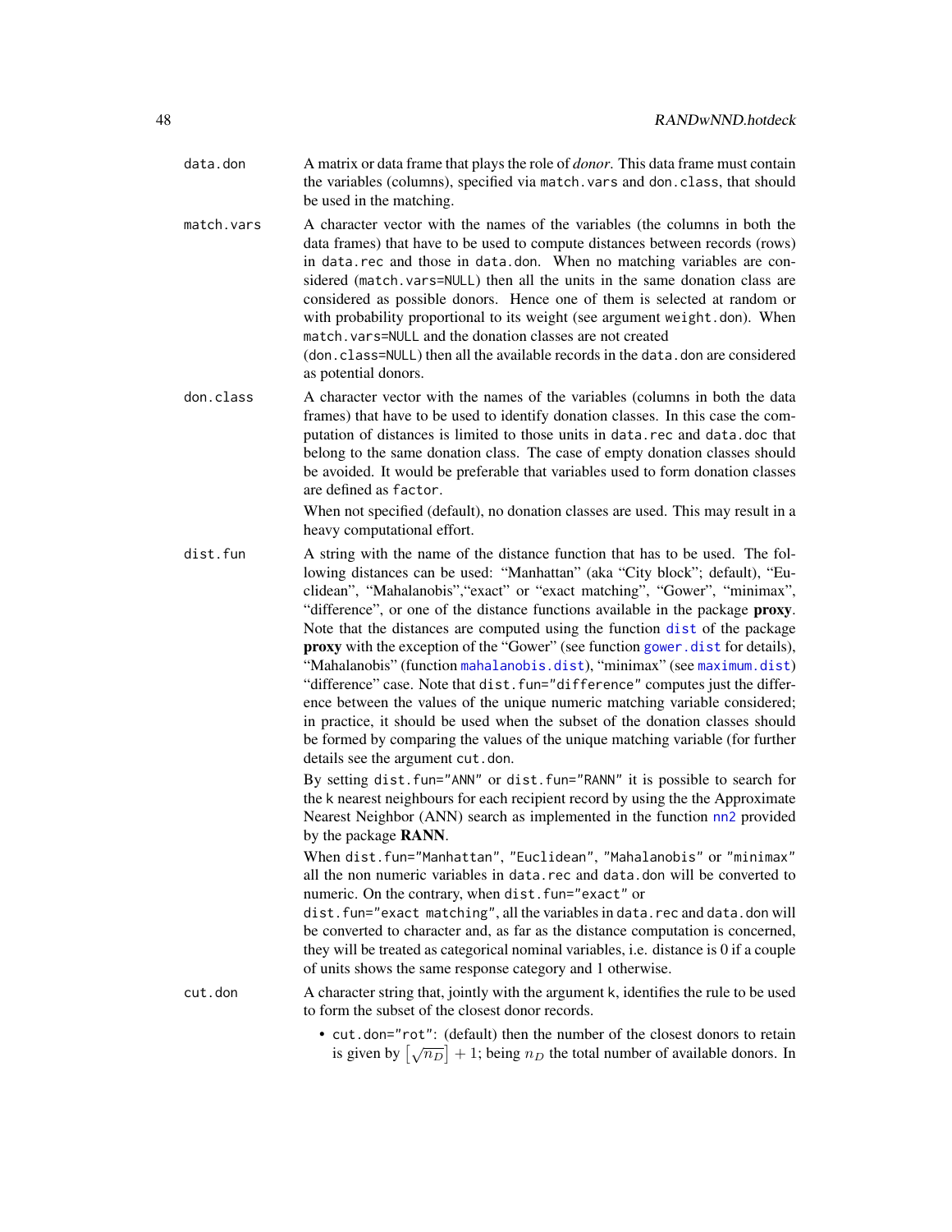`data.don`
: A matrix or data frame that plays the role of *donor*. This data frame must contain the variables (columns), specified via `match.vars` and `don.class`, that should be used in the matching.

`match.vars`
: A character vector with the names of the variables (the columns in both the data frames) that have to be used to compute distances between records (rows) in `data.rec` and those in `data.don`. When no matching variables are considered (`match.vars=NULL`) then all the units in the same donation class are considered as possible donors. Hence one of them is selected at random or with probability proportional to its weight (see argument `weight.don`). When `match.vars=NULL` and the donation classes are not created (`don.class=NULL`) then all the available records in the `data.don` are considered as potential donors.

`don.class`
: A character vector with the names of the variables (columns in both the data frames) that have to be used to identify donation classes. In this case the computation of distances is limited to those units in `data.rec` and `data.doc` that belong to the same donation class. The case of empty donation classes should be avoided. It would be preferable that variables used to form donation classes are defined as `factor`.

  When not specified (default), no donation classes are used. This may result in a heavy computational effort.

`dist.fun`
: A string with the name of the distance function that has to be used. The following distances can be used: "Manhattan" (aka "City block"; default), "Euclidean", "Mahalanobis","exact" or "exact matching", "Gower", "minimax", "difference", or one of the distance functions available in the package **proxy**. Note that the distances are computed using the function `dist` of the package **proxy** with the exception of the "Gower" (see function `gower.dist` for details), "Mahalanobis" (function `mahalanobis.dist`), "minimax" (see `maximum.dist`) "difference" case. Note that `dist.fun="difference"` computes just the difference between the values of the unique numeric matching variable considered; in practice, it should be used when the subset of the donation classes should be formed by comparing the values of the unique matching variable (for further details see the argument `cut.don`.

  By setting `dist.fun="ANN"` or `dist.fun="RANN"` it is possible to search for the k nearest neighbours for each recipient record by using the the Approximate Nearest Neighbor (ANN) search as implemented in the function `nn2` provided by the package **RANN**.

  When `dist.fun="Manhattan"`, `"Euclidean"`, `"Mahalanobis"` or `"minimax"` all the non numeric variables in `data.rec` and `data.don` will be converted to numeric. On the contrary, when `dist.fun="exact"` or `dist.fun="exact matching"`, all the variables in `data.rec` and `data.don` will be converted to character and, as far as the distance computation is concerned, they will be treated as categorical nominal variables, i.e. distance is 0 if a couple of units shows the same response category and 1 otherwise.

`cut.don`
: A character string that, jointly with the argument k, identifies the rule to be used to form the subset of the closest donor records.

  - `cut.don="rot"`: (default) then the number of the closest donors to retain is given by $\left[\sqrt{n_D}\right] + 1$; being $n_D$ the total number of available donors. In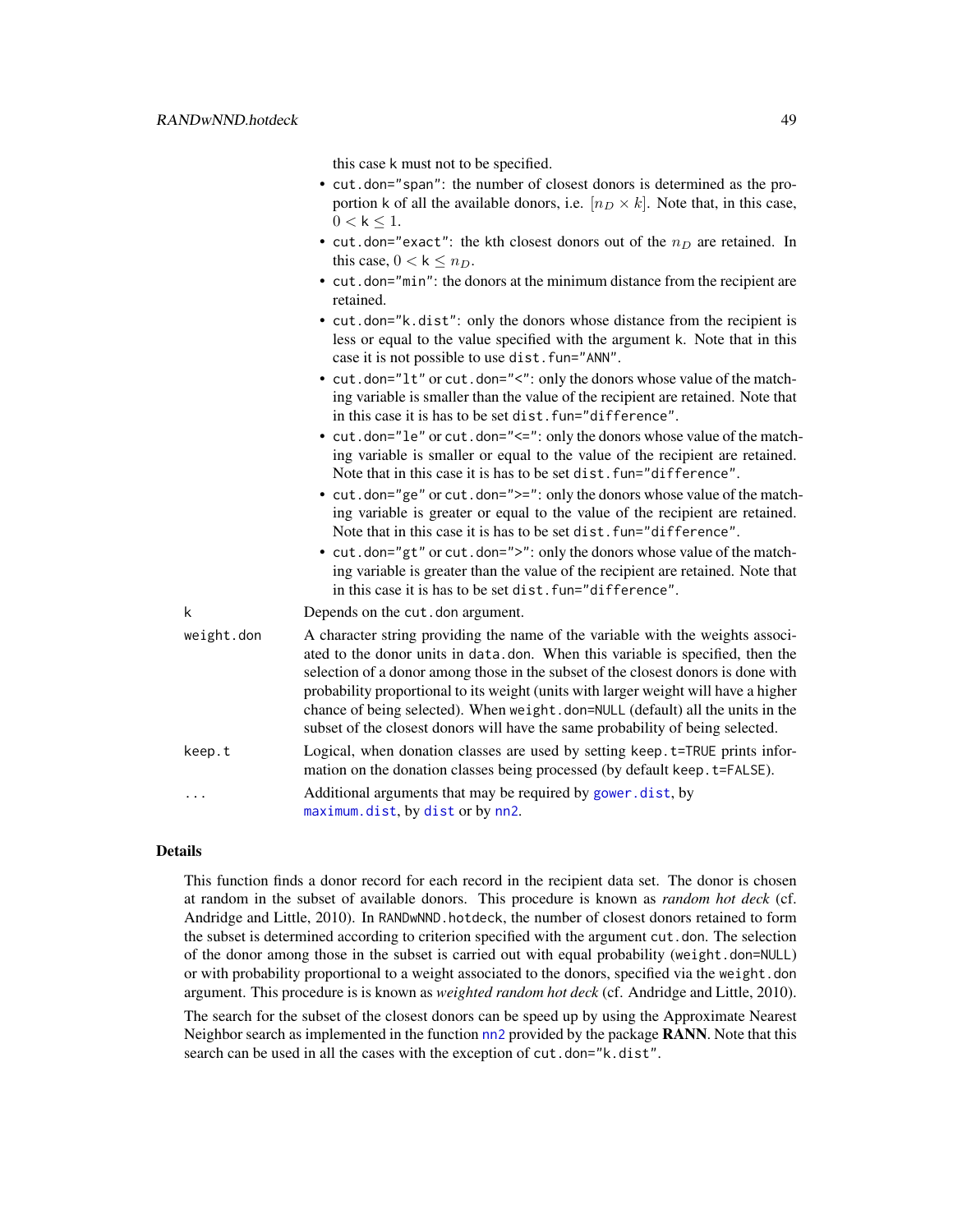this case k must not to be specified.

- cut.don="span": the number of closest donors is determined as the proportion k of all the available donors, i.e. $[n_D \times k]$. Note that, in this case, $0 < \mathsf{k} \leq 1$.
- cut.don="exact": the kth closest donors out of the $n_D$ are retained. In this case, $0 < \mathsf{k} \leq n_D$.
- cut.don="min": the donors at the minimum distance from the recipient are retained.
- cut.don="k.dist": only the donors whose distance from the recipient is less or equal to the value specified with the argument k. Note that in this case it is not possible to use dist.fun="ANN".
- cut.don="lt" or cut.don="<": only the donors whose value of the matching variable is smaller than the value of the recipient are retained. Note that in this case it is has to be set dist.fun="difference".
- cut.don="le" or cut.don="<=": only the donors whose value of the matching variable is smaller or equal to the value of the recipient are retained. Note that in this case it is has to be set dist.fun="difference".
- cut.don="ge" or cut.don=">=": only the donors whose value of the matching variable is greater or equal to the value of the recipient are retained. Note that in this case it is has to be set dist.fun="difference".
- cut.don="gt" or cut.don=">": only the donors whose value of the matching variable is greater than the value of the recipient are retained. Note that in this case it is has to be set dist.fun="difference".

k
: Depends on the cut.don argument.

weight.don
: A character string providing the name of the variable with the weights associated to the donor units in data.don. When this variable is specified, then the selection of a donor among those in the subset of the closest donors is done with probability proportional to its weight (units with larger weight will have a higher chance of being selected). When weight.don=NULL (default) all the units in the subset of the closest donors will have the same probability of being selected.

keep.t
: Logical, when donation classes are used by setting keep.t=TRUE prints information on the donation classes being processed (by default keep.t=FALSE).

...
: Additional arguments that may be required by gower.dist, by maximum.dist, by dist or by nn2.

## Details

This function finds a donor record for each record in the recipient data set. The donor is chosen at random in the subset of available donors. This procedure is known as *random hot deck* (cf. Andridge and Little, 2010). In RANDwNND.hotdeck, the number of closest donors retained to form the subset is determined according to criterion specified with the argument cut.don. The selection of the donor among those in the subset is carried out with equal probability (weight.don=NULL) or with probability proportional to a weight associated to the donors, specified via the weight.don argument. This procedure is is known as *weighted random hot deck* (cf. Andridge and Little, 2010).

The search for the subset of the closest donors can be speed up by using the Approximate Nearest Neighbor search as implemented in the function nn2 provided by the package **RANN**. Note that this search can be used in all the cases with the exception of cut.don="k.dist".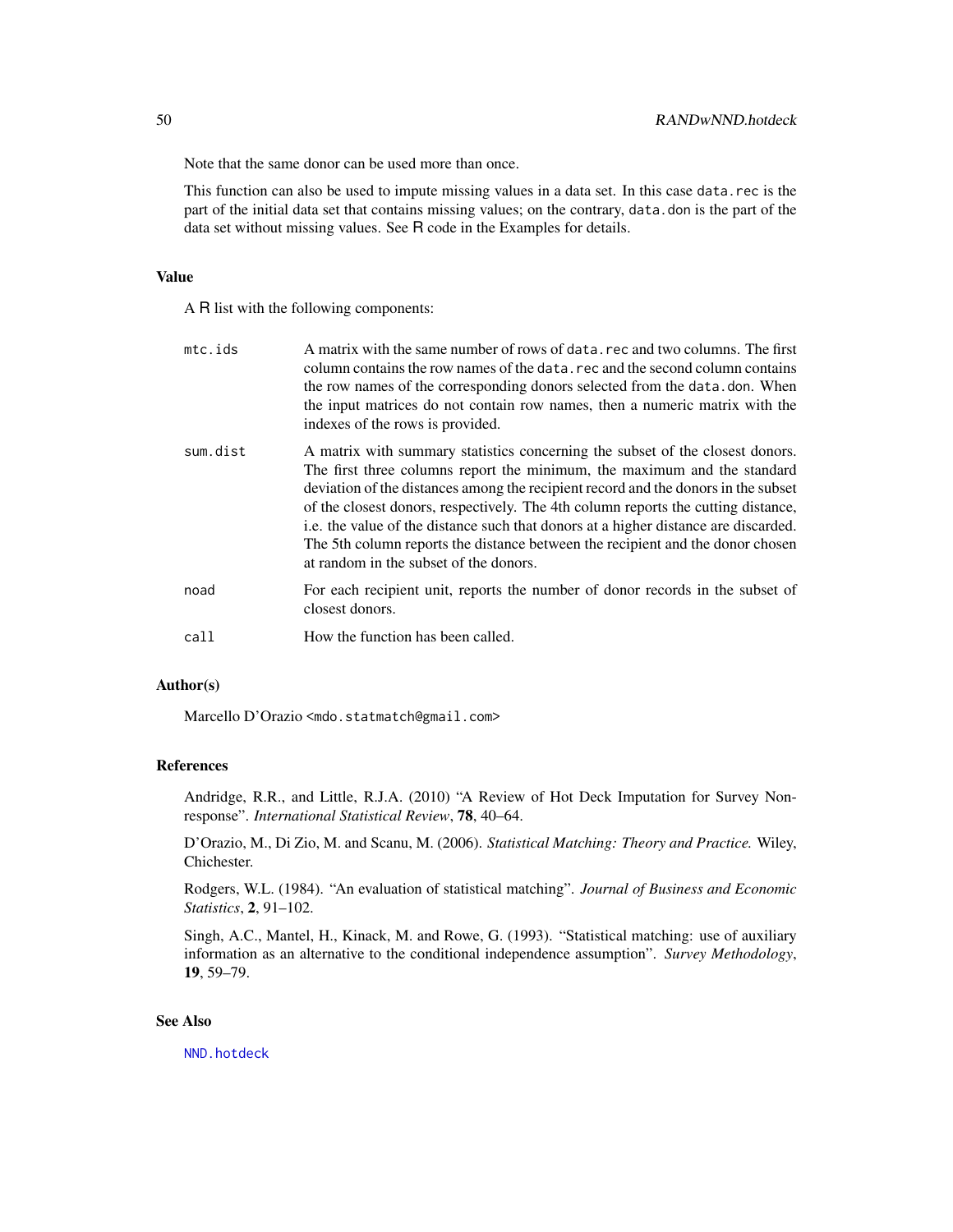Note that the same donor can be used more than once.

This function can also be used to impute missing values in a data set. In this case `data.rec` is the part of the initial data set that contains missing values; on the contrary, `data.don` is the part of the data set without missing values. See R code in the Examples for details.

### Value

A R list with the following components:

- `mtc.ids` — A matrix with the same number of rows of `data.rec` and two columns. The first column contains the row names of the `data.rec` and the second column contains the row names of the corresponding donors selected from the `data.don`. When the input matrices do not contain row names, then a numeric matrix with the indexes of the rows is provided.
- `sum.dist` — A matrix with summary statistics concerning the subset of the closest donors. The first three columns report the minimum, the maximum and the standard deviation of the distances among the recipient record and the donors in the subset of the closest donors, respectively. The 4th column reports the cutting distance, i.e. the value of the distance such that donors at a higher distance are discarded. The 5th column reports the distance between the recipient and the donor chosen at random in the subset of the donors.
- `noad` — For each recipient unit, reports the number of donor records in the subset of closest donors.
- `call` — How the function has been called.

### Author(s)

Marcello D'Orazio <mdo.statmatch@gmail.com>

### References

Andridge, R.R., and Little, R.J.A. (2010) "A Review of Hot Deck Imputation for Survey Non-response". *International Statistical Review*, **78**, 40–64.

D'Orazio, M., Di Zio, M. and Scanu, M. (2006). *Statistical Matching: Theory and Practice.* Wiley, Chichester.

Rodgers, W.L. (1984). "An evaluation of statistical matching". *Journal of Business and Economic Statistics*, **2**, 91–102.

Singh, A.C., Mantel, H., Kinack, M. and Rowe, G. (1993). "Statistical matching: use of auxiliary information as an alternative to the conditional independence assumption". *Survey Methodology*, **19**, 59–79.

### See Also

`NND.hotdeck`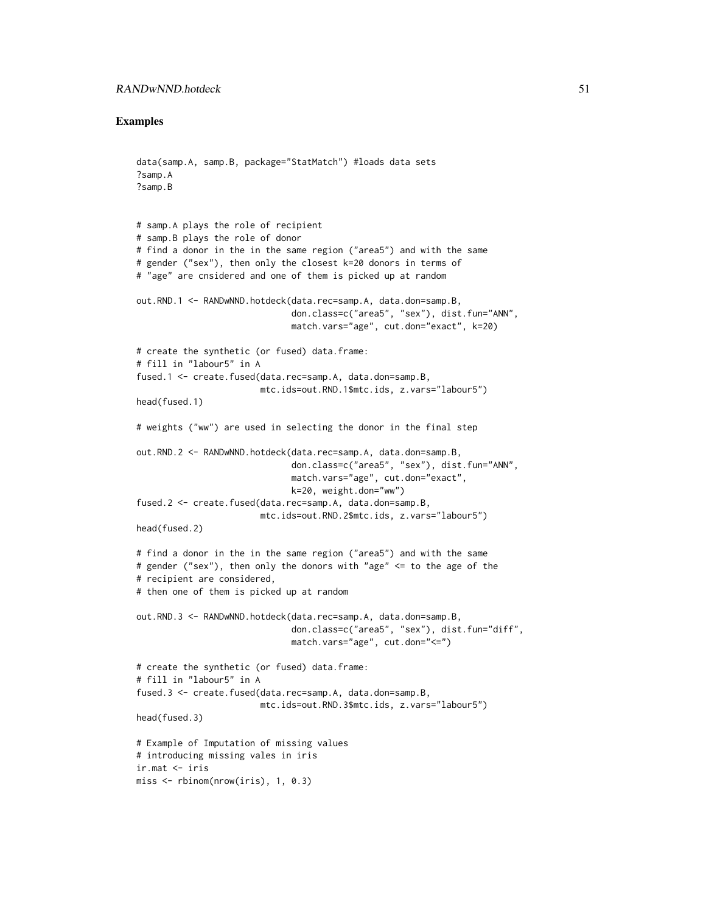## Examples

```
data(samp.A, samp.B, package="StatMatch") #loads data sets
?samp.A
?samp.B


# samp.A plays the role of recipient
# samp.B plays the role of donor
# find a donor in the in the same region ("area5") and with the same
# gender ("sex"), then only the closest k=20 donors in terms of
# "age" are cnsidered and one of them is picked up at random

out.RND.1 <- RANDwNND.hotdeck(data.rec=samp.A, data.don=samp.B,
                              don.class=c("area5", "sex"), dist.fun="ANN",
                              match.vars="age", cut.don="exact", k=20)

# create the synthetic (or fused) data.frame:
# fill in "labour5" in A
fused.1 <- create.fused(data.rec=samp.A, data.don=samp.B,
                        mtc.ids=out.RND.1$mtc.ids, z.vars="labour5")
head(fused.1)

# weights ("ww") are used in selecting the donor in the final step

out.RND.2 <- RANDwNND.hotdeck(data.rec=samp.A, data.don=samp.B,
                              don.class=c("area5", "sex"), dist.fun="ANN",
                              match.vars="age", cut.don="exact",
                              k=20, weight.don="ww")
fused.2 <- create.fused(data.rec=samp.A, data.don=samp.B,
                        mtc.ids=out.RND.2$mtc.ids, z.vars="labour5")
head(fused.2)

# find a donor in the in the same region ("area5") and with the same
# gender ("sex"), then only the donors with "age" <= to the age of the
# recipient are considered,
# then one of them is picked up at random

out.RND.3 <- RANDwNND.hotdeck(data.rec=samp.A, data.don=samp.B,
                              don.class=c("area5", "sex"), dist.fun="diff",
                              match.vars="age", cut.don="<=")

# create the synthetic (or fused) data.frame:
# fill in "labour5" in A
fused.3 <- create.fused(data.rec=samp.A, data.don=samp.B,
                        mtc.ids=out.RND.3$mtc.ids, z.vars="labour5")
head(fused.3)

# Example of Imputation of missing values
# introducing missing vales in iris
ir.mat <- iris
miss <- rbinom(nrow(iris), 1, 0.3)
```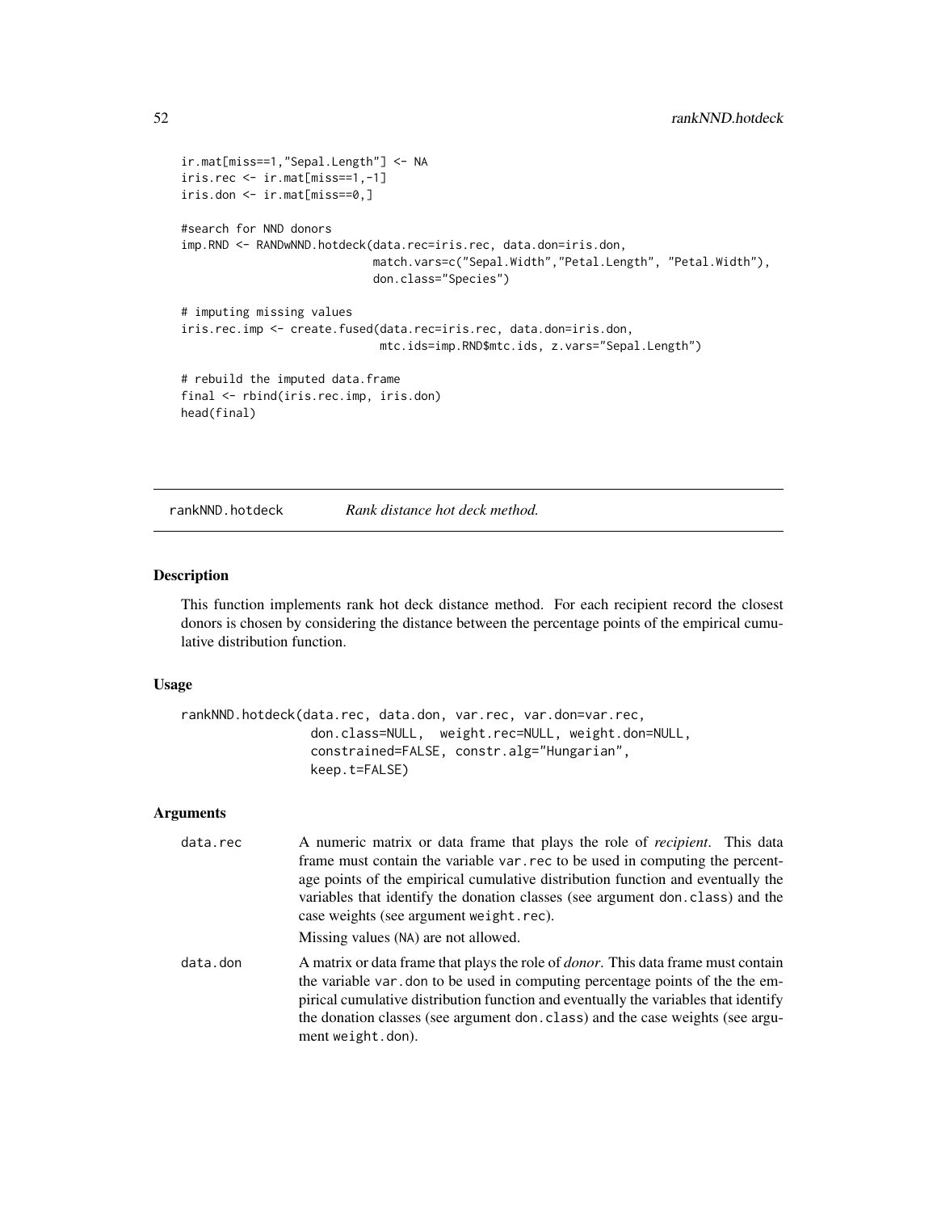```
ir.mat[miss==1,"Sepal.Length"] <- NA
iris.rec <- ir.mat[miss==1,-1]
iris.don <- ir.mat[miss==0,]

#search for NND donors
imp.RND <- RANDwNND.hotdeck(data.rec=iris.rec, data.don=iris.don,
                            match.vars=c("Sepal.Width","Petal.Length", "Petal.Width"),
                            don.class="Species")

# imputing missing values
iris.rec.imp <- create.fused(data.rec=iris.rec, data.don=iris.don,
                             mtc.ids=imp.RND$mtc.ids, z.vars="Sepal.Length")

# rebuild the imputed data.frame
final <- rbind(iris.rec.imp, iris.don)
head(final)
```

---

## rankNND.hotdeck — *Rank distance hot deck method.*

### Description

This function implements rank hot deck distance method. For each recipient record the closest donors is chosen by considering the distance between the percentage points of the empirical cumulative distribution function.

### Usage

```
rankNND.hotdeck(data.rec, data.don, var.rec, var.don=var.rec,
                don.class=NULL,  weight.rec=NULL, weight.don=NULL,
                constrained=FALSE, constr.alg="Hungarian",
                keep.t=FALSE)
```

### Arguments

`data.rec` A numeric matrix or data frame that plays the role of *recipient*. This data frame must contain the variable `var.rec` to be used in computing the percentage points of the empirical cumulative distribution function and eventually the variables that identify the donation classes (see argument `don.class`) and the case weights (see argument `weight.rec`).

Missing values (`NA`) are not allowed.

`data.don` A matrix or data frame that plays the role of *donor*. This data frame must contain the variable `var.don` to be used in computing percentage points of the the empirical cumulative distribution function and eventually the variables that identify the donation classes (see argument `don.class`) and the case weights (see argument `weight.don`).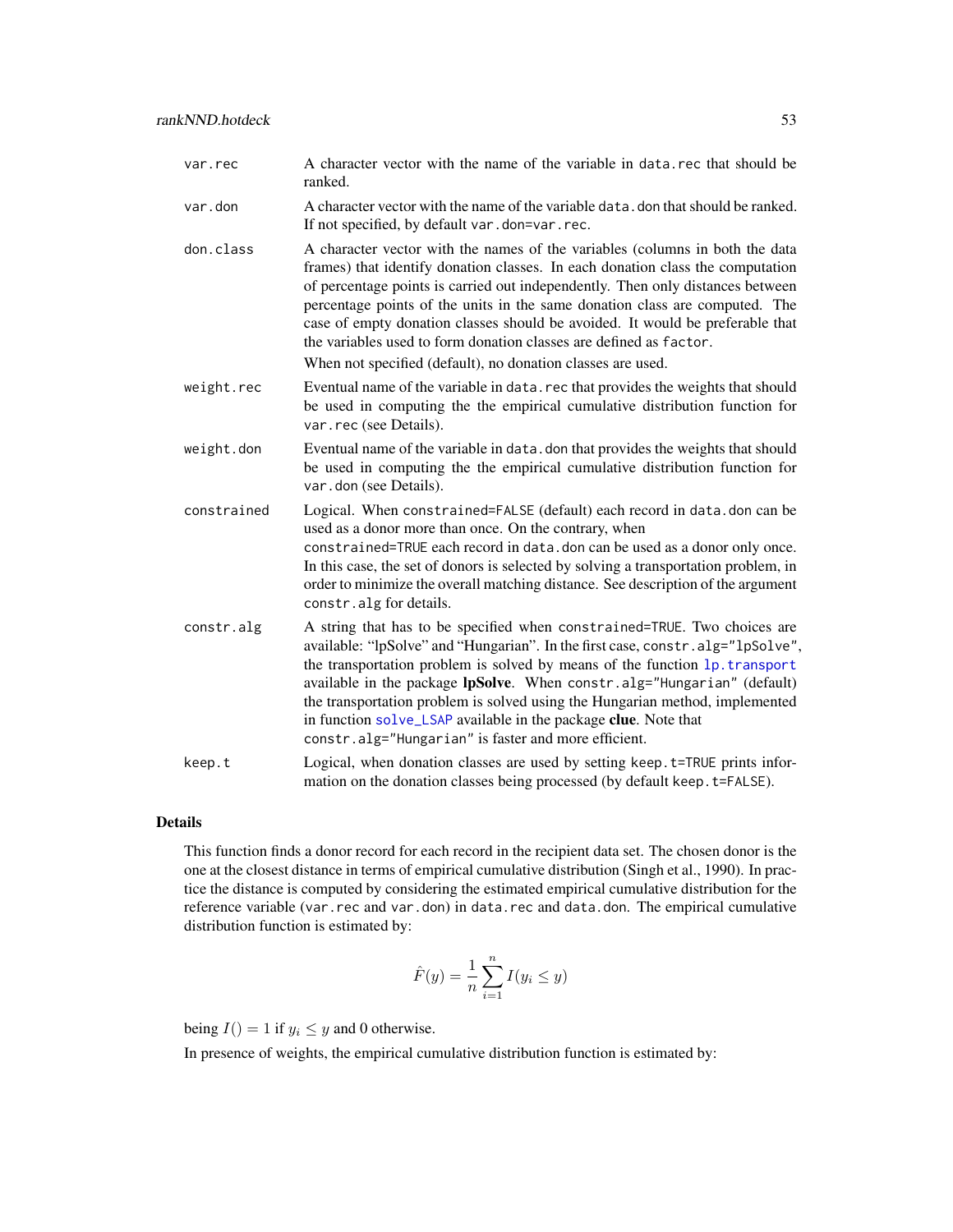| | |
|---|---|
| var.rec | A character vector with the name of the variable in data.rec that should be ranked. |
| var.don | A character vector with the name of the variable data.don that should be ranked. If not specified, by default var.don=var.rec. |
| don.class | A character vector with the names of the variables (columns in both the data frames) that identify donation classes. In each donation class the computation of percentage points is carried out independently. Then only distances between percentage points of the units in the same donation class are computed. The case of empty donation classes should be avoided. It would be preferable that the variables used to form donation classes are defined as factor. When not specified (default), no donation classes are used. |
| weight.rec | Eventual name of the variable in data.rec that provides the weights that should be used in computing the the empirical cumulative distribution function for var.rec (see Details). |
| weight.don | Eventual name of the variable in data.don that provides the weights that should be used in computing the the empirical cumulative distribution function for var.don (see Details). |
| constrained | Logical. When constrained=FALSE (default) each record in data.don can be used as a donor more than once. On the contrary, when constrained=TRUE each record in data.don can be used as a donor only once. In this case, the set of donors is selected by solving a transportation problem, in order to minimize the overall matching distance. See description of the argument constr.alg for details. |
| constr.alg | A string that has to be specified when constrained=TRUE. Two choices are available: "lpSolve" and "Hungarian". In the first case, constr.alg="lpSolve", the transportation problem is solved by means of the function lp.transport available in the package **lpSolve**. When constr.alg="Hungarian" (default) the transportation problem is solved using the Hungarian method, implemented in function solve_LSAP available in the package **clue**. Note that constr.alg="Hungarian" is faster and more efficient. |
| keep.t | Logical, when donation classes are used by setting keep.t=TRUE prints information on the donation classes being processed (by default keep.t=FALSE). |

### Details

This function finds a donor record for each record in the recipient data set. The chosen donor is the one at the closest distance in terms of empirical cumulative distribution (Singh et al., 1990). In practice the distance is computed by considering the estimated empirical cumulative distribution for the reference variable (var.rec and var.don) in data.rec and data.don. The empirical cumulative distribution function is estimated by:

$$\hat{F}(y) = \frac{1}{n} \sum_{i=1}^{n} I(y_i \leq y)$$

being $I() = 1$ if $y_i \leq y$ and 0 otherwise.

In presence of weights, the empirical cumulative distribution function is estimated by: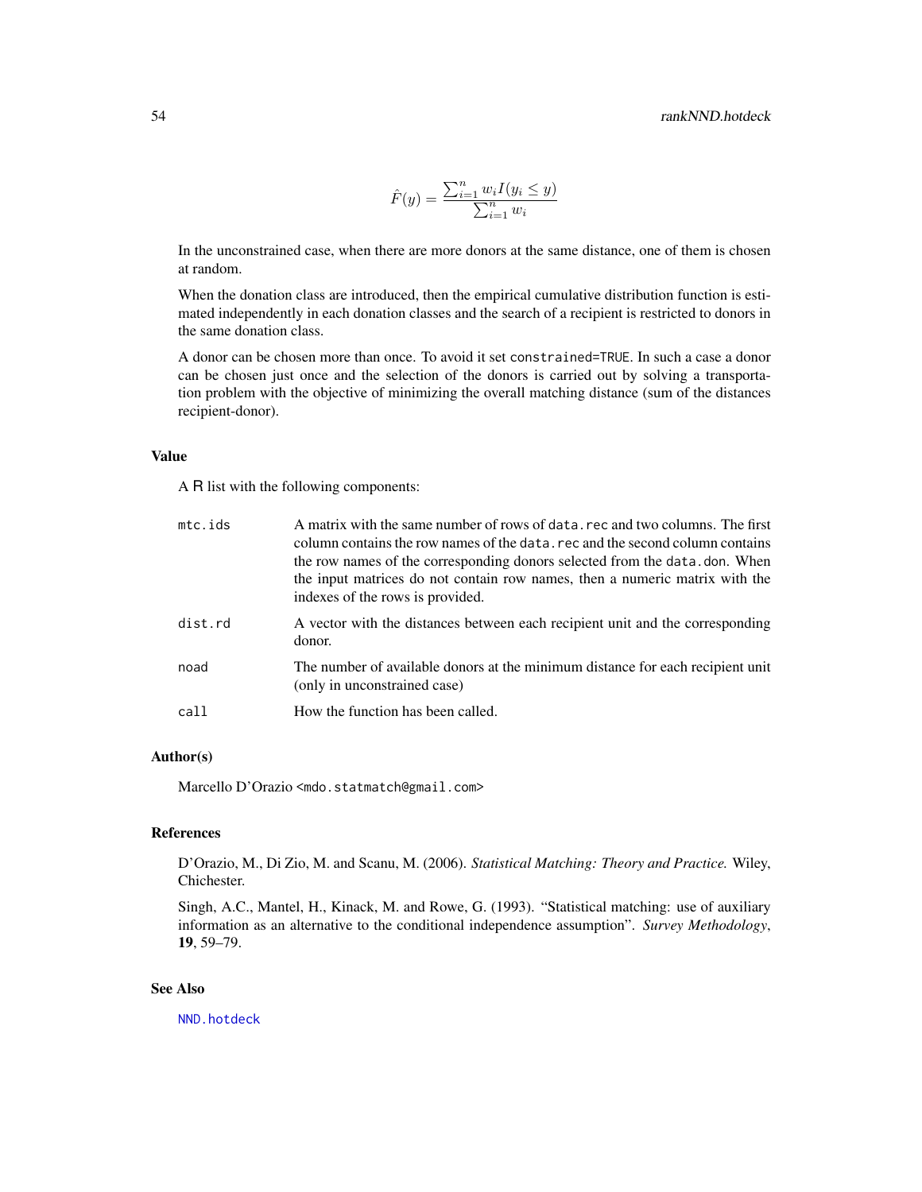$$\hat{F}(y) = \frac{\sum_{i=1}^{n} w_i I(y_i \leq y)}{\sum_{i=1}^{n} w_i}$$

In the unconstrained case, when there are more donors at the same distance, one of them is chosen at random.

When the donation class are introduced, then the empirical cumulative distribution function is estimated independently in each donation classes and the search of a recipient is restricted to donors in the same donation class.

A donor can be chosen more than once. To avoid it set `constrained=TRUE`. In such a case a donor can be chosen just once and the selection of the donors is carried out by solving a transportation problem with the objective of minimizing the overall matching distance (sum of the distances recipient-donor).

## Value

A R list with the following components:

| | |
|---|---|
| `mtc.ids` | A matrix with the same number of rows of `data.rec` and two columns. The first column contains the row names of the `data.rec` and the second column contains the row names of the corresponding donors selected from the `data.don`. When the input matrices do not contain row names, then a numeric matrix with the indexes of the rows is provided. |
| `dist.rd` | A vector with the distances between each recipient unit and the corresponding donor. |
| `noad` | The number of available donors at the minimum distance for each recipient unit (only in unconstrained case) |
| `call` | How the function has been called. |

## Author(s)

Marcello D'Orazio <mdo.statmatch@gmail.com>

## References

D'Orazio, M., Di Zio, M. and Scanu, M. (2006). *Statistical Matching: Theory and Practice.* Wiley, Chichester.

Singh, A.C., Mantel, H., Kinack, M. and Rowe, G. (1993). "Statistical matching: use of auxiliary information as an alternative to the conditional independence assumption". *Survey Methodology*, **19**, 59–79.

## See Also

NND.hotdeck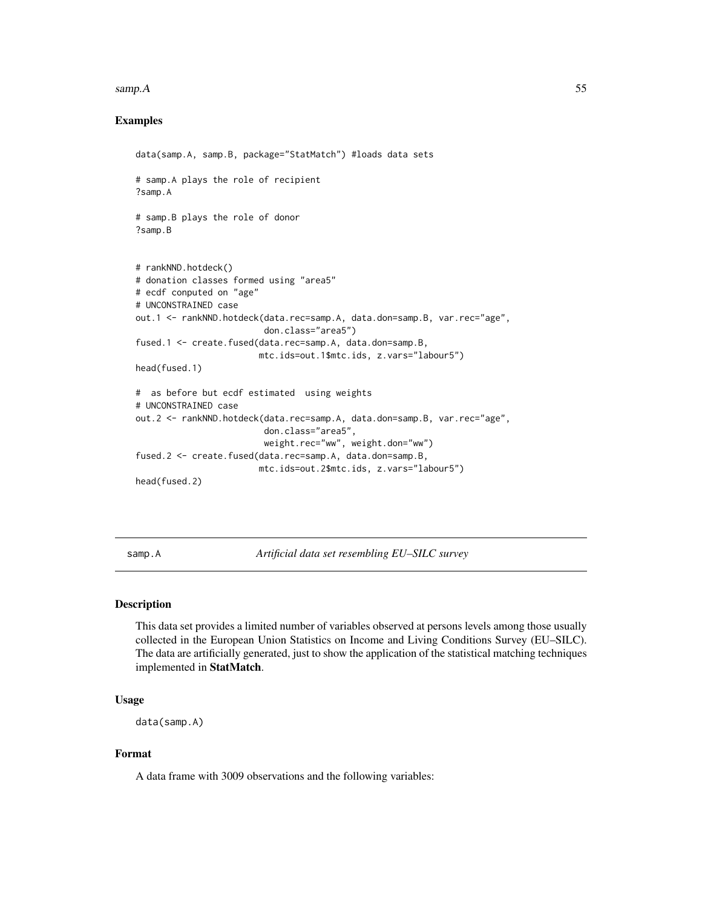## Examples

```
data(samp.A, samp.B, package="StatMatch") #loads data sets

# samp.A plays the role of recipient
?samp.A

# samp.B plays the role of donor
?samp.B


# rankNND.hotdeck()
# donation classes formed using "area5"
# ecdf conputed on "age"
# UNCONSTRAINED case
out.1 <- rankNND.hotdeck(data.rec=samp.A, data.don=samp.B, var.rec="age",
                         don.class="area5")
fused.1 <- create.fused(data.rec=samp.A, data.don=samp.B,
                        mtc.ids=out.1$mtc.ids, z.vars="labour5")
head(fused.1)

#  as before but ecdf estimated  using weights
# UNCONSTRAINED case
out.2 <- rankNND.hotdeck(data.rec=samp.A, data.don=samp.B, var.rec="age",
                         don.class="area5",
                         weight.rec="ww", weight.don="ww")
fused.2 <- create.fused(data.rec=samp.A, data.don=samp.B,
                        mtc.ids=out.2$mtc.ids, z.vars="labour5")
head(fused.2)
```

---

# samp.A &nbsp;&nbsp;&nbsp;&nbsp; *Artificial data set resembling EU–SILC survey*

## Description

This data set provides a limited number of variables observed at persons levels among those usually collected in the European Union Statistics on Income and Living Conditions Survey (EU–SILC). The data are artificially generated, just to show the application of the statistical matching techniques implemented in **StatMatch**.

## Usage

```
data(samp.A)
```

## Format

A data frame with 3009 observations and the following variables: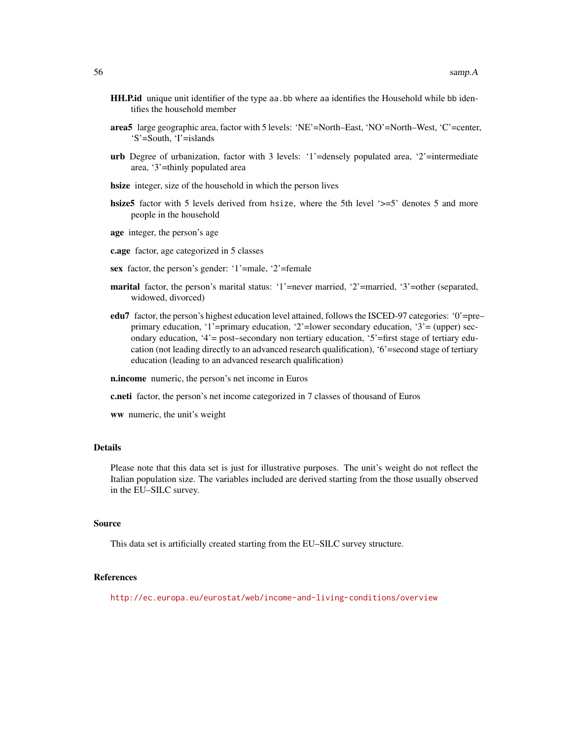**HH.P.id** unique unit identifier of the type `aa.bb` where `aa` identifies the Household while `bb` identifies the household member

**area5** large geographic area, factor with 5 levels: 'NE'=North–East, 'NO'=North–West, 'C'=center, 'S'=South, 'I'=islands

**urb** Degree of urbanization, factor with 3 levels: '1'=densely populated area, '2'=intermediate area, '3'=thinly populated area

**hsize** integer, size of the household in which the person lives

**hsize5** factor with 5 levels derived from `hsize`, where the 5th level '>=5' denotes 5 and more people in the household

**age** integer, the person's age

**c.age** factor, age categorized in 5 classes

**sex** factor, the person's gender: '1'=male, '2'=female

**marital** factor, the person's marital status: '1'=never married, '2'=married, '3'=other (separated, widowed, divorced)

**edu7** factor, the person's highest education level attained, follows the ISCED-97 categories: '0'=pre–primary education, '1'=primary education, '2'=lower secondary education, '3'= (upper) secondary education, '4'= post–secondary non tertiary education, '5'=first stage of tertiary education (not leading directly to an advanced research qualification), '6'=second stage of tertiary education (leading to an advanced research qualification)

**n.income** numeric, the person's net income in Euros

**c.neti** factor, the person's net income categorized in 7 classes of thousand of Euros

**ww** numeric, the unit's weight

## Details

Please note that this data set is just for illustrative purposes. The unit's weight do not reflect the Italian population size. The variables included are derived starting from the those usually observed in the EU–SILC survey.

## Source

This data set is artificially created starting from the EU–SILC survey structure.

## References

http://ec.europa.eu/eurostat/web/income-and-living-conditions/overview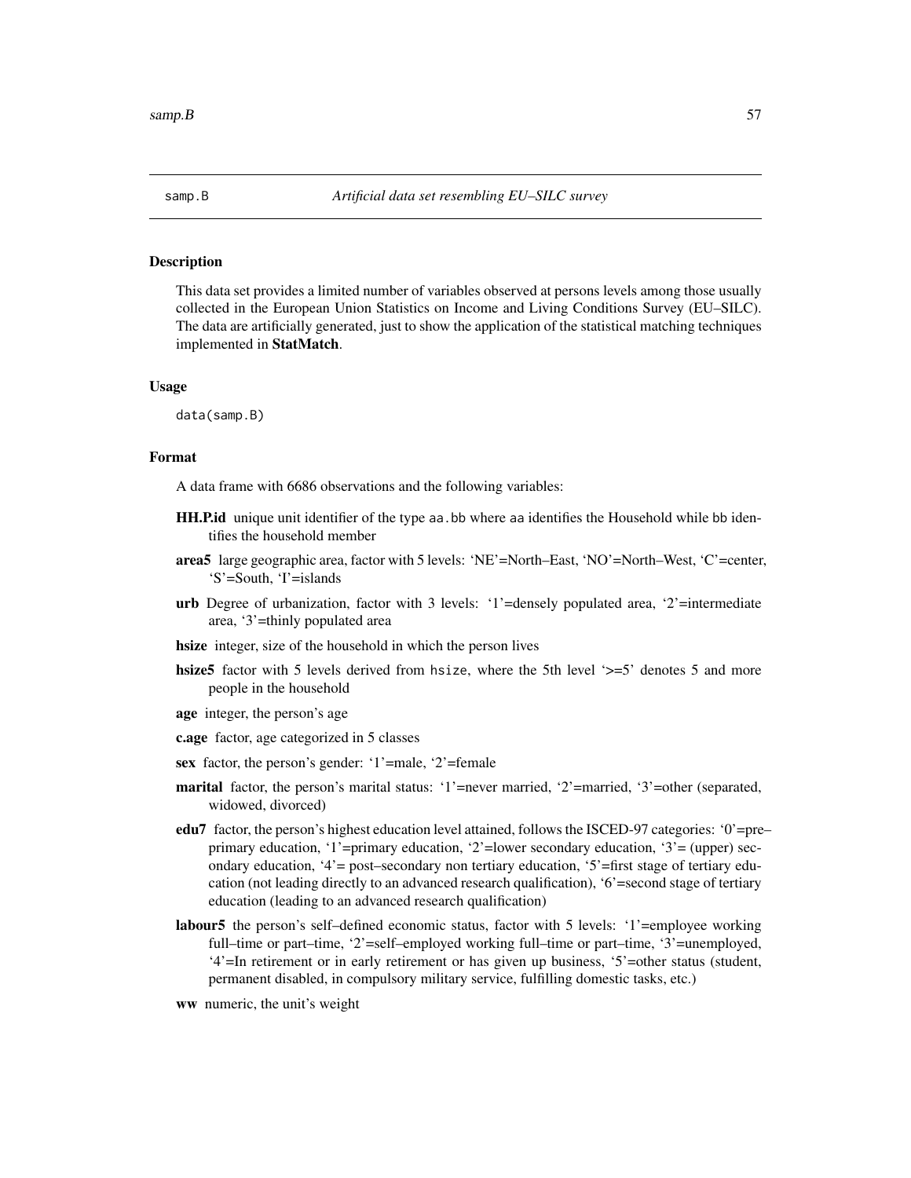samp.B *Artificial data set resembling EU–SILC survey*

## Description

This data set provides a limited number of variables observed at persons levels among those usually collected in the European Union Statistics on Income and Living Conditions Survey (EU–SILC). The data are artificially generated, just to show the application of the statistical matching techniques implemented in **StatMatch**.

## Usage

```
data(samp.B)
```

## Format

A data frame with 6686 observations and the following variables:

**HH.P.id** unique unit identifier of the type `aa.bb` where `aa` identifies the Household while `bb` identifies the household member

**area5** large geographic area, factor with 5 levels: 'NE'=North–East, 'NO'=North–West, 'C'=center, 'S'=South, 'I'=islands

**urb** Degree of urbanization, factor with 3 levels: '1'=densely populated area, '2'=intermediate area, '3'=thinly populated area

**hsize** integer, size of the household in which the person lives

**hsize5** factor with 5 levels derived from `hsize`, where the 5th level '>=5' denotes 5 and more people in the household

**age** integer, the person's age

**c.age** factor, age categorized in 5 classes

**sex** factor, the person's gender: '1'=male, '2'=female

**marital** factor, the person's marital status: '1'=never married, '2'=married, '3'=other (separated, widowed, divorced)

**edu7** factor, the person's highest education level attained, follows the ISCED-97 categories: '0'=pre–primary education, '1'=primary education, '2'=lower secondary education, '3'= (upper) secondary education, '4'= post–secondary non tertiary education, '5'=first stage of tertiary education (not leading directly to an advanced research qualification), '6'=second stage of tertiary education (leading to an advanced research qualification)

**labour5** the person's self–defined economic status, factor with 5 levels: '1'=employee working full–time or part–time, '2'=self–employed working full–time or part–time, '3'=unemployed, '4'=In retirement or in early retirement or has given up business, '5'=other status (student, permanent disabled, in compulsory military service, fulfilling domestic tasks, etc.)

**ww** numeric, the unit's weight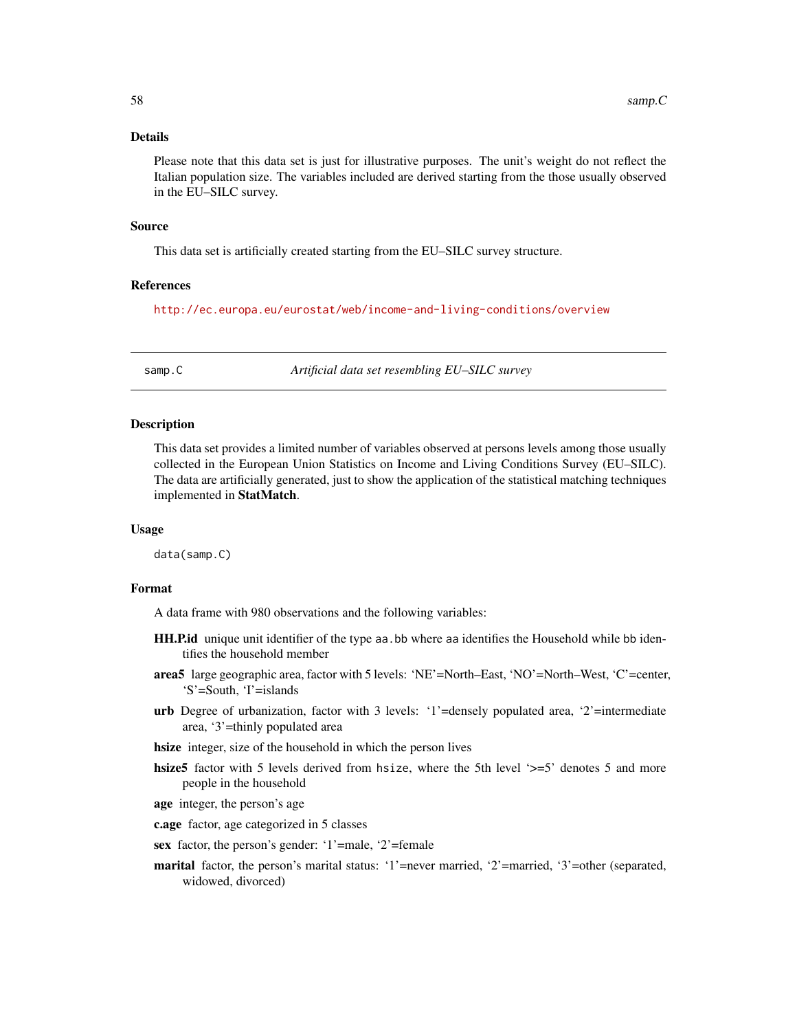## Details

Please note that this data set is just for illustrative purposes. The unit's weight do not reflect the Italian population size. The variables included are derived starting from the those usually observed in the EU–SILC survey.

## Source

This data set is artificially created starting from the EU–SILC survey structure.

## References

http://ec.europa.eu/eurostat/web/income-and-living-conditions/overview

---

# samp.C — *Artificial data set resembling EU–SILC survey*

## Description

This data set provides a limited number of variables observed at persons levels among those usually collected in the European Union Statistics on Income and Living Conditions Survey (EU–SILC). The data are artificially generated, just to show the application of the statistical matching techniques implemented in **StatMatch**.

## Usage

```
data(samp.C)
```

## Format

A data frame with 980 observations and the following variables:

- **HH.P.id** unique unit identifier of the type `aa.bb` where `aa` identifies the Household while `bb` identifies the household member
- **area5** large geographic area, factor with 5 levels: 'NE'=North–East, 'NO'=North–West, 'C'=center, 'S'=South, 'I'=islands
- **urb** Degree of urbanization, factor with 3 levels: '1'=densely populated area, '2'=intermediate area, '3'=thinly populated area
- **hsize** integer, size of the household in which the person lives
- **hsize5** factor with 5 levels derived from `hsize`, where the 5th level '>=5' denotes 5 and more people in the household
- **age** integer, the person's age
- **c.age** factor, age categorized in 5 classes
- **sex** factor, the person's gender: '1'=male, '2'=female
- **marital** factor, the person's marital status: '1'=never married, '2'=married, '3'=other (separated, widowed, divorced)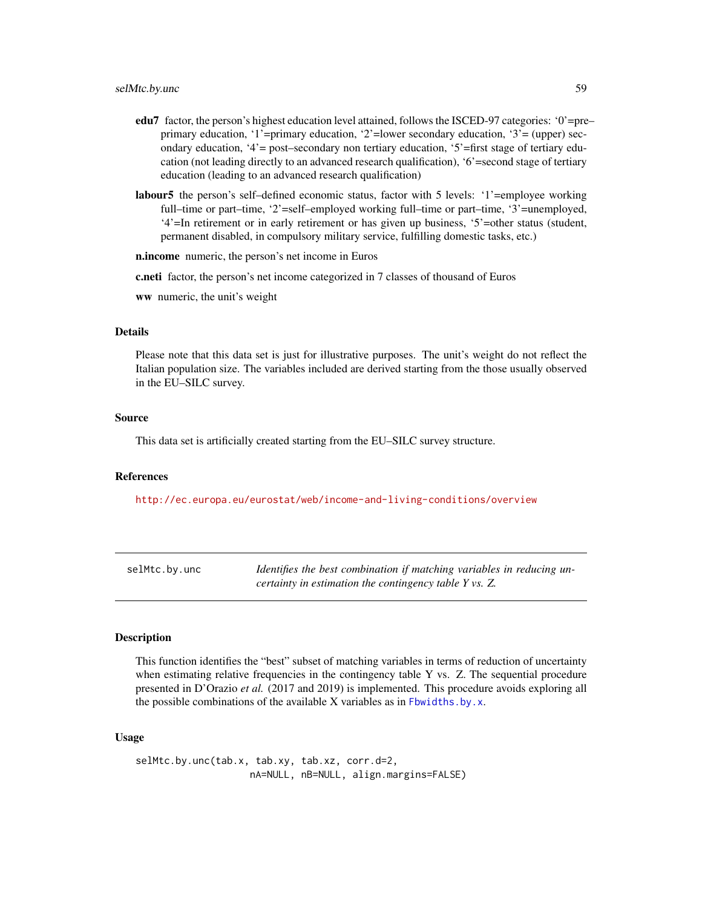**edu7** factor, the person's highest education level attained, follows the ISCED-97 categories: '0'=pre–primary education, '1'=primary education, '2'=lower secondary education, '3'= (upper) secondary education, '4'= post–secondary non tertiary education, '5'=first stage of tertiary education (not leading directly to an advanced research qualification), '6'=second stage of tertiary education (leading to an advanced research qualification)

**labour5** the person's self–defined economic status, factor with 5 levels: '1'=employee working full–time or part–time, '2'=self–employed working full–time or part–time, '3'=unemployed, '4'=In retirement or in early retirement or has given up business, '5'=other status (student, permanent disabled, in compulsory military service, fulfilling domestic tasks, etc.)

**n.income** numeric, the person's net income in Euros

**c.neti** factor, the person's net income categorized in 7 classes of thousand of Euros

**ww** numeric, the unit's weight

### Details

Please note that this data set is just for illustrative purposes. The unit's weight do not reflect the Italian population size. The variables included are derived starting from the those usually observed in the EU–SILC survey.

### Source

This data set is artificially created starting from the EU–SILC survey structure.

### References

http://ec.europa.eu/eurostat/web/income-and-living-conditions/overview

---

## selMtc.by.unc *Identifies the best combination if matching variables in reducing uncertainty in estimation the contingency table Y vs. Z.*

---

### Description

This function identifies the "best" subset of matching variables in terms of reduction of uncertainty when estimating relative frequencies in the contingency table Y vs. Z. The sequential procedure presented in D'Orazio *et al.* (2017 and 2019) is implemented. This procedure avoids exploring all the possible combinations of the available X variables as in `Fbwidths.by.x`.

### Usage

```
selMtc.by.unc(tab.x, tab.xy, tab.xz, corr.d=2,
                    nA=NULL, nB=NULL, align.margins=FALSE)
```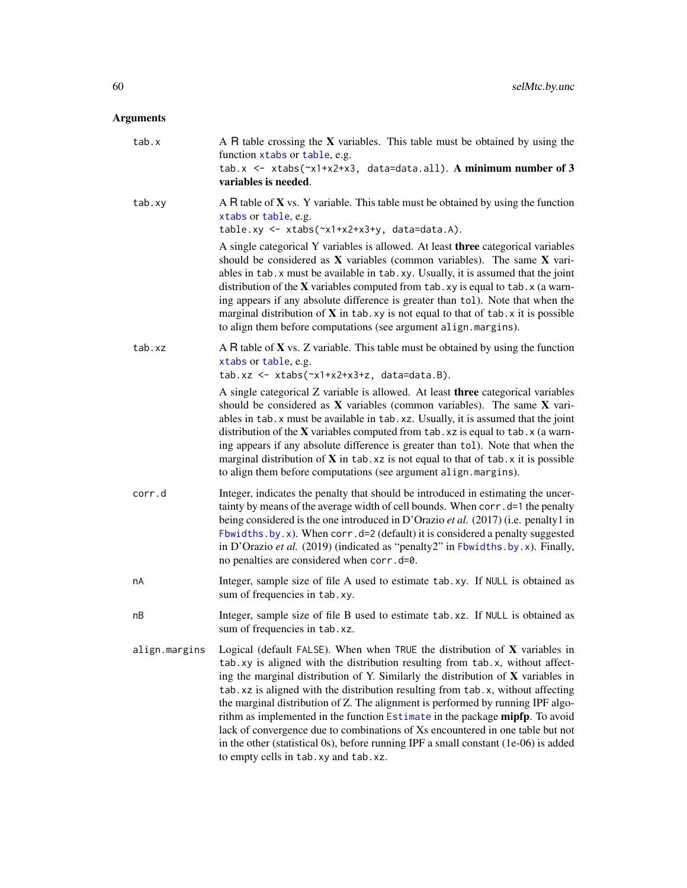## Arguments

**tab.x**
A R table crossing the **X** variables. This table must be obtained by using the function `xtabs` or `table`, e.g.
`tab.x <- xtabs(~x1+x2+x3, data=data.all)`. **A minimum number of 3 variables is needed**.

**tab.xy**
A R table of **X** vs. Y variable. This table must be obtained by using the function `xtabs` or `table`, e.g.
`table.xy <- xtabs(~x1+x2+x3+y, data=data.A)`.

A single categorical Y variables is allowed. At least **three** categorical variables should be considered as **X** variables (common variables). The same **X** variables in `tab.x` must be available in `tab.xy`. Usually, it is assumed that the joint distribution of the **X** variables computed from `tab.xy` is equal to `tab.x` (a warning appears if any absolute difference is greater than `tol`). Note that when the marginal distribution of **X** in `tab.xy` is not equal to that of `tab.x` it is possible to align them before computations (see argument `align.margins`).

**tab.xz**
A R table of **X** vs. Z variable. This table must be obtained by using the function `xtabs` or `table`, e.g.
`tab.xz <- xtabs(~x1+x2+x3+z, data=data.B)`.

A single categorical Z variable is allowed. At least **three** categorical variables should be considered as **X** variables (common variables). The same **X** variables in `tab.x` must be available in `tab.xz`. Usually, it is assumed that the joint distribution of the **X** variables computed from `tab.xz` is equal to `tab.x` (a warning appears if any absolute difference is greater than `tol`). Note that when the marginal distribution of **X** in `tab.xz` is not equal to that of `tab.x` it is possible to align them before computations (see argument `align.margins`).

**corr.d**
Integer, indicates the penalty that should be introduced in estimating the uncertainty by means of the average width of cell bounds. When `corr.d=1` the penalty being considered is the one introduced in D'Orazio *et al.* (2017) (i.e. penalty1 in `Fbwidths.by.x`). When `corr.d=2` (default) it is considered a penalty suggested in D'Orazio *et al.* (2019) (indicated as "penalty2" in `Fbwidths.by.x`). Finally, no penalties are considered when `corr.d=0`.

**nA**
Integer, sample size of file A used to estimate `tab.xy`. If `NULL` is obtained as sum of frequencies in `tab.xy`.

**nB**
Integer, sample size of file B used to estimate `tab.xz`. If `NULL` is obtained as sum of frequencies in `tab.xz`.

**align.margins**
Logical (default `FALSE`). When when `TRUE` the distribution of **X** variables in `tab.xy` is aligned with the distribution resulting from `tab.x`, without affecting the marginal distribution of Y. Similarly the distribution of **X** variables in `tab.xz` is aligned with the distribution resulting from `tab.x`, without affecting the marginal distribution of Z. The alignment is performed by running IPF algorithm as implemented in the function `Estimate` in the package **mipfp**. To avoid lack of convergence due to combinations of Xs encountered in one table but not in the other (statistical 0s), before running IPF a small constant (1e-06) is added to empty cells in `tab.xy` and `tab.xz`.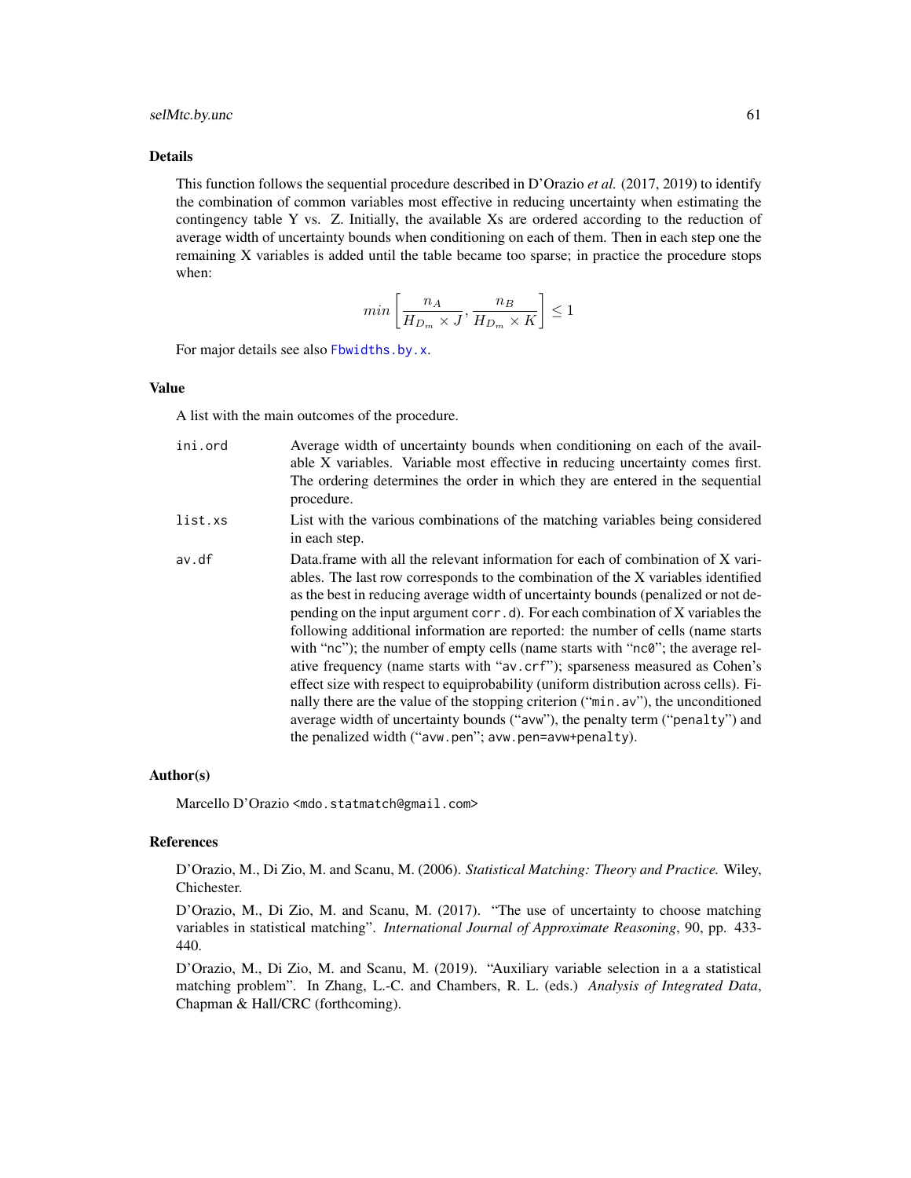## Details

This function follows the sequential procedure described in D'Orazio *et al.* (2017, 2019) to identify the combination of common variables most effective in reducing uncertainty when estimating the contingency table Y vs. Z. Initially, the available Xs are ordered according to the reduction of average width of uncertainty bounds when conditioning on each of them. Then in each step one the remaining X variables is added until the table became too sparse; in practice the procedure stops when:

$$min\left[\frac{n_A}{H_{D_m} \times J}, \frac{n_B}{H_{D_m} \times K}\right] \leq 1$$

For major details see also `Fbwidths.by.x`.

## Value

A list with the main outcomes of the procedure.

| | |
|---|---|
| `ini.ord` | Average width of uncertainty bounds when conditioning on each of the available X variables. Variable most effective in reducing uncertainty comes first. The ordering determines the order in which they are entered in the sequential procedure. |
| `list.xs` | List with the various combinations of the matching variables being considered in each step. |
| `av.df` | Data.frame with all the relevant information for each of combination of X variables. The last row corresponds to the combination of the X variables identified as the best in reducing average width of uncertainty bounds (penalized or not depending on the input argument `corr.d`). For each combination of X variables the following additional information are reported: the number of cells (name starts with "`nc`"); the number of empty cells (name starts with "`nc0`"; the average relative frequency (name starts with "`av.crf`"); sparseness measured as Cohen's effect size with respect to equiprobability (uniform distribution across cells). Finally there are the value of the stopping criterion ("`min.av`"), the unconditioned average width of uncertainty bounds ("`avw`"), the penalty term ("`penalty`") and the penalized width ("`avw.pen`"; `avw.pen=avw+penalty`). |

## Author(s)

Marcello D'Orazio <mdo.statmatch@gmail.com>

## References

D'Orazio, M., Di Zio, M. and Scanu, M. (2006). *Statistical Matching: Theory and Practice.* Wiley, Chichester.

D'Orazio, M., Di Zio, M. and Scanu, M. (2017). "The use of uncertainty to choose matching variables in statistical matching". *International Journal of Approximate Reasoning*, 90, pp. 433-440.

D'Orazio, M., Di Zio, M. and Scanu, M. (2019). "Auxiliary variable selection in a a statistical matching problem". In Zhang, L.-C. and Chambers, R. L. (eds.) *Analysis of Integrated Data*, Chapman & Hall/CRC (forthcoming).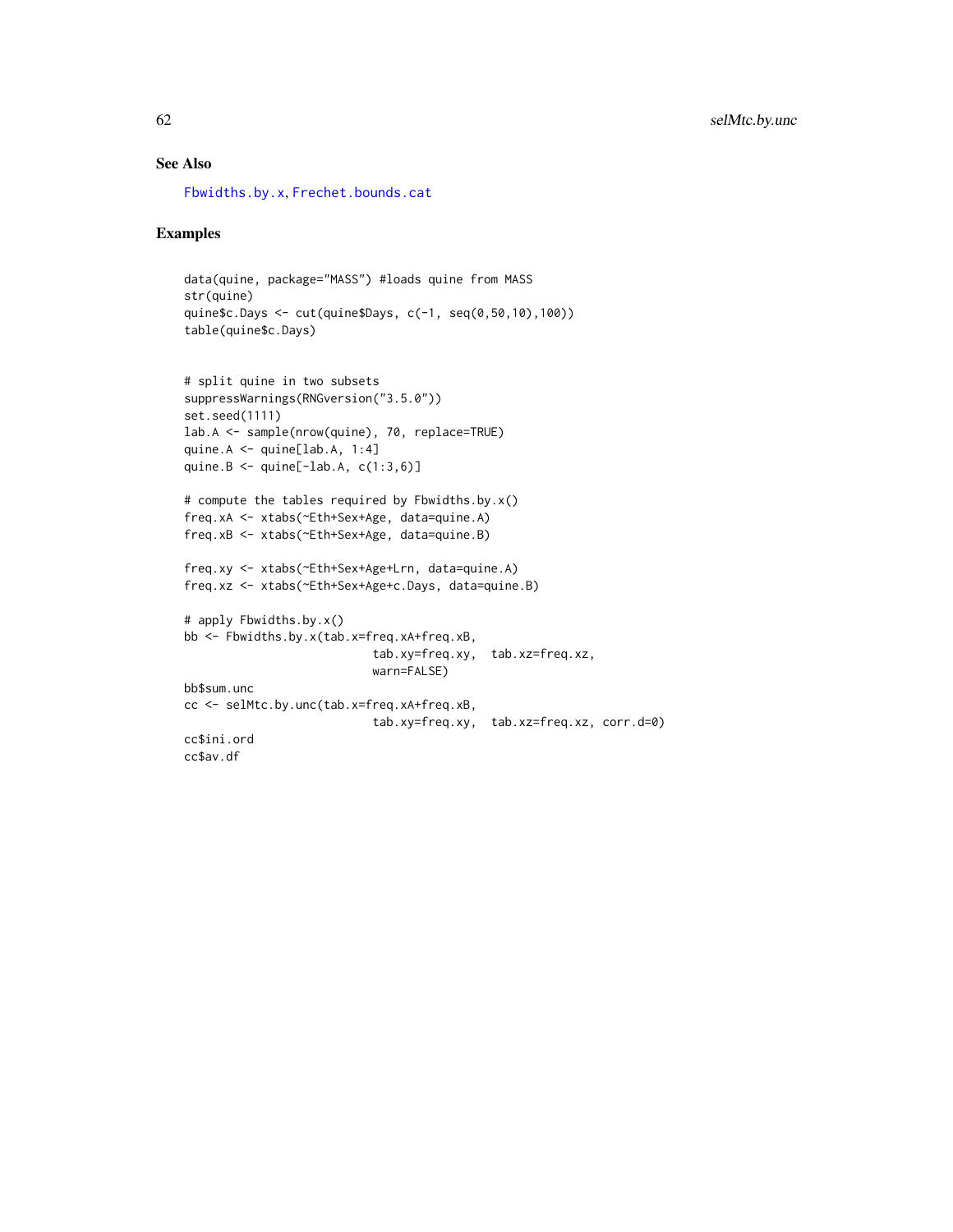## See Also

Fbwidths.by.x, Frechet.bounds.cat

## Examples

```
data(quine, package="MASS") #loads quine from MASS
str(quine)
quine$c.Days <- cut(quine$Days, c(-1, seq(0,50,10),100))
table(quine$c.Days)


# split quine in two subsets
suppressWarnings(RNGversion("3.5.0"))
set.seed(1111)
lab.A <- sample(nrow(quine), 70, replace=TRUE)
quine.A <- quine[lab.A, 1:4]
quine.B <- quine[-lab.A, c(1:3,6)]

# compute the tables required by Fbwidths.by.x()
freq.xA <- xtabs(~Eth+Sex+Age, data=quine.A)
freq.xB <- xtabs(~Eth+Sex+Age, data=quine.B)

freq.xy <- xtabs(~Eth+Sex+Age+Lrn, data=quine.A)
freq.xz <- xtabs(~Eth+Sex+Age+c.Days, data=quine.B)

# apply Fbwidths.by.x()
bb <- Fbwidths.by.x(tab.x=freq.xA+freq.xB,
                           tab.xy=freq.xy,  tab.xz=freq.xz,
                           warn=FALSE)
bb$sum.unc
cc <- selMtc.by.unc(tab.x=freq.xA+freq.xB,
                           tab.xy=freq.xy,  tab.xz=freq.xz, corr.d=0)
cc$ini.ord
cc$av.df
```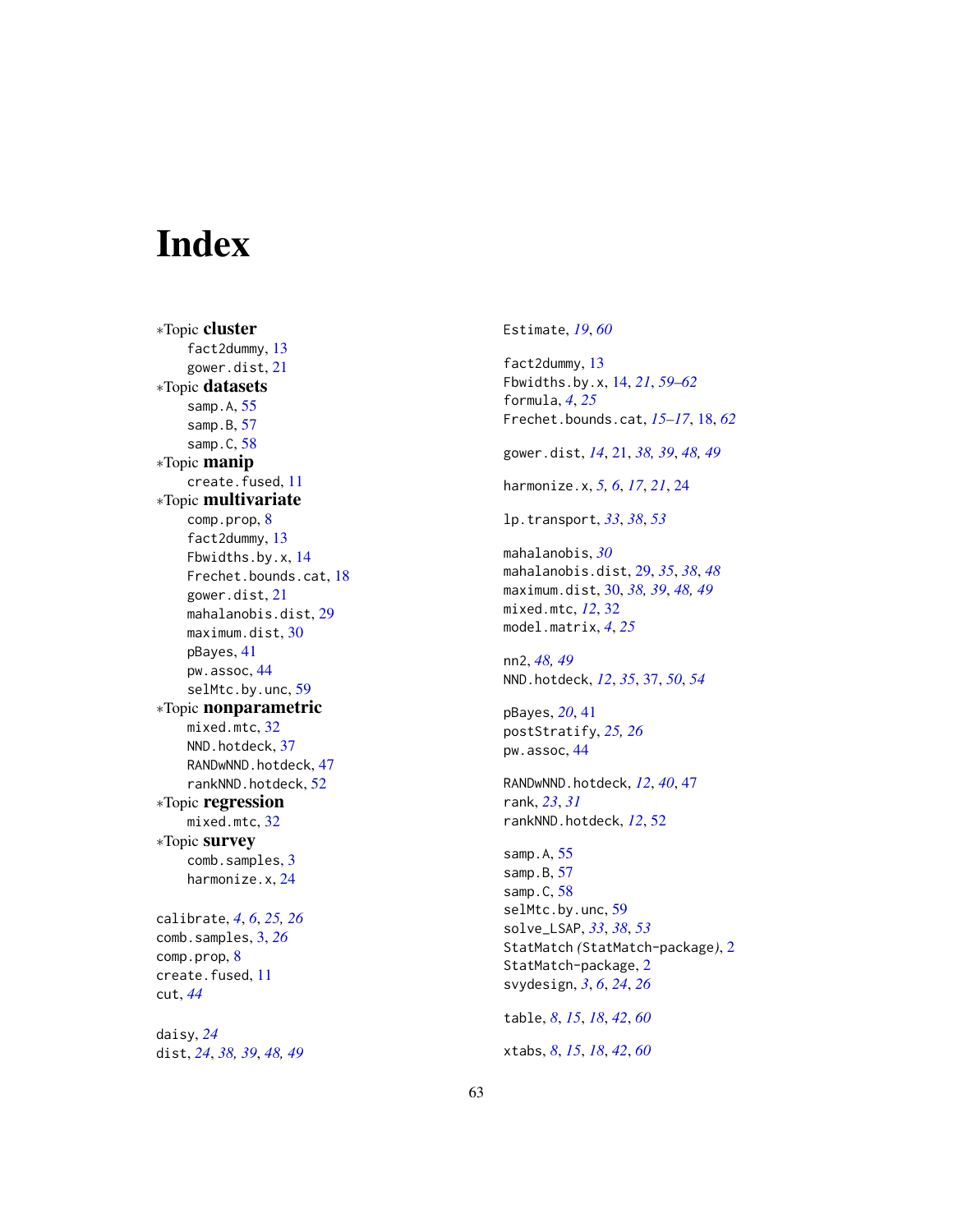# Index

*Topic **cluster**
- fact2dummy, 13
- gower.dist, 21

*Topic **datasets**
- samp.A, 55
- samp.B, 57
- samp.C, 58

*Topic **manip**
- create.fused, 11

*Topic **multivariate**
- comp.prop, 8
- fact2dummy, 13
- Fbwidths.by.x, 14
- Frechet.bounds.cat, 18
- gower.dist, 21
- mahalanobis.dist, 29
- maximum.dist, 30
- pBayes, 41
- pw.assoc, 44
- selMtc.by.unc, 59

*Topic **nonparametric**
- mixed.mtc, 32
- NND.hotdeck, 37
- RANDwNND.hotdeck, 47
- rankNND.hotdeck, 52

*Topic **regression**
- mixed.mtc, 32

*Topic **survey**
- comb.samples, 3
- harmonize.x, 24

calibrate, *4*, *6*, *25*, *26*
comb.samples, 3, *26*
comp.prop, 8
create.fused, 11
cut, *44*

daisy, *24*
dist, *24*, *38*, *39*, *48*, *49*

Estimate, *19*, *60*

fact2dummy, 13
Fbwidths.by.x, 14, *21*, *59–62*
formula, *4*, *25*
Frechet.bounds.cat, *15–17*, 18, *62*

gower.dist, *14*, 21, *38*, *39*, *48*, *49*

harmonize.x, *5*, *6*, *17*, *21*, 24

lp.transport, *33*, *38*, *53*

mahalanobis, *30*
mahalanobis.dist, 29, *35*, *38*, *48*
maximum.dist, 30, *38*, *39*, *48*, *49*
mixed.mtc, *12*, 32
model.matrix, *4*, *25*

nn2, *48*, *49*
NND.hotdeck, *12*, *35*, 37, *50*, *54*

pBayes, *20*, 41
postStratify, *25*, *26*
pw.assoc, 44

RANDwNND.hotdeck, *12*, *40*, 47
rank, *23*, *31*
rankNND.hotdeck, *12*, 52

samp.A, 55
samp.B, 57
samp.C, 58
selMtc.by.unc, 59
solve_LSAP, *33*, *38*, *53*
StatMatch (StatMatch-package), 2
StatMatch-package, 2
svydesign, *3*, *6*, *24*, *26*

table, *8*, *15*, *18*, *42*, *60*

xtabs, *8*, *15*, *18*, *42*, *60*